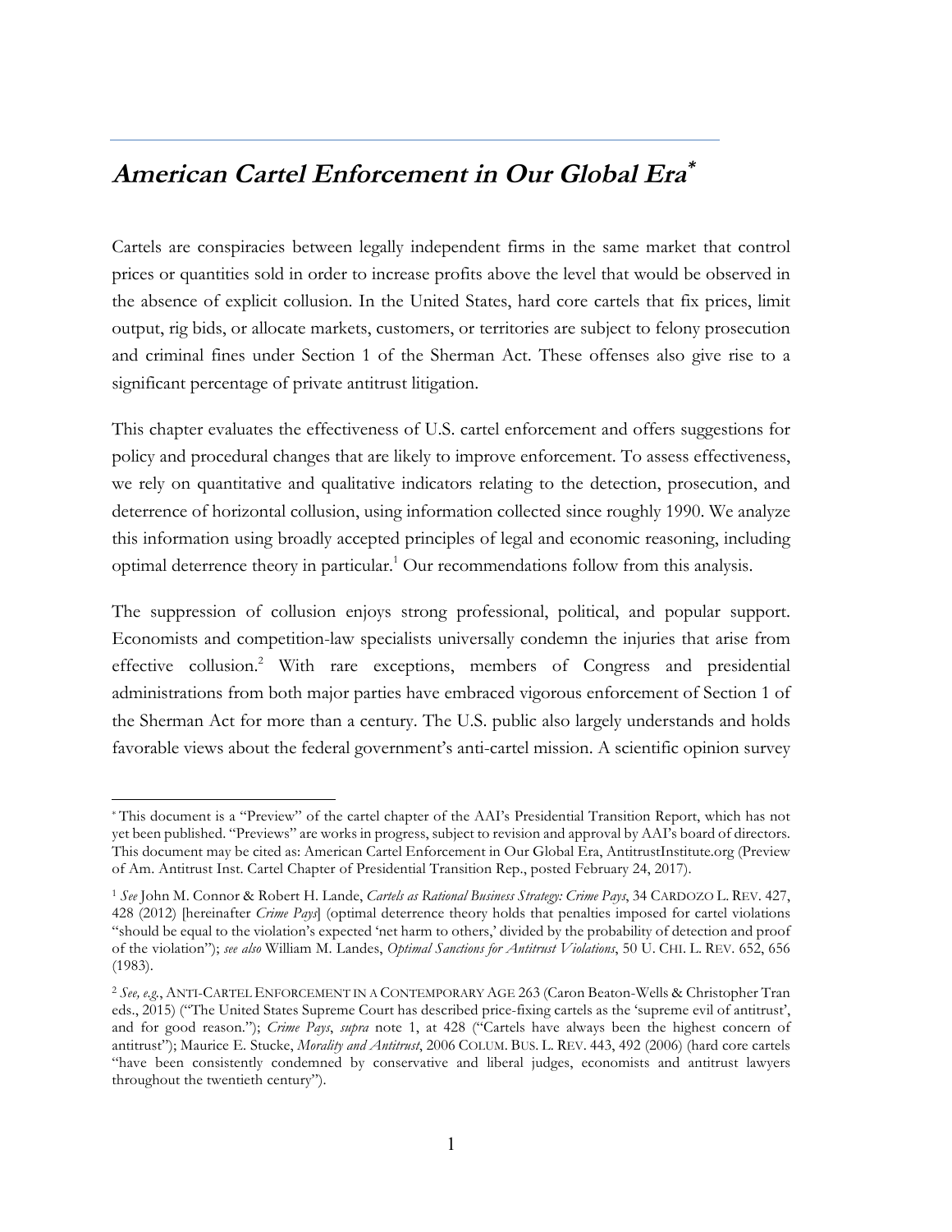# *American Cartel Enforcement in Our Global Era*[*]

Cartels are conspiracies between legally independent firms in the same market that control prices or quantities sold in order to increase profits above the level that would be observed in the absence of explicit collusion. In the United States, hard core cartels that fix prices, limit output, rig bids, or allocate markets, customers, or territories are subject to felony prosecution and criminal fines under Section 1 of the Sherman Act. These offenses also give rise to a significant percentage of private antitrust litigation.

This chapter evaluates the effectiveness of U.S. cartel enforcement and offers suggestions for policy and procedural changes that are likely to improve enforcement. To assess effectiveness, we rely on quantitative and qualitative indicators relating to the detection, prosecution, and deterrence of horizontal collusion, using information collected since roughly 1990. We analyze this information using broadly accepted principles of legal and economic reasoning, including optimal deterrence theory in particular.[1] Our recommendations follow from this analysis.

The suppression of collusion enjoys strong professional, political, and popular support. Economists and competition-law specialists universally condemn the injuries that arise from effective collusion.[2] With rare exceptions, members of Congress and presidential administrations from both major parties have embraced vigorous enforcement of Section 1 of the Sherman Act for more than a century. The U.S. public also largely understands and holds favorable views about the federal government's anti-cartel mission. A scientific opinion survey

---

[*] This document is a "Preview" of the cartel chapter of the AAI's Presidential Transition Report, which has not yet been published. "Previews" are works in progress, subject to revision and approval by AAI's board of directors. This document may be cited as: American Cartel Enforcement in Our Global Era, AntitrustInstitute.org (Preview of Am. Antitrust Inst. Cartel Chapter of Presidential Transition Rep., posted February 24, 2017).

[1] *See* John M. Connor & Robert H. Lande, *Cartels as Rational Business Strategy: Crime Pays*, 34 CARDOZO L. REV. 427, 428 (2012) [hereinafter *Crime Pays*] (optimal deterrence theory holds that penalties imposed for cartel violations "should be equal to the violation's expected 'net harm to others,' divided by the probability of detection and proof of the violation"); *see also* William M. Landes, *Optimal Sanctions for Antitrust Violations*, 50 U. CHI. L. REV. 652, 656 (1983).

[2] *See, e.g.*, ANTI-CARTEL ENFORCEMENT IN A CONTEMPORARY AGE 263 (Caron Beaton-Wells & Christopher Tran eds., 2015) ("The United States Supreme Court has described price-fixing cartels as the 'supreme evil of antitrust', and for good reason."); *Crime Pays*, *supra* note 1, at 428 ("Cartels have always been the highest concern of antitrust"); Maurice E. Stucke, *Morality and Antitrust*, 2006 COLUM. BUS. L. REV. 443, 492 (2006) (hard core cartels "have been consistently condemned by conservative and liberal judges, economists and antitrust lawyers throughout the twentieth century").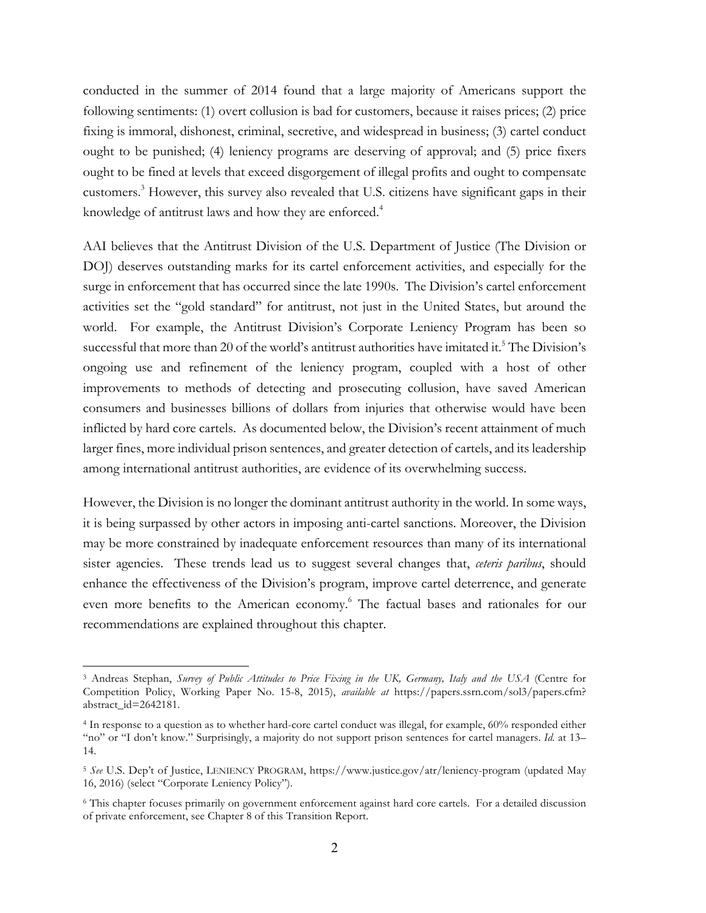conducted in the summer of 2014 found that a large majority of Americans support the following sentiments: (1) overt collusion is bad for customers, because it raises prices; (2) price fixing is immoral, dishonest, criminal, secretive, and widespread in business; (3) cartel conduct ought to be punished; (4) leniency programs are deserving of approval; and (5) price fixers ought to be fined at levels that exceed disgorgement of illegal profits and ought to compensate customers.[3] However, this survey also revealed that U.S. citizens have significant gaps in their knowledge of antitrust laws and how they are enforced.[4]

AAI believes that the Antitrust Division of the U.S. Department of Justice (The Division or DOJ) deserves outstanding marks for its cartel enforcement activities, and especially for the surge in enforcement that has occurred since the late 1990s. The Division's cartel enforcement activities set the "gold standard" for antitrust, not just in the United States, but around the world. For example, the Antitrust Division's Corporate Leniency Program has been so successful that more than 20 of the world's antitrust authorities have imitated it.[5] The Division's ongoing use and refinement of the leniency program, coupled with a host of other improvements to methods of detecting and prosecuting collusion, have saved American consumers and businesses billions of dollars from injuries that otherwise would have been inflicted by hard core cartels. As documented below, the Division's recent attainment of much larger fines, more individual prison sentences, and greater detection of cartels, and its leadership among international antitrust authorities, are evidence of its overwhelming success.

However, the Division is no longer the dominant antitrust authority in the world. In some ways, it is being surpassed by other actors in imposing anti-cartel sanctions. Moreover, the Division may be more constrained by inadequate enforcement resources than many of its international sister agencies. These trends lead us to suggest several changes that, *ceteris paribus*, should enhance the effectiveness of the Division's program, improve cartel deterrence, and generate even more benefits to the American economy.[6] The factual bases and rationales for our recommendations are explained throughout this chapter.

---

[3] Andreas Stephan, *Survey of Public Attitudes to Price Fixing in the UK, Germany, Italy and the USA* (Centre for Competition Policy, Working Paper No. 15-8, 2015), *available at* https://papers.ssrn.com/sol3/papers.cfm?abstract_id=2642181.

[4] In response to a question as to whether hard-core cartel conduct was illegal, for example, 60% responded either "no" or "I don't know." Surprisingly, a majority do not support prison sentences for cartel managers. *Id.* at 13–14.

[5] *See* U.S. Dep't of Justice, LENIENCY PROGRAM, https://www.justice.gov/atr/leniency-program (updated May 16, 2016) (select "Corporate Leniency Policy").

[6] This chapter focuses primarily on government enforcement against hard core cartels. For a detailed discussion of private enforcement, see Chapter 8 of this Transition Report.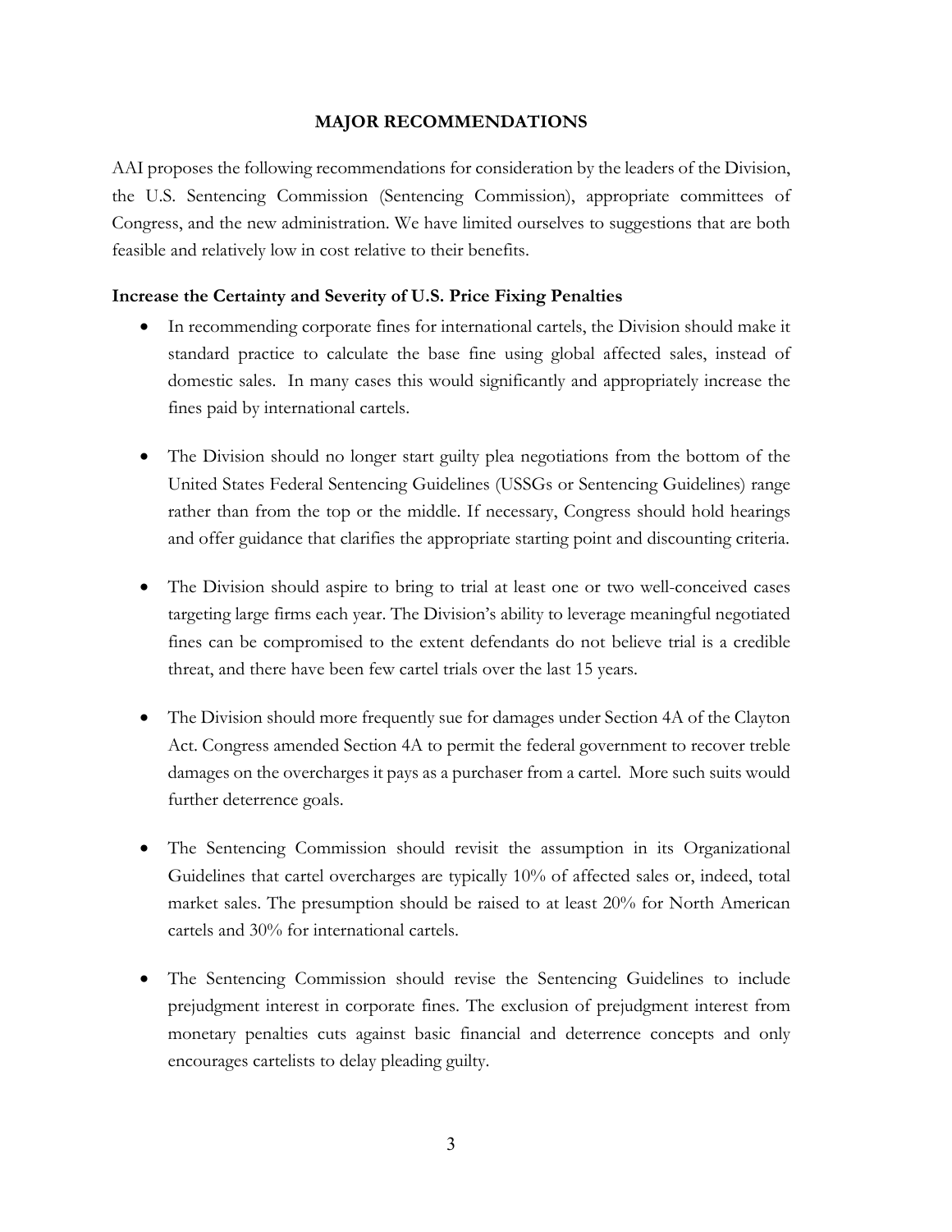## MAJOR RECOMMENDATIONS

AAI proposes the following recommendations for consideration by the leaders of the Division, the U.S. Sentencing Commission (Sentencing Commission), appropriate committees of Congress, and the new administration. We have limited ourselves to suggestions that are both feasible and relatively low in cost relative to their benefits.

### Increase the Certainty and Severity of U.S. Price Fixing Penalties

- In recommending corporate fines for international cartels, the Division should make it standard practice to calculate the base fine using global affected sales, instead of domestic sales. In many cases this would significantly and appropriately increase the fines paid by international cartels.

- The Division should no longer start guilty plea negotiations from the bottom of the United States Federal Sentencing Guidelines (USSGs or Sentencing Guidelines) range rather than from the top or the middle. If necessary, Congress should hold hearings and offer guidance that clarifies the appropriate starting point and discounting criteria.

- The Division should aspire to bring to trial at least one or two well-conceived cases targeting large firms each year. The Division's ability to leverage meaningful negotiated fines can be compromised to the extent defendants do not believe trial is a credible threat, and there have been few cartel trials over the last 15 years.

- The Division should more frequently sue for damages under Section 4A of the Clayton Act. Congress amended Section 4A to permit the federal government to recover treble damages on the overcharges it pays as a purchaser from a cartel. More such suits would further deterrence goals.

- The Sentencing Commission should revisit the assumption in its Organizational Guidelines that cartel overcharges are typically 10% of affected sales or, indeed, total market sales. The presumption should be raised to at least 20% for North American cartels and 30% for international cartels.

- The Sentencing Commission should revise the Sentencing Guidelines to include prejudgment interest in corporate fines. The exclusion of prejudgment interest from monetary penalties cuts against basic financial and deterrence concepts and only encourages cartelists to delay pleading guilty.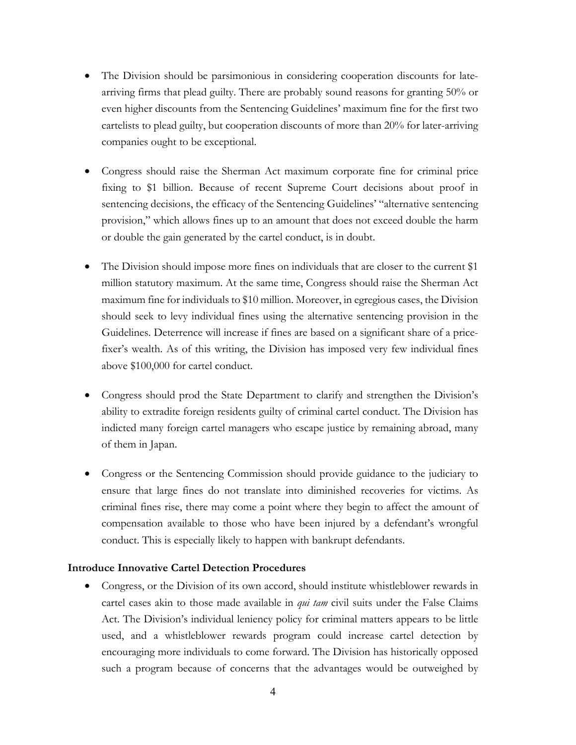- The Division should be parsimonious in considering cooperation discounts for late-arriving firms that plead guilty. There are probably sound reasons for granting 50% or even higher discounts from the Sentencing Guidelines' maximum fine for the first two cartelists to plead guilty, but cooperation discounts of more than 20% for later-arriving companies ought to be exceptional.

- Congress should raise the Sherman Act maximum corporate fine for criminal price fixing to $1 billion. Because of recent Supreme Court decisions about proof in sentencing decisions, the efficacy of the Sentencing Guidelines' "alternative sentencing provision," which allows fines up to an amount that does not exceed double the harm or double the gain generated by the cartel conduct, is in doubt.

- The Division should impose more fines on individuals that are closer to the current $1 million statutory maximum. At the same time, Congress should raise the Sherman Act maximum fine for individuals to $10 million. Moreover, in egregious cases, the Division should seek to levy individual fines using the alternative sentencing provision in the Guidelines. Deterrence will increase if fines are based on a significant share of a price-fixer's wealth. As of this writing, the Division has imposed very few individual fines above $100,000 for cartel conduct.

- Congress should prod the State Department to clarify and strengthen the Division's ability to extradite foreign residents guilty of criminal cartel conduct. The Division has indicted many foreign cartel managers who escape justice by remaining abroad, many of them in Japan.

- Congress or the Sentencing Commission should provide guidance to the judiciary to ensure that large fines do not translate into diminished recoveries for victims. As criminal fines rise, there may come a point where they begin to affect the amount of compensation available to those who have been injured by a defendant's wrongful conduct. This is especially likely to happen with bankrupt defendants.

**Introduce Innovative Cartel Detection Procedures**

- Congress, or the Division of its own accord, should institute whistleblower rewards in cartel cases akin to those made available in *qui tam* civil suits under the False Claims Act. The Division's individual leniency policy for criminal matters appears to be little used, and a whistleblower rewards program could increase cartel detection by encouraging more individuals to come forward. The Division has historically opposed such a program because of concerns that the advantages would be outweighed by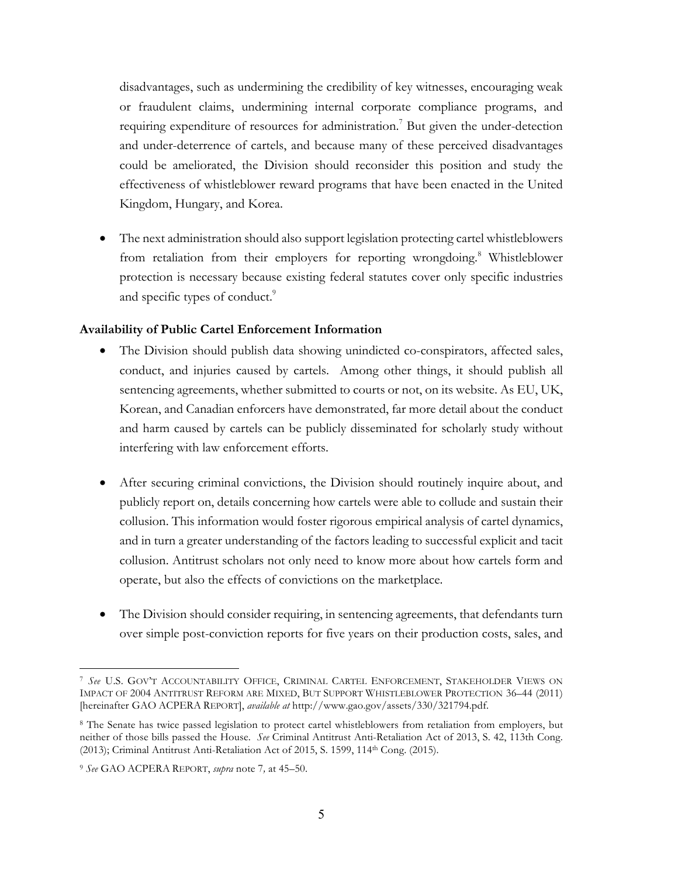disadvantages, such as undermining the credibility of key witnesses, encouraging weak or fraudulent claims, undermining internal corporate compliance programs, and requiring expenditure of resources for administration.[7] But given the under-detection and under-deterrence of cartels, and because many of these perceived disadvantages could be ameliorated, the Division should reconsider this position and study the effectiveness of whistleblower reward programs that have been enacted in the United Kingdom, Hungary, and Korea.

- The next administration should also support legislation protecting cartel whistleblowers from retaliation from their employers for reporting wrongdoing.[8] Whistleblower protection is necessary because existing federal statutes cover only specific industries and specific types of conduct.[9]

**Availability of Public Cartel Enforcement Information**

- The Division should publish data showing unindicted co-conspirators, affected sales, conduct, and injuries caused by cartels. Among other things, it should publish all sentencing agreements, whether submitted to courts or not, on its website. As EU, UK, Korean, and Canadian enforcers have demonstrated, far more detail about the conduct and harm caused by cartels can be publicly disseminated for scholarly study without interfering with law enforcement efforts.

- After securing criminal convictions, the Division should routinely inquire about, and publicly report on, details concerning how cartels were able to collude and sustain their collusion. This information would foster rigorous empirical analysis of cartel dynamics, and in turn a greater understanding of the factors leading to successful explicit and tacit collusion. Antitrust scholars not only need to know more about how cartels form and operate, but also the effects of convictions on the marketplace.

- The Division should consider requiring, in sentencing agreements, that defendants turn over simple post-conviction reports for five years on their production costs, sales, and

---

[7] *See* U.S. GOV'T ACCOUNTABILITY OFFICE, CRIMINAL CARTEL ENFORCEMENT, STAKEHOLDER VIEWS ON IMPACT OF 2004 ANTITRUST REFORM ARE MIXED, BUT SUPPORT WHISTLEBLOWER PROTECTION 36–44 (2011) [hereinafter GAO ACPERA REPORT], *available at* http://www.gao.gov/assets/330/321794.pdf.

[8] The Senate has twice passed legislation to protect cartel whistleblowers from retaliation from employers, but neither of those bills passed the House. *See* Criminal Antitrust Anti-Retaliation Act of 2013, S. 42, 113th Cong. (2013); Criminal Antitrust Anti-Retaliation Act of 2015, S. 1599, 114th Cong. (2015).

[9] *See* GAO ACPERA REPORT, *supra* note 7*,* at 45–50.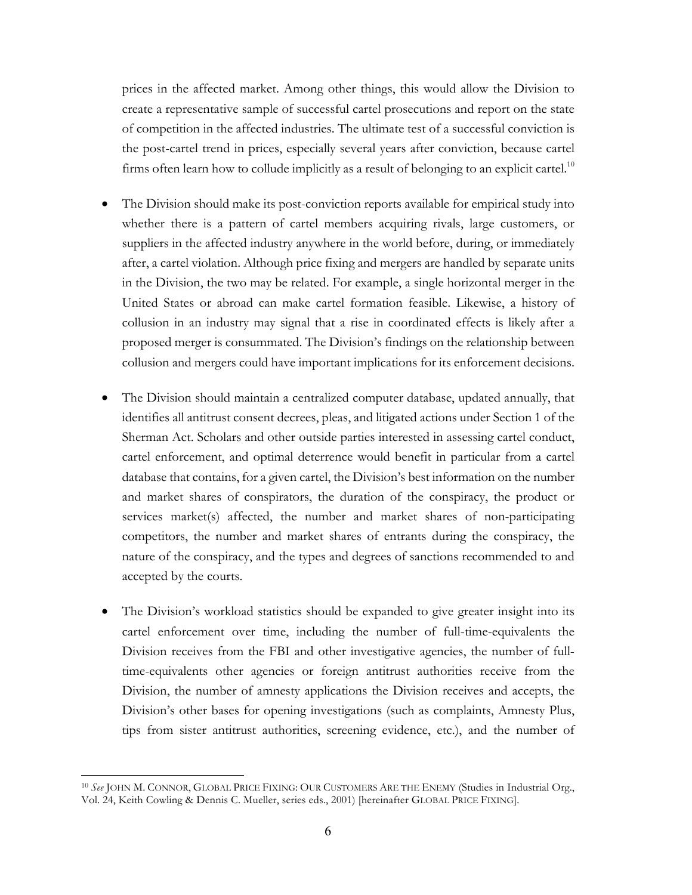prices in the affected market. Among other things, this would allow the Division to create a representative sample of successful cartel prosecutions and report on the state of competition in the affected industries. The ultimate test of a successful conviction is the post-cartel trend in prices, especially several years after conviction, because cartel firms often learn how to collude implicitly as a result of belonging to an explicit cartel.[10]

- The Division should make its post-conviction reports available for empirical study into whether there is a pattern of cartel members acquiring rivals, large customers, or suppliers in the affected industry anywhere in the world before, during, or immediately after, a cartel violation. Although price fixing and mergers are handled by separate units in the Division, the two may be related. For example, a single horizontal merger in the United States or abroad can make cartel formation feasible. Likewise, a history of collusion in an industry may signal that a rise in coordinated effects is likely after a proposed merger is consummated. The Division's findings on the relationship between collusion and mergers could have important implications for its enforcement decisions.

- The Division should maintain a centralized computer database, updated annually, that identifies all antitrust consent decrees, pleas, and litigated actions under Section 1 of the Sherman Act. Scholars and other outside parties interested in assessing cartel conduct, cartel enforcement, and optimal deterrence would benefit in particular from a cartel database that contains, for a given cartel, the Division's best information on the number and market shares of conspirators, the duration of the conspiracy, the product or services market(s) affected, the number and market shares of non-participating competitors, the number and market shares of entrants during the conspiracy, the nature of the conspiracy, and the types and degrees of sanctions recommended to and accepted by the courts.

- The Division's workload statistics should be expanded to give greater insight into its cartel enforcement over time, including the number of full-time-equivalents the Division receives from the FBI and other investigative agencies, the number of full-time-equivalents other agencies or foreign antitrust authorities receive from the Division, the number of amnesty applications the Division receives and accepts, the Division's other bases for opening investigations (such as complaints, Amnesty Plus, tips from sister antitrust authorities, screening evidence, etc.), and the number of

---

[10] *See* JOHN M. CONNOR, GLOBAL PRICE FIXING: OUR CUSTOMERS ARE THE ENEMY (Studies in Industrial Org., Vol. 24, Keith Cowling & Dennis C. Mueller, series eds., 2001) [hereinafter GLOBAL PRICE FIXING].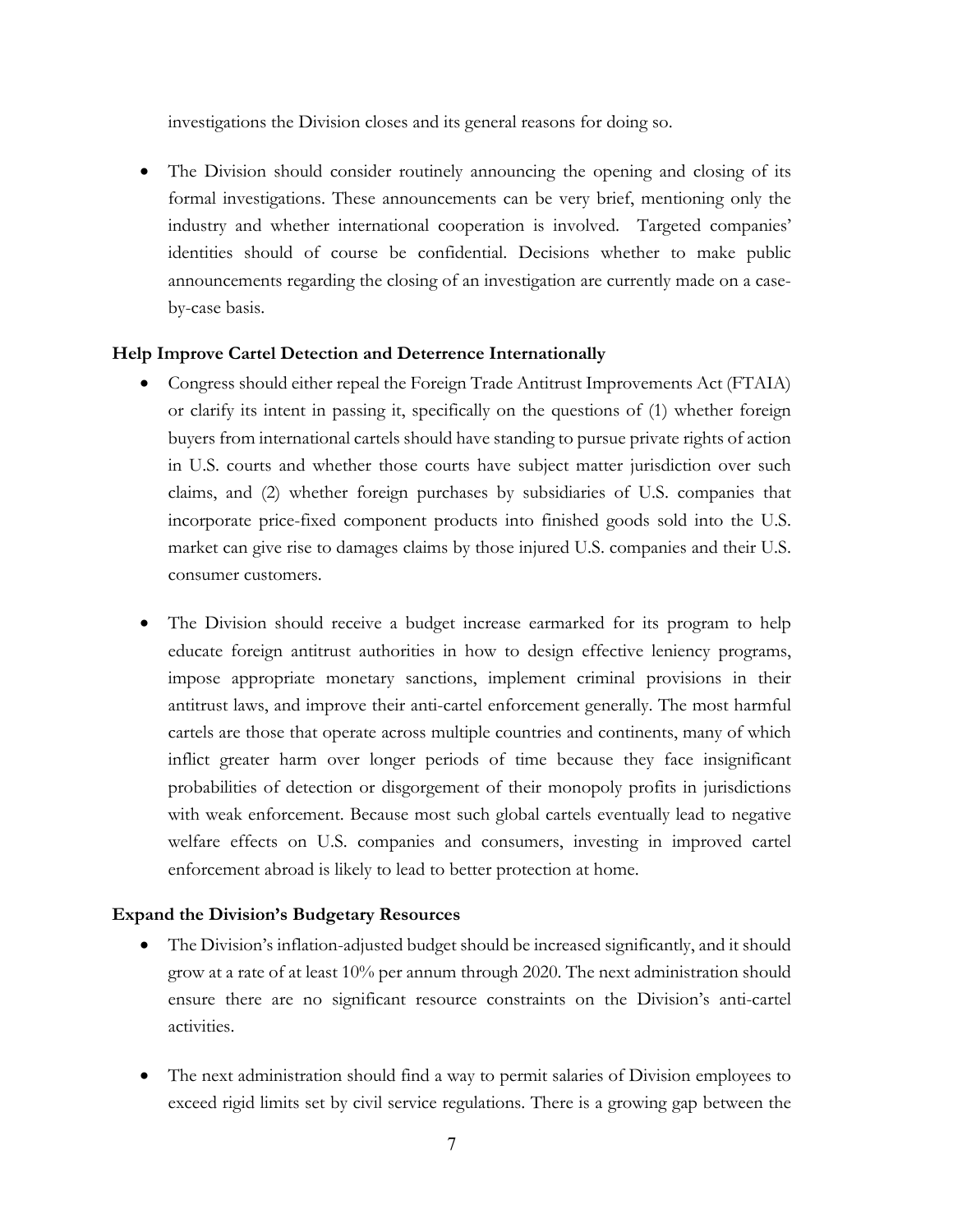investigations the Division closes and its general reasons for doing so.

- The Division should consider routinely announcing the opening and closing of its formal investigations. These announcements can be very brief, mentioning only the industry and whether international cooperation is involved. Targeted companies' identities should of course be confidential. Decisions whether to make public announcements regarding the closing of an investigation are currently made on a case-by-case basis.

**Help Improve Cartel Detection and Deterrence Internationally**

- Congress should either repeal the Foreign Trade Antitrust Improvements Act (FTAIA) or clarify its intent in passing it, specifically on the questions of (1) whether foreign buyers from international cartels should have standing to pursue private rights of action in U.S. courts and whether those courts have subject matter jurisdiction over such claims, and (2) whether foreign purchases by subsidiaries of U.S. companies that incorporate price-fixed component products into finished goods sold into the U.S. market can give rise to damages claims by those injured U.S. companies and their U.S. consumer customers.

- The Division should receive a budget increase earmarked for its program to help educate foreign antitrust authorities in how to design effective leniency programs, impose appropriate monetary sanctions, implement criminal provisions in their antitrust laws, and improve their anti-cartel enforcement generally. The most harmful cartels are those that operate across multiple countries and continents, many of which inflict greater harm over longer periods of time because they face insignificant probabilities of detection or disgorgement of their monopoly profits in jurisdictions with weak enforcement. Because most such global cartels eventually lead to negative welfare effects on U.S. companies and consumers, investing in improved cartel enforcement abroad is likely to lead to better protection at home.

**Expand the Division's Budgetary Resources**

- The Division's inflation-adjusted budget should be increased significantly, and it should grow at a rate of at least 10% per annum through 2020. The next administration should ensure there are no significant resource constraints on the Division's anti-cartel activities.

- The next administration should find a way to permit salaries of Division employees to exceed rigid limits set by civil service regulations. There is a growing gap between the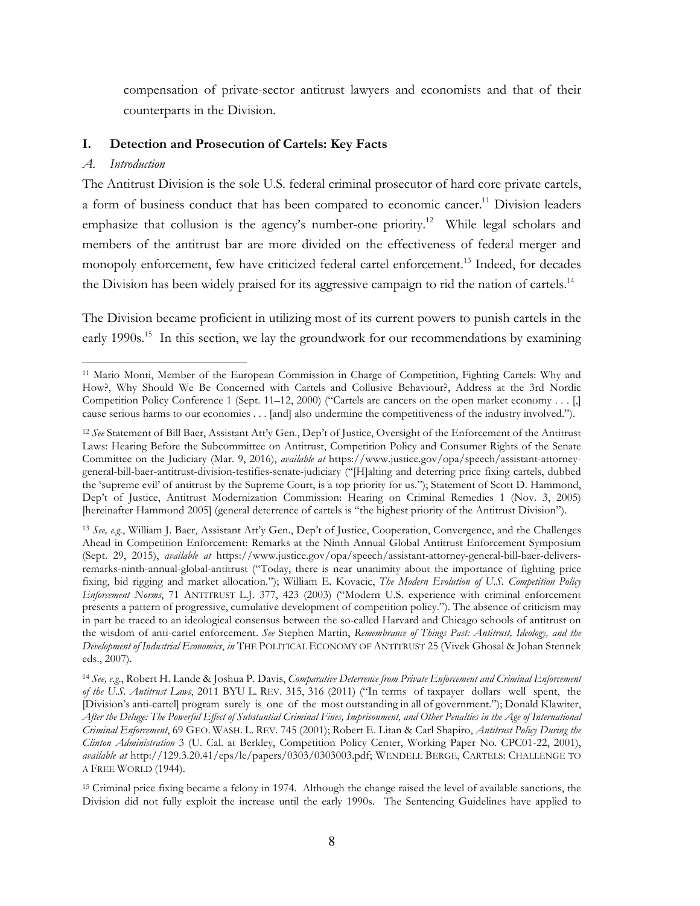compensation of private-sector antitrust lawyers and economists and that of their counterparts in the Division.

## I. Detection and Prosecution of Cartels: Key Facts

### *A. Introduction*

The Antitrust Division is the sole U.S. federal criminal prosecutor of hard core private cartels, a form of business conduct that has been compared to economic cancer.[11] Division leaders emphasize that collusion is the agency's number-one priority.[12] While legal scholars and members of the antitrust bar are more divided on the effectiveness of federal merger and monopoly enforcement, few have criticized federal cartel enforcement.[13] Indeed, for decades the Division has been widely praised for its aggressive campaign to rid the nation of cartels.[14]

The Division became proficient in utilizing most of its current powers to punish cartels in the early 1990s.[15] In this section, we lay the groundwork for our recommendations by examining

---

[11] Mario Monti, Member of the European Commission in Charge of Competition, Fighting Cartels: Why and How?, Why Should We Be Concerned with Cartels and Collusive Behaviour?, Address at the 3rd Nordic Competition Policy Conference 1 (Sept. 11–12, 2000) ("Cartels are cancers on the open market economy . . . [,] cause serious harms to our economies . . . [and] also undermine the competitiveness of the industry involved.").

[12] *See* Statement of Bill Baer, Assistant Att'y Gen., Dep't of Justice, Oversight of the Enforcement of the Antitrust Laws: Hearing Before the Subcommittee on Antitrust, Competition Policy and Consumer Rights of the Senate Committee on the Judiciary (Mar. 9, 2016), *available at* https://www.justice.gov/opa/speech/assistant-attorney-general-bill-baer-antitrust-division-testifies-senate-judiciary ("[H]alting and deterring price fixing cartels, dubbed the 'supreme evil' of antitrust by the Supreme Court, is a top priority for us."); Statement of Scott D. Hammond, Dep't of Justice, Antitrust Modernization Commission: Hearing on Criminal Remedies 1 (Nov. 3, 2005) [hereinafter Hammond 2005] (general deterrence of cartels is "the highest priority of the Antitrust Division").

[13] *See, e.g.*, William J. Baer, Assistant Att'y Gen., Dep't of Justice, Cooperation, Convergence, and the Challenges Ahead in Competition Enforcement: Remarks at the Ninth Annual Global Antitrust Enforcement Symposium (Sept. 29, 2015), *available at* https://www.justice.gov/opa/speech/assistant-attorney-general-bill-baer-delivers-remarks-ninth-annual-global-antitrust ("Today, there is near unanimity about the importance of fighting price fixing, bid rigging and market allocation."); William E. Kovacic, *The Modern Evolution of U.S. Competition Policy Enforcement Norms*, 71 ANTITRUST L.J. 377, 423 (2003) ("Modern U.S. experience with criminal enforcement presents a pattern of progressive, cumulative development of competition policy."). The absence of criticism may in part be traced to an ideological consensus between the so-called Harvard and Chicago schools of antitrust on the wisdom of anti-cartel enforcement. *See* Stephen Martin, *Remembrance of Things Past: Antitrust, Ideology, and the Development of Industrial Economics*, *in* THE POLITICAL ECONOMY OF ANTITRUST 25 (Vivek Ghosal & Johan Stennek eds., 2007).

[14] *See, e.g.*, Robert H. Lande & Joshua P. Davis, *Comparative Deterrence from Private Enforcement and Criminal Enforcement of the U.S. Antitrust Laws*, 2011 BYU L. REV. 315, 316 (2011) ("In terms of taxpayer dollars well spent, the [Division's anti-cartel] program surely is one of the most outstanding in all of government."); Donald Klawiter, *After the Deluge: The Powerful Effect of Substantial Criminal Fines, Imprisonment, and Other Penalties in the Age of International Criminal Enforcement*, 69 GEO. WASH. L. REV. 745 (2001); Robert E. Litan & Carl Shapiro, *Antitrust Policy During the Clinton Administration* 3 (U. Cal. at Berkley, Competition Policy Center, Working Paper No. CPC01-22, 2001), *available at* http://129.3.20.41/eps/le/papers/0303/0303003.pdf; WENDELL BERGE, CARTELS: CHALLENGE TO A FREE WORLD (1944).

[15] Criminal price fixing became a felony in 1974. Although the change raised the level of available sanctions, the Division did not fully exploit the increase until the early 1990s. The Sentencing Guidelines have applied to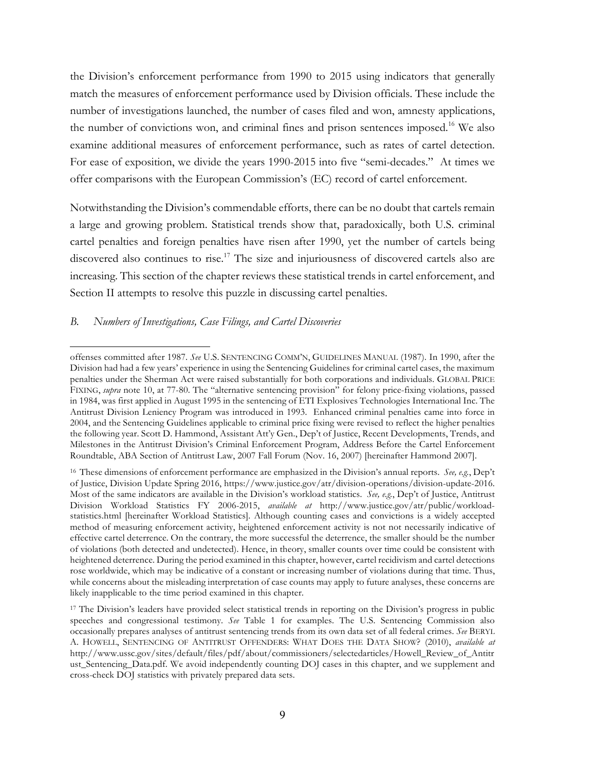the Division's enforcement performance from 1990 to 2015 using indicators that generally match the measures of enforcement performance used by Division officials. These include the number of investigations launched, the number of cases filed and won, amnesty applications, the number of convictions won, and criminal fines and prison sentences imposed.[16] We also examine additional measures of enforcement performance, such as rates of cartel detection. For ease of exposition, we divide the years 1990-2015 into five "semi-decades." At times we offer comparisons with the European Commission's (EC) record of cartel enforcement.

Notwithstanding the Division's commendable efforts, there can be no doubt that cartels remain a large and growing problem. Statistical trends show that, paradoxically, both U.S. criminal cartel penalties and foreign penalties have risen after 1990, yet the number of cartels being discovered also continues to rise.[17] The size and injuriousness of discovered cartels also are increasing. This section of the chapter reviews these statistical trends in cartel enforcement, and Section II attempts to resolve this puzzle in discussing cartel penalties.

### *B. Numbers of Investigations, Case Filings, and Cartel Discoveries*

---

offenses committed after 1987. *See* U.S. SENTENCING COMM'N, GUIDELINES MANUAL (1987). In 1990, after the Division had had a few years' experience in using the Sentencing Guidelines for criminal cartel cases, the maximum penalties under the Sherman Act were raised substantially for both corporations and individuals. GLOBAL PRICE FIXING, *supra* note 10, at 77-80. The "alternative sentencing provision" for felony price-fixing violations, passed in 1984, was first applied in August 1995 in the sentencing of ETI Explosives Technologies International Inc. The Antitrust Division Leniency Program was introduced in 1993. Enhanced criminal penalties came into force in 2004, and the Sentencing Guidelines applicable to criminal price fixing were revised to reflect the higher penalties the following year. Scott D. Hammond, Assistant Att'y Gen., Dep't of Justice, Recent Developments, Trends, and Milestones in the Antitrust Division's Criminal Enforcement Program, Address Before the Cartel Enforcement Roundtable, ABA Section of Antitrust Law, 2007 Fall Forum (Nov. 16, 2007) [hereinafter Hammond 2007].

[16] These dimensions of enforcement performance are emphasized in the Division's annual reports. *See, e.g.*, Dep't of Justice, Division Update Spring 2016, https://www.justice.gov/atr/division-operations/division-update-2016. Most of the same indicators are available in the Division's workload statistics. *See, e.g.*, Dep't of Justice, Antitrust Division Workload Statistics FY 2006-2015, *available at* http://www.justice.gov/atr/public/workload-statistics.html [hereinafter Workload Statistics]. Although counting cases and convictions is a widely accepted method of measuring enforcement activity, heightened enforcement activity is not not necessarily indicative of effective cartel deterrence. On the contrary, the more successful the deterrence, the smaller should be the number of violations (both detected and undetected). Hence, in theory, smaller counts over time could be consistent with heightened deterrence. During the period examined in this chapter, however, cartel recidivism and cartel detections rose worldwide, which may be indicative of a constant or increasing number of violations during that time. Thus, while concerns about the misleading interpretation of case counts may apply to future analyses, these concerns are likely inapplicable to the time period examined in this chapter.

[17] The Division's leaders have provided select statistical trends in reporting on the Division's progress in public speeches and congressional testimony. *See* Table 1 for examples. The U.S. Sentencing Commission also occasionally prepares analyses of antitrust sentencing trends from its own data set of all federal crimes. *See* BERYL A. HOWELL, SENTENCING OF ANTITRUST OFFENDERS: WHAT DOES THE DATA SHOW? (2010), *available at* http://www.ussc.gov/sites/default/files/pdf/about/commissioners/selectedarticles/Howell_Review_of_Antitrust_Sentencing_Data.pdf. We avoid independently counting DOJ cases in this chapter, and we supplement and cross-check DOJ statistics with privately prepared data sets.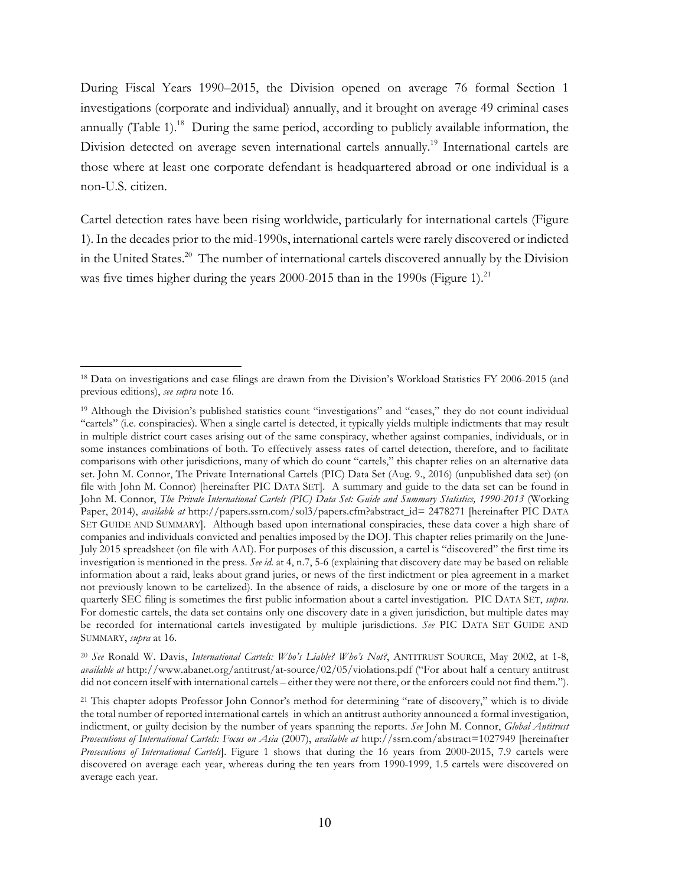During Fiscal Years 1990–2015, the Division opened on average 76 formal Section 1 investigations (corporate and individual) annually, and it brought on average 49 criminal cases annually (Table 1).[18] During the same period, according to publicly available information, the Division detected on average seven international cartels annually.[19] International cartels are those where at least one corporate defendant is headquartered abroad or one individual is a non-U.S. citizen.

Cartel detection rates have been rising worldwide, particularly for international cartels (Figure 1). In the decades prior to the mid-1990s, international cartels were rarely discovered or indicted in the United States.[20] The number of international cartels discovered annually by the Division was five times higher during the years 2000-2015 than in the 1990s (Figure 1).[21]

---

[18] Data on investigations and case filings are drawn from the Division's Workload Statistics FY 2006-2015 (and previous editions), *see supra* note 16.

[19] Although the Division's published statistics count "investigations" and "cases," they do not count individual "cartels" (i.e. conspiracies). When a single cartel is detected, it typically yields multiple indictments that may result in multiple district court cases arising out of the same conspiracy, whether against companies, individuals, or in some instances combinations of both. To effectively assess rates of cartel detection, therefore, and to facilitate comparisons with other jurisdictions, many of which do count "cartels," this chapter relies on an alternative data set. John M. Connor, The Private International Cartels (PIC) Data Set (Aug. 9., 2016) (unpublished data set) (on file with John M. Connor) [hereinafter PIC DATA SET]. A summary and guide to the data set can be found in John M. Connor, *The Private International Cartels (PIC) Data Set: Guide and Summary Statistics, 1990-2013* (Working Paper, 2014), *available at* http://papers.ssrn.com/sol3/papers.cfm?abstract_id= 2478271 [hereinafter PIC DATA SET GUIDE AND SUMMARY]. Although based upon international conspiracies, these data cover a high share of companies and individuals convicted and penalties imposed by the DOJ. This chapter relies primarily on the June-July 2015 spreadsheet (on file with AAI). For purposes of this discussion, a cartel is "discovered" the first time its investigation is mentioned in the press. *See id.* at 4, n.7, 5-6 (explaining that discovery date may be based on reliable information about a raid, leaks about grand juries, or news of the first indictment or plea agreement in a market not previously known to be cartelized). In the absence of raids, a disclosure by one or more of the targets in a quarterly SEC filing is sometimes the first public information about a cartel investigation. PIC DATA SET, *supra*. For domestic cartels, the data set contains only one discovery date in a given jurisdiction, but multiple dates may be recorded for international cartels investigated by multiple jurisdictions. *See* PIC DATA SET GUIDE AND SUMMARY, *supra* at 16.

[20] *See* Ronald W. Davis, *International Cartels: Who's Liable? Who's Not?*, ANTITRUST SOURCE, May 2002, at 1-8, *available at* http://www.abanet.org/antitrust/at-source/02/05/violations.pdf ("For about half a century antitrust did not concern itself with international cartels – either they were not there, or the enforcers could not find them.").

[21] This chapter adopts Professor John Connor's method for determining "rate of discovery," which is to divide the total number of reported international cartels in which an antitrust authority announced a formal investigation, indictment, or guilty decision by the number of years spanning the reports. *See* John M. Connor, *Global Antitrust Prosecutions of International Cartels: Focus on Asia* (2007), *available at* http://ssrn.com/abstract=1027949 [hereinafter *Prosecutions of International Cartels*]. Figure 1 shows that during the 16 years from 2000-2015, 7.9 cartels were discovered on average each year, whereas during the ten years from 1990-1999, 1.5 cartels were discovered on average each year.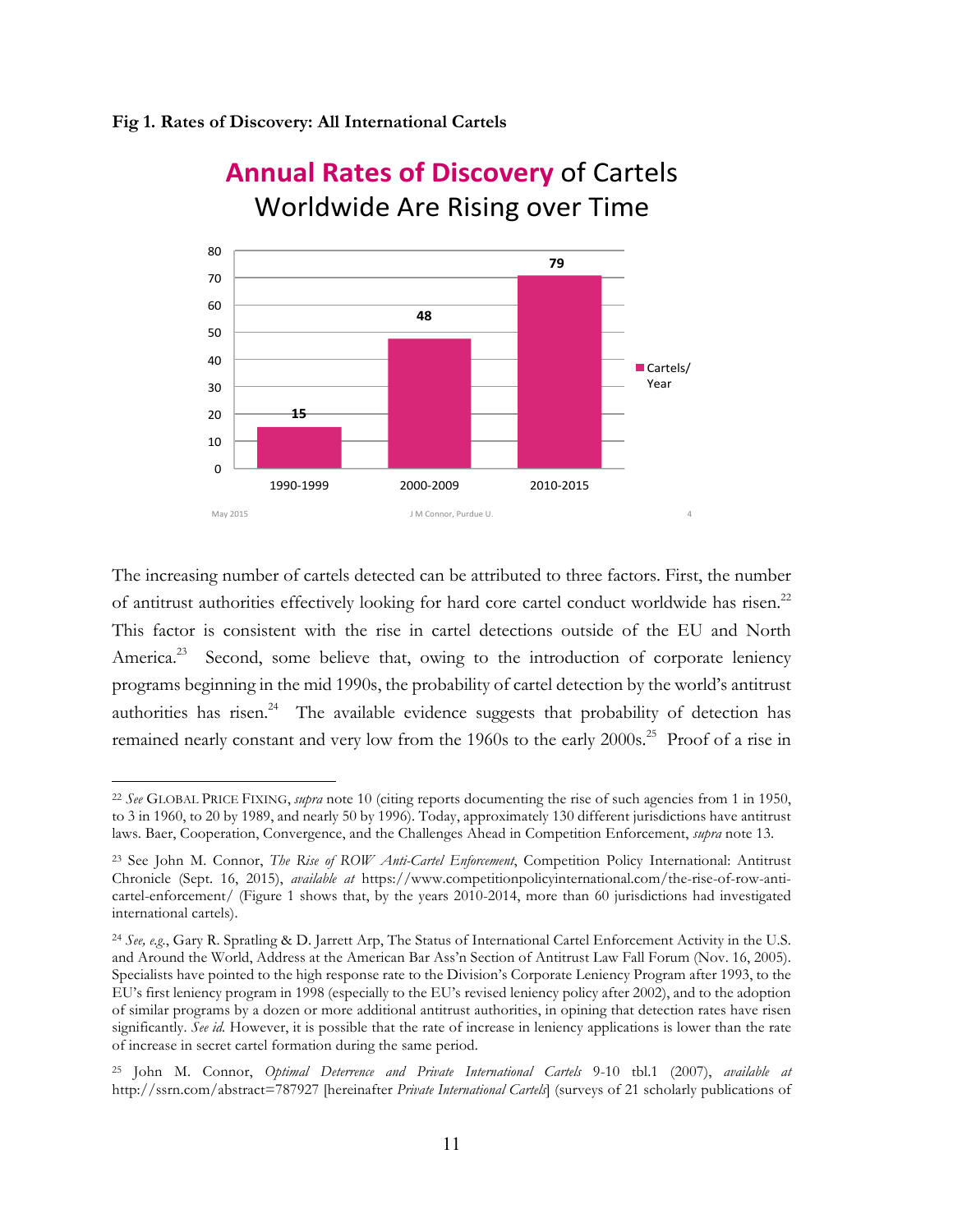**Fig 1. Rates of Discovery: All International Cartels**

**Annual Rates of Discovery of Cartels Worldwide Are Rising over Time**

| Period | Cartels/Year |
|---|---|
| 1990-1999 | 15 |
| 2000-2009 | 48 |
| 2010-2015 | 79 |

May 2015 J M Connor, Purdue U. 4

The increasing number of cartels detected can be attributed to three factors. First, the number of antitrust authorities effectively looking for hard core cartel conduct worldwide has risen.[22] This factor is consistent with the rise in cartel detections outside of the EU and North America.[23] Second, some believe that, owing to the introduction of corporate leniency programs beginning in the mid 1990s, the probability of cartel detection by the world's antitrust authorities has risen.[24] The available evidence suggests that probability of detection has remained nearly constant and very low from the 1960s to the early 2000s.[25] Proof of a rise in

---

[22] *See* GLOBAL PRICE FIXING, *supra* note 10 (citing reports documenting the rise of such agencies from 1 in 1950, to 3 in 1960, to 20 by 1989, and nearly 50 by 1996). Today, approximately 130 different jurisdictions have antitrust laws. Baer, Cooperation, Convergence, and the Challenges Ahead in Competition Enforcement, *supra* note 13.

[23] See John M. Connor, *The Rise of ROW Anti-Cartel Enforcement*, Competition Policy International: Antitrust Chronicle (Sept. 16, 2015), *available at* https://www.competitionpolicyinternational.com/the-rise-of-row-anti-cartel-enforcement/ (Figure 1 shows that, by the years 2010-2014, more than 60 jurisdictions had investigated international cartels).

[24] *See, e.g.*, Gary R. Spratling & D. Jarrett Arp, The Status of International Cartel Enforcement Activity in the U.S. and Around the World, Address at the American Bar Ass'n Section of Antitrust Law Fall Forum (Nov. 16, 2005). Specialists have pointed to the high response rate to the Division's Corporate Leniency Program after 1993, to the EU's first leniency program in 1998 (especially to the EU's revised leniency policy after 2002), and to the adoption of similar programs by a dozen or more additional antitrust authorities, in opining that detection rates have risen significantly. *See id.* However, it is possible that the rate of increase in leniency applications is lower than the rate of increase in secret cartel formation during the same period.

[25] John M. Connor, *Optimal Deterrence and Private International Cartels* 9-10 tbl.1 (2007), *available at* http://ssrn.com/abstract=787927 [hereinafter *Private International Cartels*] (surveys of 21 scholarly publications of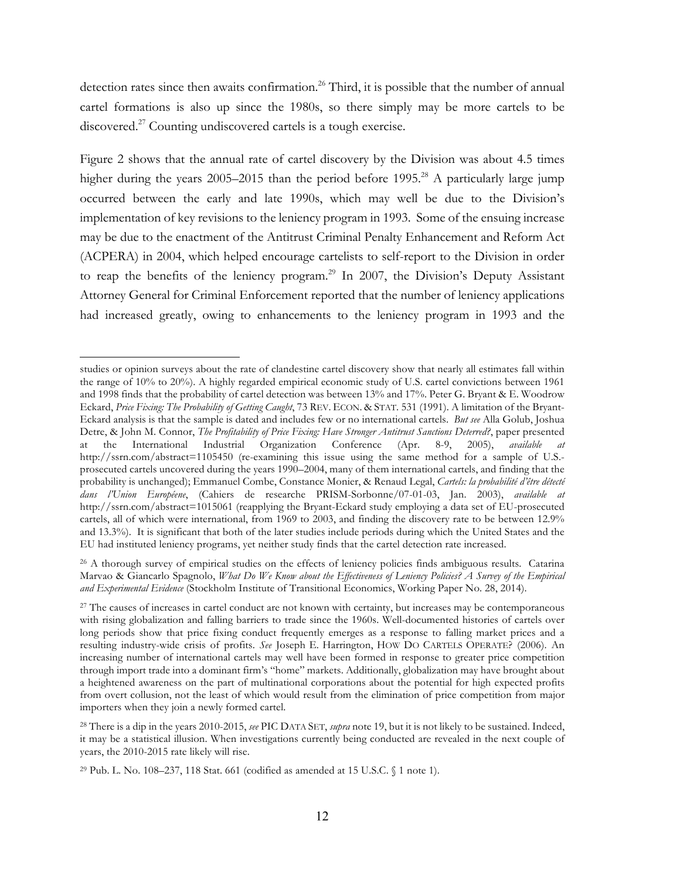detection rates since then awaits confirmation.[26] Third, it is possible that the number of annual cartel formations is also up since the 1980s, so there simply may be more cartels to be discovered.[27] Counting undiscovered cartels is a tough exercise.

Figure 2 shows that the annual rate of cartel discovery by the Division was about 4.5 times higher during the years 2005–2015 than the period before 1995.[28] A particularly large jump occurred between the early and late 1990s, which may well be due to the Division's implementation of key revisions to the leniency program in 1993. Some of the ensuing increase may be due to the enactment of the Antitrust Criminal Penalty Enhancement and Reform Act (ACPERA) in 2004, which helped encourage cartelists to self-report to the Division in order to reap the benefits of the leniency program.[29] In 2007, the Division's Deputy Assistant Attorney General for Criminal Enforcement reported that the number of leniency applications had increased greatly, owing to enhancements to the leniency program in 1993 and the

---

studies or opinion surveys about the rate of clandestine cartel discovery show that nearly all estimates fall within the range of 10% to 20%). A highly regarded empirical economic study of U.S. cartel convictions between 1961 and 1998 finds that the probability of cartel detection was between 13% and 17%. Peter G. Bryant & E. Woodrow Eckard, *Price Fixing: The Probability of Getting Caught*, 73 REV. ECON. & STAT. 531 (1991). A limitation of the Bryant-Eckard analysis is that the sample is dated and includes few or no international cartels. *But see* Alla Golub, Joshua Detre, & John M. Connor, *The Profitability of Price Fixing: Have Stronger Antitrust Sanctions Deterred?*, paper presented at the International Industrial Organization Conference (Apr. 8-9, 2005), *available at* http://ssrn.com/abstract=1105450 (re-examining this issue using the same method for a sample of U.S.-prosecuted cartels uncovered during the years 1990–2004, many of them international cartels, and finding that the probability is unchanged); Emmanuel Combe, Constance Monier, & Renaud Legal, *Cartels: la probabilité d'être détecté dans l'Union Européene*, (Cahiers de researche PRISM-Sorbonne/07-01-03, Jan. 2003), *available at* http://ssrn.com/abstract=1015061 (reapplying the Bryant-Eckard study employing a data set of EU-prosecuted cartels, all of which were international, from 1969 to 2003, and finding the discovery rate to be between 12.9% and 13.3%). It is significant that both of the later studies include periods during which the United States and the EU had instituted leniency programs, yet neither study finds that the cartel detection rate increased.

[26] A thorough survey of empirical studies on the effects of leniency policies finds ambiguous results. Catarina Marvao & Giancarlo Spagnolo, *What Do We Know about the Effectiveness of Leniency Policies? A Survey of the Empirical and Experimental Evidence* (Stockholm Institute of Transitional Economics, Working Paper No. 28, 2014).

[27] The causes of increases in cartel conduct are not known with certainty, but increases may be contemporaneous with rising globalization and falling barriers to trade since the 1960s. Well-documented histories of cartels over long periods show that price fixing conduct frequently emerges as a response to falling market prices and a resulting industry-wide crisis of profits. *See* Joseph E. Harrington, HOW DO CARTELS OPERATE? (2006). An increasing number of international cartels may well have been formed in response to greater price competition through import trade into a dominant firm's "home" markets. Additionally, globalization may have brought about a heightened awareness on the part of multinational corporations about the potential for high expected profits from overt collusion, not the least of which would result from the elimination of price competition from major importers when they join a newly formed cartel.

[28] There is a dip in the years 2010-2015, *see* PIC DATA SET, *supra* note 19, but it is not likely to be sustained. Indeed, it may be a statistical illusion. When investigations currently being conducted are revealed in the next couple of years, the 2010-2015 rate likely will rise.

[29] Pub. L. No. 108–237, 118 Stat. 661 (codified as amended at 15 U.S.C. § 1 note 1).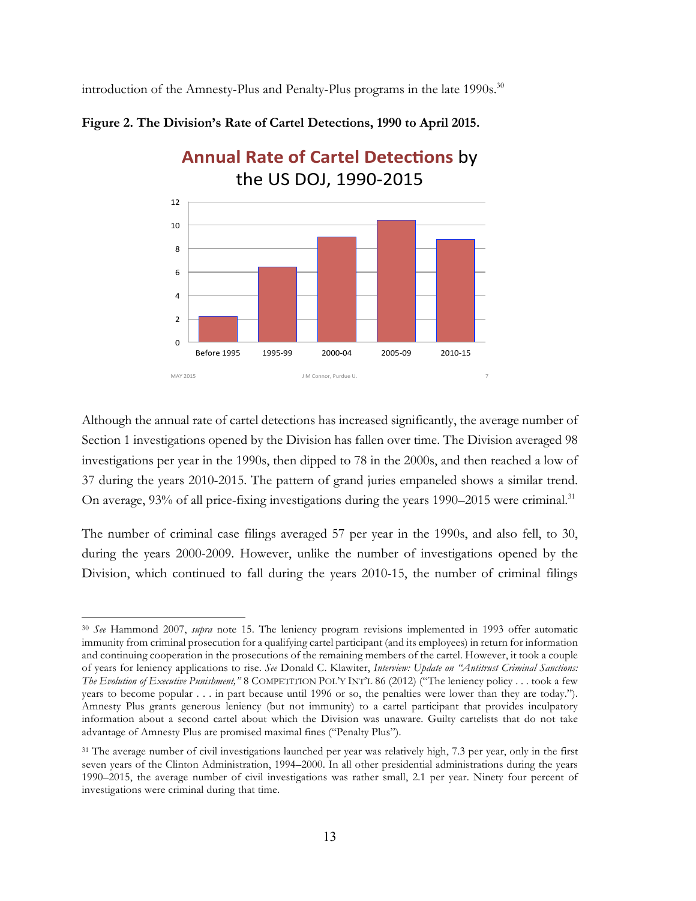introduction of the Amnesty-Plus and Penalty-Plus programs in the late 1990s.[30]

**Figure 2. The Division's Rate of Cartel Detections, 1990 to April 2015.**

Although the annual rate of cartel detections has increased significantly, the average number of Section 1 investigations opened by the Division has fallen over time. The Division averaged 98 investigations per year in the 1990s, then dipped to 78 in the 2000s, and then reached a low of 37 during the years 2010-2015. The pattern of grand juries empaneled shows a similar trend. On average, 93% of all price-fixing investigations during the years 1990–2015 were criminal.[31]

The number of criminal case filings averaged 57 per year in the 1990s, and also fell, to 30, during the years 2000-2009. However, unlike the number of investigations opened by the Division, which continued to fall during the years 2010-15, the number of criminal filings

---

[30] *See* Hammond 2007, *supra* note 15. The leniency program revisions implemented in 1993 offer automatic immunity from criminal prosecution for a qualifying cartel participant (and its employees) in return for information and continuing cooperation in the prosecutions of the remaining members of the cartel. However, it took a couple of years for leniency applications to rise. *See* Donald C. Klawiter, *Interview: Update on "Antitrust Criminal Sanctions: The Evolution of Executive Punishment,"* 8 COMPETITION POL'Y INT'L 86 (2012) ("The leniency policy . . . took a few years to become popular . . . in part because until 1996 or so, the penalties were lower than they are today."). Amnesty Plus grants generous leniency (but not immunity) to a cartel participant that provides inculpatory information about a second cartel about which the Division was unaware. Guilty cartelists that do not take advantage of Amnesty Plus are promised maximal fines ("Penalty Plus").

[31] The average number of civil investigations launched per year was relatively high, 7.3 per year, only in the first seven years of the Clinton Administration, 1994–2000. In all other presidential administrations during the years 1990–2015, the average number of civil investigations was rather small, 2.1 per year. Ninety four percent of investigations were criminal during that time.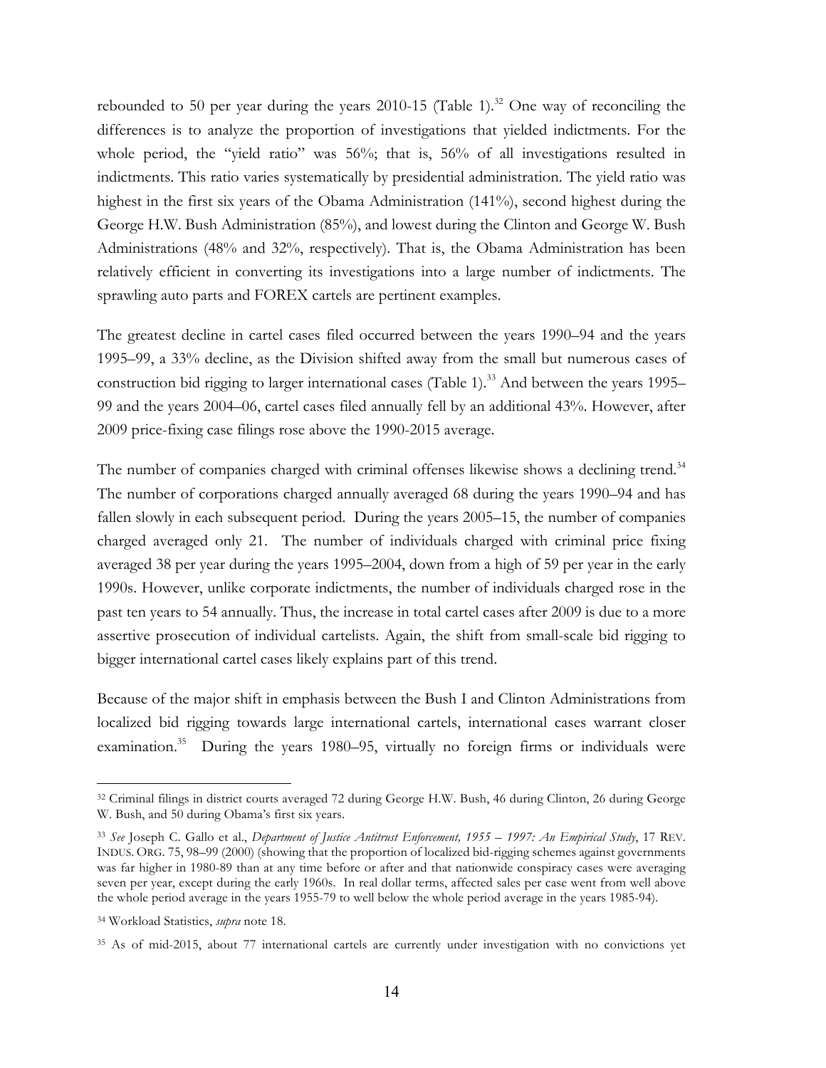rebounded to 50 per year during the years 2010-15 (Table 1).[32] One way of reconciling the differences is to analyze the proportion of investigations that yielded indictments. For the whole period, the "yield ratio" was 56%; that is, 56% of all investigations resulted in indictments. This ratio varies systematically by presidential administration. The yield ratio was highest in the first six years of the Obama Administration (141%), second highest during the George H.W. Bush Administration (85%), and lowest during the Clinton and George W. Bush Administrations (48% and 32%, respectively). That is, the Obama Administration has been relatively efficient in converting its investigations into a large number of indictments. The sprawling auto parts and FOREX cartels are pertinent examples.

The greatest decline in cartel cases filed occurred between the years 1990–94 and the years 1995–99, a 33% decline, as the Division shifted away from the small but numerous cases of construction bid rigging to larger international cases (Table 1).[33] And between the years 1995–99 and the years 2004–06, cartel cases filed annually fell by an additional 43%. However, after 2009 price-fixing case filings rose above the 1990-2015 average.

The number of companies charged with criminal offenses likewise shows a declining trend.[34] The number of corporations charged annually averaged 68 during the years 1990–94 and has fallen slowly in each subsequent period. During the years 2005–15, the number of companies charged averaged only 21. The number of individuals charged with criminal price fixing averaged 38 per year during the years 1995–2004, down from a high of 59 per year in the early 1990s. However, unlike corporate indictments, the number of individuals charged rose in the past ten years to 54 annually. Thus, the increase in total cartel cases after 2009 is due to a more assertive prosecution of individual cartelists. Again, the shift from small-scale bid rigging to bigger international cartel cases likely explains part of this trend.

Because of the major shift in emphasis between the Bush I and Clinton Administrations from localized bid rigging towards large international cartels, international cases warrant closer examination.[35] During the years 1980–95, virtually no foreign firms or individuals were

---

[32] Criminal filings in district courts averaged 72 during George H.W. Bush, 46 during Clinton, 26 during George W. Bush, and 50 during Obama's first six years.

[33] *See* Joseph C. Gallo et al., *Department of Justice Antitrust Enforcement, 1955 – 1997: An Empirical Study*, 17 REV. INDUS. ORG. 75, 98–99 (2000) (showing that the proportion of localized bid-rigging schemes against governments was far higher in 1980-89 than at any time before or after and that nationwide conspiracy cases were averaging seven per year, except during the early 1960s. In real dollar terms, affected sales per case went from well above the whole period average in the years 1955-79 to well below the whole period average in the years 1985-94).

[34] Workload Statistics, *supra* note 18.

[35] As of mid-2015, about 77 international cartels are currently under investigation with no convictions yet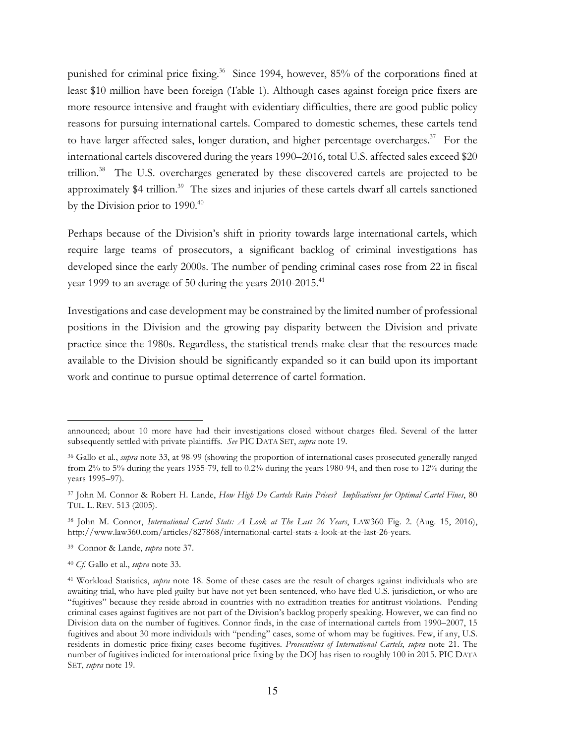punished for criminal price fixing.[36] Since 1994, however, 85% of the corporations fined at least $10 million have been foreign (Table 1). Although cases against foreign price fixers are more resource intensive and fraught with evidentiary difficulties, there are good public policy reasons for pursuing international cartels. Compared to domestic schemes, these cartels tend to have larger affected sales, longer duration, and higher percentage overcharges.[37] For the international cartels discovered during the years 1990–2016, total U.S. affected sales exceed $20 trillion.[38] The U.S. overcharges generated by these discovered cartels are projected to be approximately $4 trillion.[39] The sizes and injuries of these cartels dwarf all cartels sanctioned by the Division prior to 1990.[40]

Perhaps because of the Division's shift in priority towards large international cartels, which require large teams of prosecutors, a significant backlog of criminal investigations has developed since the early 2000s. The number of pending criminal cases rose from 22 in fiscal year 1999 to an average of 50 during the years 2010-2015.[41]

Investigations and case development may be constrained by the limited number of professional positions in the Division and the growing pay disparity between the Division and private practice since the 1980s. Regardless, the statistical trends make clear that the resources made available to the Division should be significantly expanded so it can build upon its important work and continue to pursue optimal deterrence of cartel formation.

---

announced; about 10 more have had their investigations closed without charges filed. Several of the latter subsequently settled with private plaintiffs. *See* PIC DATA SET, *supra* note 19.

[36] Gallo et al., *supra* note 33, at 98-99 (showing the proportion of international cases prosecuted generally ranged from 2% to 5% during the years 1955-79, fell to 0.2% during the years 1980-94, and then rose to 12% during the years 1995–97).

[37] John M. Connor & Robert H. Lande, *How High Do Cartels Raise Prices? Implications for Optimal Cartel Fines*, 80 TUL. L. REV. 513 (2005).

[38] John M. Connor, *International Cartel Stats: A Look at The Last 26 Years*, LAW360 Fig. 2. (Aug. 15, 2016), http://www.law360.com/articles/827868/international-cartel-stats-a-look-at-the-last-26-years.

[39] Connor & Lande, *supra* note 37.

[40] *Cf.* Gallo et al., *supra* note 33.

[41] Workload Statistics, *supra* note 18. Some of these cases are the result of charges against individuals who are awaiting trial, who have pled guilty but have not yet been sentenced, who have fled U.S. jurisdiction, or who are "fugitives" because they reside abroad in countries with no extradition treaties for antitrust violations. Pending criminal cases against fugitives are not part of the Division's backlog properly speaking. However, we can find no Division data on the number of fugitives. Connor finds, in the case of international cartels from 1990–2007, 15 fugitives and about 30 more individuals with "pending" cases, some of whom may be fugitives. Few, if any, U.S. residents in domestic price-fixing cases become fugitives. *Prosecutions of International Cartels*, *supra* note 21. The number of fugitives indicted for international price fixing by the DOJ has risen to roughly 100 in 2015. PIC DATA SET, *supra* note 19.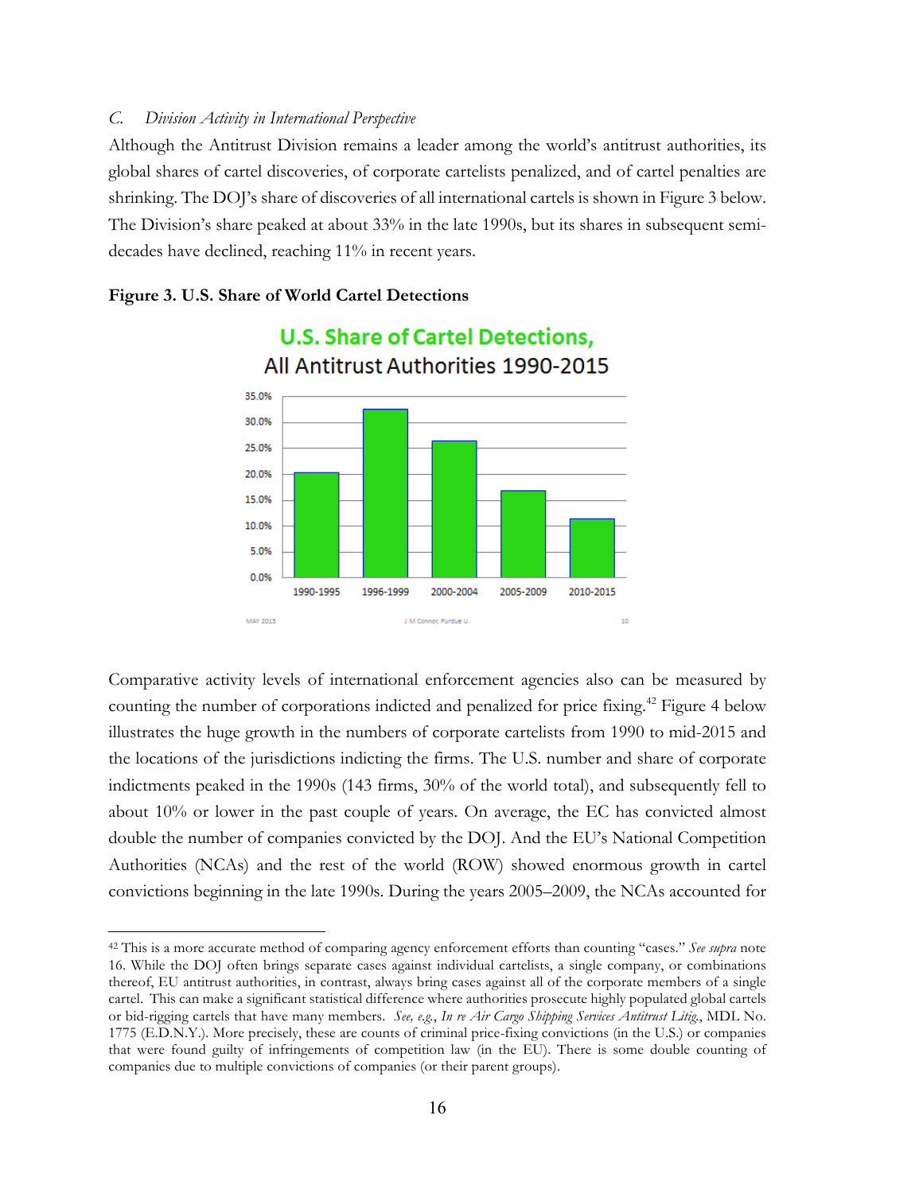### *C. Division Activity in International Perspective*

Although the Antitrust Division remains a leader among the world's antitrust authorities, its global shares of cartel discoveries, of corporate cartelists penalized, and of cartel penalties are shrinking. The DOJ's share of discoveries of all international cartels is shown in Figure 3 below. The Division's share peaked at about 33% in the late 1990s, but its shares in subsequent semi-decades have declined, reaching 11% in recent years.

**Figure 3. U.S. Share of World Cartel Detections**

Comparative activity levels of international enforcement agencies also can be measured by counting the number of corporations indicted and penalized for price fixing.[42] Figure 4 below illustrates the huge growth in the numbers of corporate cartelists from 1990 to mid-2015 and the locations of the jurisdictions indicting the firms. The U.S. number and share of corporate indictments peaked in the 1990s (143 firms, 30% of the world total), and subsequently fell to about 10% or lower in the past couple of years. On average, the EC has convicted almost double the number of companies convicted by the DOJ. And the EU's National Competition Authorities (NCAs) and the rest of the world (ROW) showed enormous growth in cartel convictions beginning in the late 1990s. During the years 2005–2009, the NCAs accounted for

---

[42] This is a more accurate method of comparing agency enforcement efforts than counting "cases." *See supra* note 16. While the DOJ often brings separate cases against individual cartelists, a single company, or combinations thereof, EU antitrust authorities, in contrast, always bring cases against all of the corporate members of a single cartel. This can make a significant statistical difference where authorities prosecute highly populated global cartels or bid-rigging cartels that have many members. *See, e.g.*, *In re Air Cargo Shipping Services Antitrust Litig.*, MDL No. 1775 (E.D.N.Y.). More precisely, these are counts of criminal price-fixing convictions (in the U.S.) or companies that were found guilty of infringements of competition law (in the EU). There is some double counting of companies due to multiple convictions of companies (or their parent groups).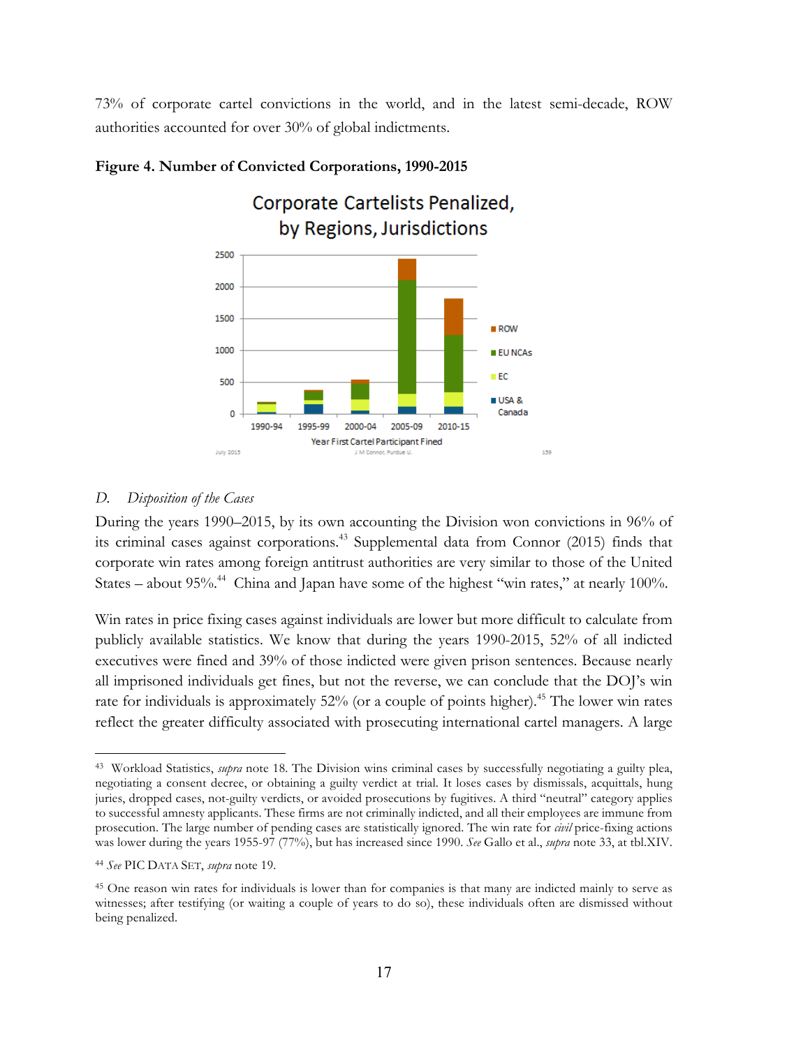73% of corporate cartel convictions in the world, and in the latest semi-decade, ROW authorities accounted for over 30% of global indictments.

**Figure 4. Number of Convicted Corporations, 1990-2015**

*D. Disposition of the Cases*

During the years 1990–2015, by its own accounting the Division won convictions in 96% of its criminal cases against corporations.[43] Supplemental data from Connor (2015) finds that corporate win rates among foreign antitrust authorities are very similar to those of the United States – about 95%.[44] China and Japan have some of the highest "win rates," at nearly 100%.

Win rates in price fixing cases against individuals are lower but more difficult to calculate from publicly available statistics. We know that during the years 1990-2015, 52% of all indicted executives were fined and 39% of those indicted were given prison sentences. Because nearly all imprisoned individuals get fines, but not the reverse, we can conclude that the DOJ's win rate for individuals is approximately 52% (or a couple of points higher).[45] The lower win rates reflect the greater difficulty associated with prosecuting international cartel managers. A large

---

[43] Workload Statistics, *supra* note 18. The Division wins criminal cases by successfully negotiating a guilty plea, negotiating a consent decree, or obtaining a guilty verdict at trial. It loses cases by dismissals, acquittals, hung juries, dropped cases, not-guilty verdicts, or avoided prosecutions by fugitives. A third "neutral" category applies to successful amnesty applicants. These firms are not criminally indicted, and all their employees are immune from prosecution. The large number of pending cases are statistically ignored. The win rate for *civil* price-fixing actions was lower during the years 1955-97 (77%), but has increased since 1990. *See* Gallo et al., *supra* note 33, at tbl.XIV.

[44] *See* PIC DATA SET, *supra* note 19.

[45] One reason win rates for individuals is lower than for companies is that many are indicted mainly to serve as witnesses; after testifying (or waiting a couple of years to do so), these individuals often are dismissed without being penalized.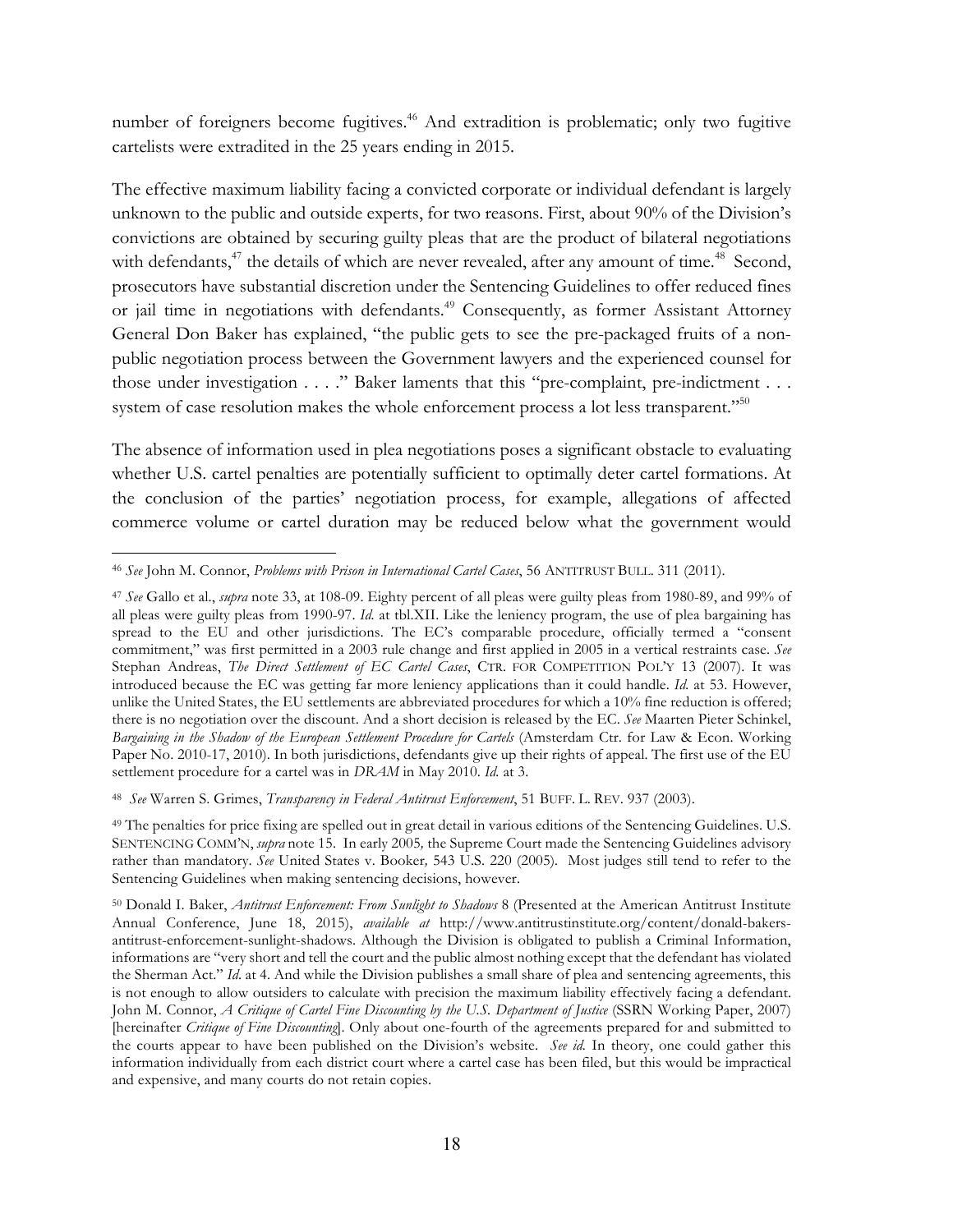number of foreigners become fugitives.[46] And extradition is problematic; only two fugitive cartelists were extradited in the 25 years ending in 2015.

The effective maximum liability facing a convicted corporate or individual defendant is largely unknown to the public and outside experts, for two reasons. First, about 90% of the Division's convictions are obtained by securing guilty pleas that are the product of bilateral negotiations with defendants,[47] the details of which are never revealed, after any amount of time.[48] Second, prosecutors have substantial discretion under the Sentencing Guidelines to offer reduced fines or jail time in negotiations with defendants.[49] Consequently, as former Assistant Attorney General Don Baker has explained, "the public gets to see the pre-packaged fruits of a non-public negotiation process between the Government lawyers and the experienced counsel for those under investigation . . . ." Baker laments that this "pre-complaint, pre-indictment . . . system of case resolution makes the whole enforcement process a lot less transparent."[50]

The absence of information used in plea negotiations poses a significant obstacle to evaluating whether U.S. cartel penalties are potentially sufficient to optimally deter cartel formations. At the conclusion of the parties' negotiation process, for example, allegations of affected commerce volume or cartel duration may be reduced below what the government would

---

[46] *See* John M. Connor, *Problems with Prison in International Cartel Cases*, 56 ANTITRUST BULL. 311 (2011).

[47] *See* Gallo et al., *supra* note 33, at 108-09. Eighty percent of all pleas were guilty pleas from 1980-89, and 99% of all pleas were guilty pleas from 1990-97. *Id.* at tbl.XII. Like the leniency program, the use of plea bargaining has spread to the EU and other jurisdictions. The EC's comparable procedure, officially termed a "consent commitment," was first permitted in a 2003 rule change and first applied in 2005 in a vertical restraints case. *See* Stephan Andreas, *The Direct Settlement of EC Cartel Cases*, CTR. FOR COMPETITION POL'Y 13 (2007). It was introduced because the EC was getting far more leniency applications than it could handle. *Id.* at 53. However, unlike the United States, the EU settlements are abbreviated procedures for which a 10% fine reduction is offered; there is no negotiation over the discount. And a short decision is released by the EC. *See* Maarten Pieter Schinkel, *Bargaining in the Shadow of the European Settlement Procedure for Cartels* (Amsterdam Ctr. for Law & Econ. Working Paper No. 2010-17, 2010). In both jurisdictions, defendants give up their rights of appeal. The first use of the EU settlement procedure for a cartel was in *DRAM* in May 2010. *Id.* at 3.

[48] *See* Warren S. Grimes, *Transparency in Federal Antitrust Enforcement*, 51 BUFF. L. REV. 937 (2003).

[49] The penalties for price fixing are spelled out in great detail in various editions of the Sentencing Guidelines. U.S. SENTENCING COMM'N, *supra* note 15. In early 2005, the Supreme Court made the Sentencing Guidelines advisory rather than mandatory. *See* United States v. Booker*,* 543 U.S. 220 (2005). Most judges still tend to refer to the Sentencing Guidelines when making sentencing decisions, however.

[50] Donald I. Baker, *Antitrust Enforcement: From Sunlight to Shadows* 8 (Presented at the American Antitrust Institute Annual Conference, June 18, 2015), *available at* http://www.antitrustinstitute.org/content/donald-bakers-antitrust-enforcement-sunlight-shadows. Although the Division is obligated to publish a Criminal Information, informations are "very short and tell the court and the public almost nothing except that the defendant has violated the Sherman Act." *Id.* at 4. And while the Division publishes a small share of plea and sentencing agreements, this is not enough to allow outsiders to calculate with precision the maximum liability effectively facing a defendant. John M. Connor, *A Critique of Cartel Fine Discounting by the U.S. Department of Justice* (SSRN Working Paper, 2007) [hereinafter *Critique of Fine Discounting*]. Only about one-fourth of the agreements prepared for and submitted to the courts appear to have been published on the Division's website. *See id.* In theory, one could gather this information individually from each district court where a cartel case has been filed, but this would be impractical and expensive, and many courts do not retain copies.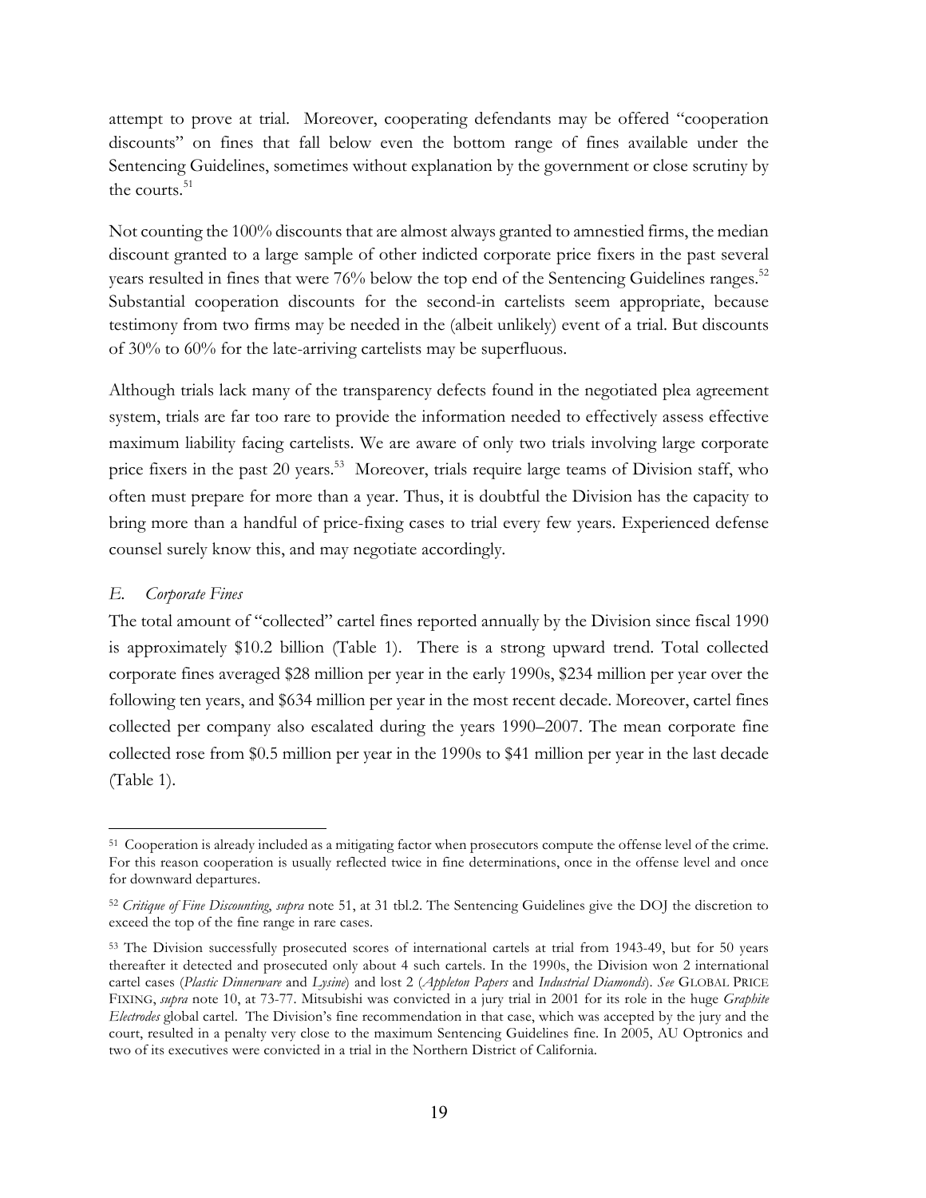attempt to prove at trial. Moreover, cooperating defendants may be offered "cooperation discounts" on fines that fall below even the bottom range of fines available under the Sentencing Guidelines, sometimes without explanation by the government or close scrutiny by the courts.[51]

Not counting the 100% discounts that are almost always granted to amnestied firms, the median discount granted to a large sample of other indicted corporate price fixers in the past several years resulted in fines that were 76% below the top end of the Sentencing Guidelines ranges.[52] Substantial cooperation discounts for the second-in cartelists seem appropriate, because testimony from two firms may be needed in the (albeit unlikely) event of a trial. But discounts of 30% to 60% for the late-arriving cartelists may be superfluous.

Although trials lack many of the transparency defects found in the negotiated plea agreement system, trials are far too rare to provide the information needed to effectively assess effective maximum liability facing cartelists. We are aware of only two trials involving large corporate price fixers in the past 20 years.[53] Moreover, trials require large teams of Division staff, who often must prepare for more than a year. Thus, it is doubtful the Division has the capacity to bring more than a handful of price-fixing cases to trial every few years. Experienced defense counsel surely know this, and may negotiate accordingly.

### *E. Corporate Fines*

The total amount of "collected" cartel fines reported annually by the Division since fiscal 1990 is approximately \$10.2 billion (Table 1). There is a strong upward trend. Total collected corporate fines averaged \$28 million per year in the early 1990s, \$234 million per year over the following ten years, and \$634 million per year in the most recent decade. Moreover, cartel fines collected per company also escalated during the years 1990–2007. The mean corporate fine collected rose from \$0.5 million per year in the 1990s to \$41 million per year in the last decade (Table 1).

---

[51] Cooperation is already included as a mitigating factor when prosecutors compute the offense level of the crime. For this reason cooperation is usually reflected twice in fine determinations, once in the offense level and once for downward departures.

[52] *Critique of Fine Discounting*, *supra* note 51, at 31 tbl.2. The Sentencing Guidelines give the DOJ the discretion to exceed the top of the fine range in rare cases.

[53] The Division successfully prosecuted scores of international cartels at trial from 1943-49, but for 50 years thereafter it detected and prosecuted only about 4 such cartels. In the 1990s, the Division won 2 international cartel cases (*Plastic Dinnerware* and *Lysine*) and lost 2 (*Appleton Papers* and *Industrial Diamonds*). *See* GLOBAL PRICE FIXING, *supra* note 10, at 73-77. Mitsubishi was convicted in a jury trial in 2001 for its role in the huge *Graphite Electrodes* global cartel. The Division's fine recommendation in that case, which was accepted by the jury and the court, resulted in a penalty very close to the maximum Sentencing Guidelines fine. In 2005, AU Optronics and two of its executives were convicted in a trial in the Northern District of California.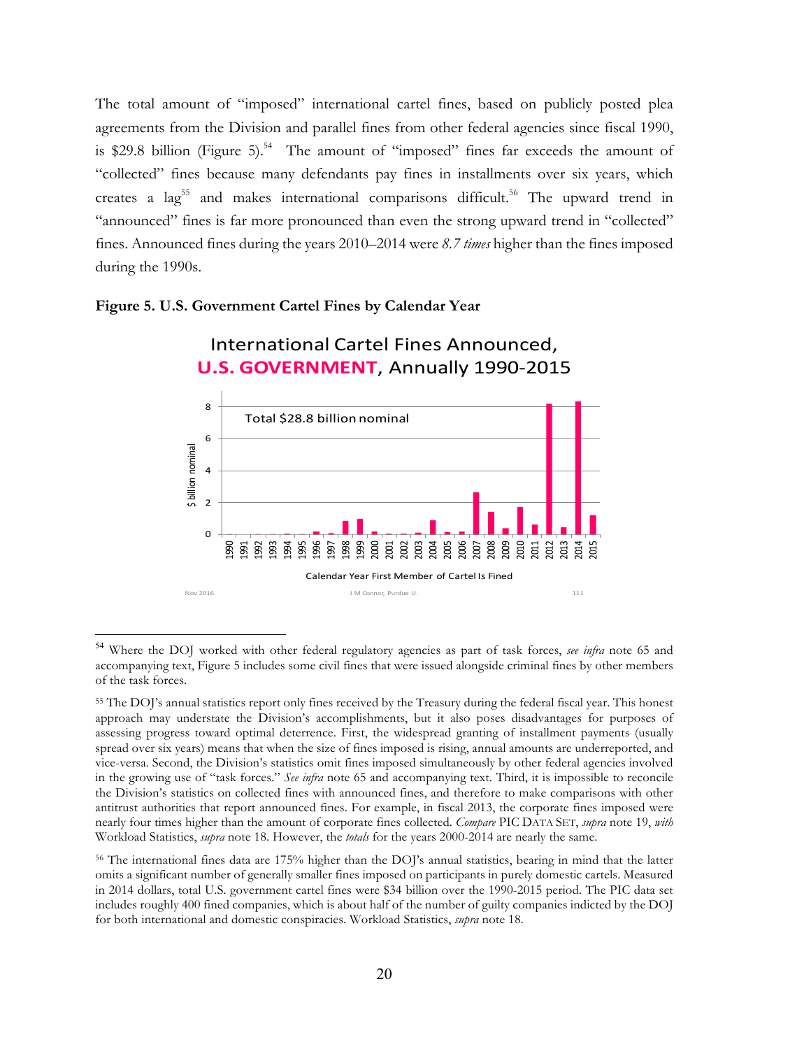The total amount of "imposed" international cartel fines, based on publicly posted plea agreements from the Division and parallel fines from other federal agencies since fiscal 1990, is $29.8 billion (Figure 5).[54] The amount of "imposed" fines far exceeds the amount of "collected" fines because many defendants pay fines in installments over six years, which creates a lag[55] and makes international comparisons difficult.[56] The upward trend in "announced" fines is far more pronounced than even the strong upward trend in "collected" fines. Announced fines during the years 2010–2014 were *8.7 times* higher than the fines imposed during the 1990s.

**Figure 5. U.S. Government Cartel Fines by Calendar Year**

International Cartel Fines Announced, **U.S. GOVERNMENT**, Annually 1990-2015

Total $28.8 billion nominal

$ billion nominal

Calendar Year First Member of Cartel Is Fined

---

[54] Where the DOJ worked with other federal regulatory agencies as part of task forces, *see infra* note 65 and accompanying text, Figure 5 includes some civil fines that were issued alongside criminal fines by other members of the task forces.

[55] The DOJ's annual statistics report only fines received by the Treasury during the federal fiscal year. This honest approach may understate the Division's accomplishments, but it also poses disadvantages for purposes of assessing progress toward optimal deterrence. First, the widespread granting of installment payments (usually spread over six years) means that when the size of fines imposed is rising, annual amounts are underreported, and vice-versa. Second, the Division's statistics omit fines imposed simultaneously by other federal agencies involved in the growing use of "task forces." *See infra* note 65 and accompanying text. Third, it is impossible to reconcile the Division's statistics on collected fines with announced fines, and therefore to make comparisons with other antitrust authorities that report announced fines. For example, in fiscal 2013, the corporate fines imposed were nearly four times higher than the amount of corporate fines collected. *Compare* PIC DATA SET, *supra* note 19, *with* Workload Statistics, *supra* note 18. However, the *totals* for the years 2000-2014 are nearly the same.

[56] The international fines data are 175% higher than the DOJ's annual statistics, bearing in mind that the latter omits a significant number of generally smaller fines imposed on participants in purely domestic cartels. Measured in 2014 dollars, total U.S. government cartel fines were $34 billion over the 1990-2015 period. The PIC data set includes roughly 400 fined companies, which is about half of the number of guilty companies indicted by the DOJ for both international and domestic conspiracies. Workload Statistics, *supra* note 18.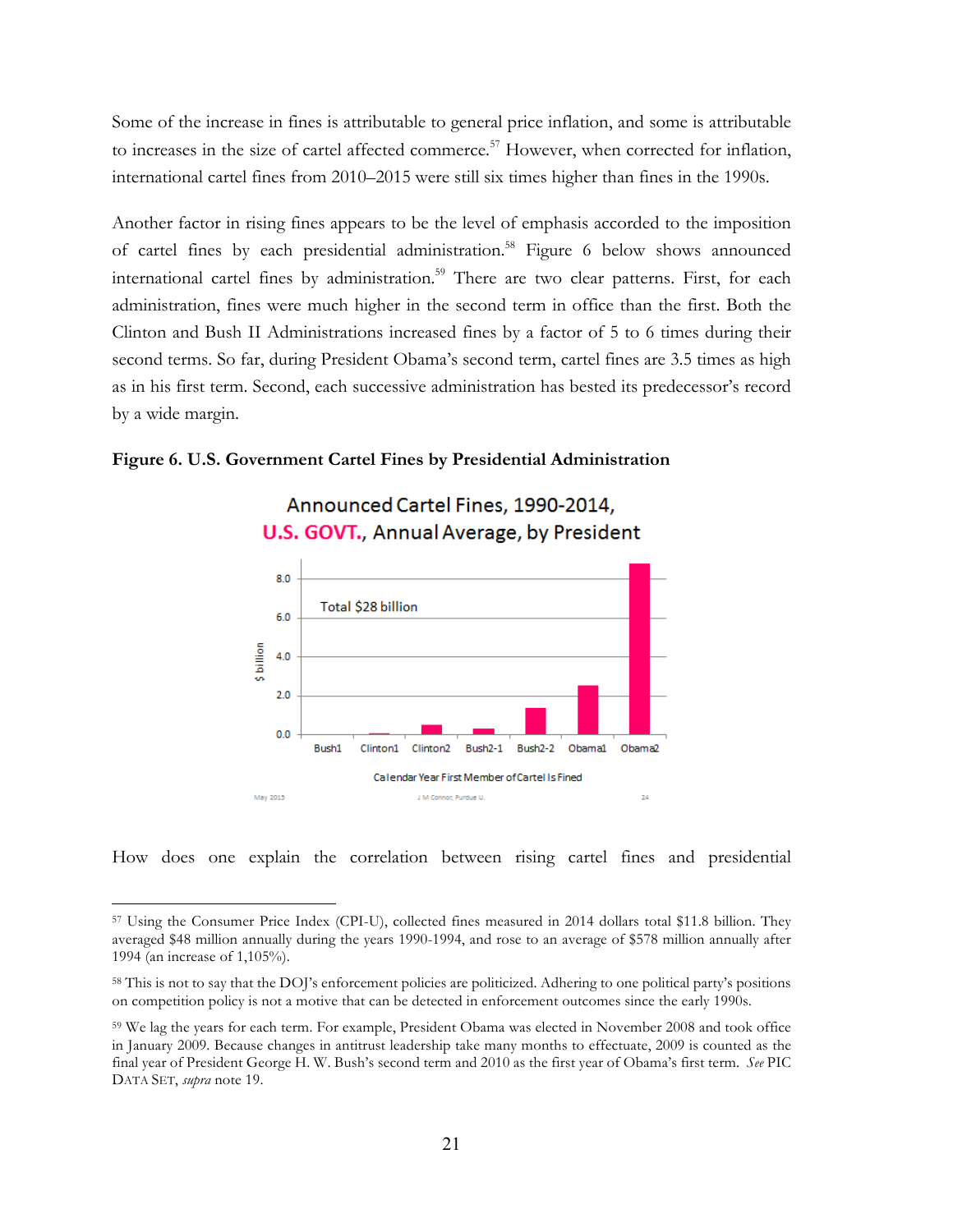Some of the increase in fines is attributable to general price inflation, and some is attributable to increases in the size of cartel affected commerce.[57] However, when corrected for inflation, international cartel fines from 2010–2015 were still six times higher than fines in the 1990s.

Another factor in rising fines appears to be the level of emphasis accorded to the imposition of cartel fines by each presidential administration.[58] Figure 6 below shows announced international cartel fines by administration.[59] There are two clear patterns. First, for each administration, fines were much higher in the second term in office than the first. Both the Clinton and Bush II Administrations increased fines by a factor of 5 to 6 times during their second terms. So far, during President Obama's second term, cartel fines are 3.5 times as high as in his first term. Second, each successive administration has bested its predecessor's record by a wide margin.

**Figure 6. U.S. Government Cartel Fines by Presidential Administration**

How does one explain the correlation between rising cartel fines and presidential

---

[57] Using the Consumer Price Index (CPI-U), collected fines measured in 2014 dollars total $11.8 billion. They averaged $48 million annually during the years 1990-1994, and rose to an average of $578 million annually after 1994 (an increase of 1,105%).

[58] This is not to say that the DOJ's enforcement policies are politicized. Adhering to one political party's positions on competition policy is not a motive that can be detected in enforcement outcomes since the early 1990s.

[59] We lag the years for each term. For example, President Obama was elected in November 2008 and took office in January 2009. Because changes in antitrust leadership take many months to effectuate, 2009 is counted as the final year of President George H. W. Bush's second term and 2010 as the first year of Obama's first term. *See* PIC DATA SET, *supra* note 19.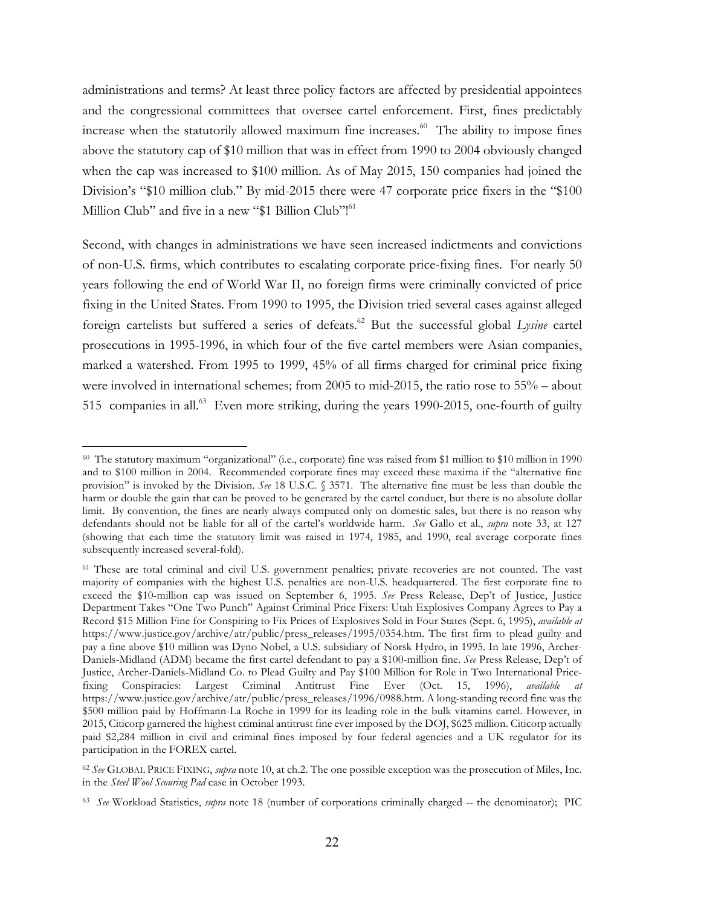administrations and terms? At least three policy factors are affected by presidential appointees and the congressional committees that oversee cartel enforcement. First, fines predictably increase when the statutorily allowed maximum fine increases.[60] The ability to impose fines above the statutory cap of $10 million that was in effect from 1990 to 2004 obviously changed when the cap was increased to $100 million. As of May 2015, 150 companies had joined the Division's "$10 million club." By mid-2015 there were 47 corporate price fixers in the "$100 Million Club" and five in a new "$1 Billion Club"![61]

Second, with changes in administrations we have seen increased indictments and convictions of non-U.S. firms, which contributes to escalating corporate price-fixing fines. For nearly 50 years following the end of World War II, no foreign firms were criminally convicted of price fixing in the United States. From 1990 to 1995, the Division tried several cases against alleged foreign cartelists but suffered a series of defeats.[62] But the successful global *Lysine* cartel prosecutions in 1995-1996, in which four of the five cartel members were Asian companies, marked a watershed. From 1995 to 1999, 45% of all firms charged for criminal price fixing were involved in international schemes; from 2005 to mid-2015, the ratio rose to 55% – about 515 companies in all.[63] Even more striking, during the years 1990-2015, one-fourth of guilty

---

[60] The statutory maximum "organizational" (i.e., corporate) fine was raised from $1 million to $10 million in 1990 and to $100 million in 2004. Recommended corporate fines may exceed these maxima if the "alternative fine provision" is invoked by the Division. *See* 18 U.S.C. § 3571. The alternative fine must be less than double the harm or double the gain that can be proved to be generated by the cartel conduct, but there is no absolute dollar limit. By convention, the fines are nearly always computed only on domestic sales, but there is no reason why defendants should not be liable for all of the cartel's worldwide harm. *See* Gallo et al., *supra* note 33, at 127 (showing that each time the statutory limit was raised in 1974, 1985, and 1990, real average corporate fines subsequently increased several-fold).

[61] These are total criminal and civil U.S. government penalties; private recoveries are not counted. The vast majority of companies with the highest U.S. penalties are non-U.S. headquartered. The first corporate fine to exceed the $10-million cap was issued on September 6, 1995. *See* Press Release, Dep't of Justice, Justice Department Takes "One Two Punch" Against Criminal Price Fixers: Utah Explosives Company Agrees to Pay a Record $15 Million Fine for Conspiring to Fix Prices of Explosives Sold in Four States (Sept. 6, 1995), *available at* https://www.justice.gov/archive/atr/public/press_releases/1995/0354.htm. The first firm to plead guilty and pay a fine above $10 million was Dyno Nobel, a U.S. subsidiary of Norsk Hydro, in 1995. In late 1996, Archer-Daniels-Midland (ADM) became the first cartel defendant to pay a $100-million fine. *See* Press Release, Dep't of Justice, Archer-Daniels-Midland Co. to Plead Guilty and Pay $100 Million for Role in Two International Price-fixing Conspiracies: Largest Criminal Antitrust Fine Ever (Oct. 15, 1996), *available at* https://www.justice.gov/archive/atr/public/press_releases/1996/0988.htm. A long-standing record fine was the $500 million paid by Hoffmann-La Roche in 1999 for its leading role in the bulk vitamins cartel. However, in 2015, Citicorp garnered the highest criminal antitrust fine ever imposed by the DOJ, $625 million. Citicorp actually paid $2,284 million in civil and criminal fines imposed by four federal agencies and a UK regulator for its participation in the FOREX cartel.

[62] *See* GLOBAL PRICE FIXING, *supra* note 10, at ch.2. The one possible exception was the prosecution of Miles, Inc. in the *Steel Wool Scouring Pad* case in October 1993.

[63] *See* Workload Statistics, *supra* note 18 (number of corporations criminally charged -- the denominator); PIC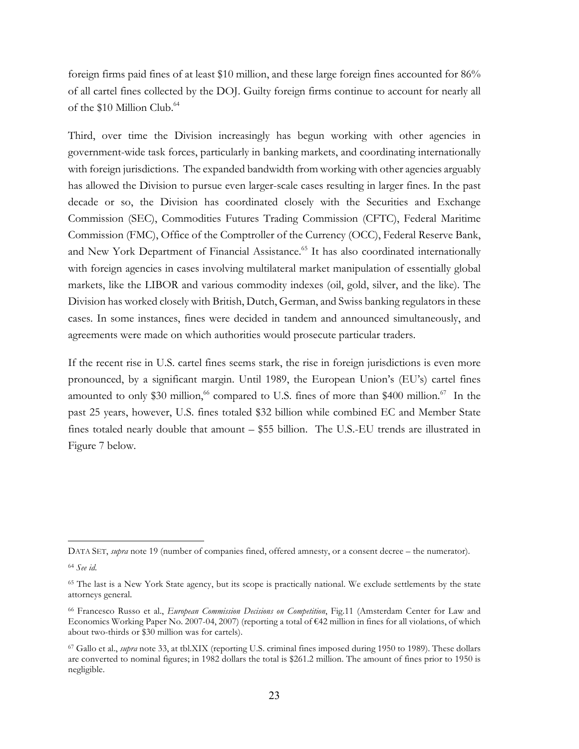foreign firms paid fines of at least $10 million, and these large foreign fines accounted for 86% of all cartel fines collected by the DOJ. Guilty foreign firms continue to account for nearly all of the $10 Million Club.[64]

Third, over time the Division increasingly has begun working with other agencies in government-wide task forces, particularly in banking markets, and coordinating internationally with foreign jurisdictions. The expanded bandwidth from working with other agencies arguably has allowed the Division to pursue even larger-scale cases resulting in larger fines. In the past decade or so, the Division has coordinated closely with the Securities and Exchange Commission (SEC), Commodities Futures Trading Commission (CFTC), Federal Maritime Commission (FMC), Office of the Comptroller of the Currency (OCC), Federal Reserve Bank, and New York Department of Financial Assistance.[65] It has also coordinated internationally with foreign agencies in cases involving multilateral market manipulation of essentially global markets, like the LIBOR and various commodity indexes (oil, gold, silver, and the like). The Division has worked closely with British, Dutch, German, and Swiss banking regulators in these cases. In some instances, fines were decided in tandem and announced simultaneously, and agreements were made on which authorities would prosecute particular traders.

If the recent rise in U.S. cartel fines seems stark, the rise in foreign jurisdictions is even more pronounced, by a significant margin. Until 1989, the European Union's (EU's) cartel fines amounted to only $30 million,[66] compared to U.S. fines of more than $400 million.[67] In the past 25 years, however, U.S. fines totaled $32 billion while combined EC and Member State fines totaled nearly double that amount – $55 billion. The U.S.-EU trends are illustrated in Figure 7 below.

---

DATA SET, *supra* note 19 (number of companies fined, offered amnesty, or a consent decree – the numerator).

[64] *See id.*

[65] The last is a New York State agency, but its scope is practically national. We exclude settlements by the state attorneys general.

[66] Francesco Russo et al., *European Commission Decisions on Competition*, Fig.11 (Amsterdam Center for Law and Economics Working Paper No. 2007-04, 2007) (reporting a total of €42 million in fines for all violations, of which about two-thirds or $30 million was for cartels).

[67] Gallo et al., *supra* note 33, at tbl.XIX (reporting U.S. criminal fines imposed during 1950 to 1989). These dollars are converted to nominal figures; in 1982 dollars the total is $261.2 million. The amount of fines prior to 1950 is negligible.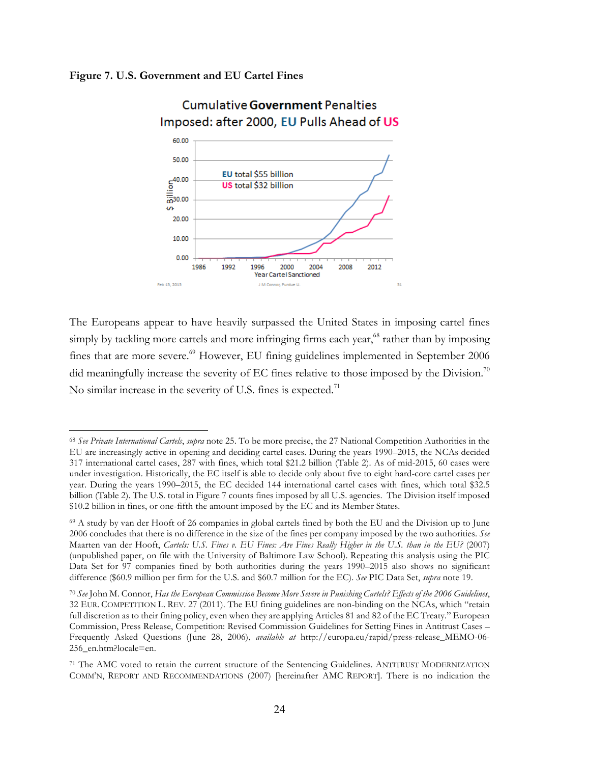**Figure 7. U.S. Government and EU Cartel Fines**

The Europeans appear to have heavily surpassed the United States in imposing cartel fines simply by tackling more cartels and more infringing firms each year,[68] rather than by imposing fines that are more severe.[69] However, EU fining guidelines implemented in September 2006 did meaningfully increase the severity of EC fines relative to those imposed by the Division.[70] No similar increase in the severity of U.S. fines is expected.[71]

---

[68] *See Private International Cartels*, *supra* note 25. To be more precise, the 27 National Competition Authorities in the EU are increasingly active in opening and deciding cartel cases. During the years 1990–2015, the NCAs decided 317 international cartel cases, 287 with fines, which total $21.2 billion (Table 2). As of mid-2015, 60 cases were under investigation. Historically, the EC itself is able to decide only about five to eight hard-core cartel cases per year. During the years 1990–2015, the EC decided 144 international cartel cases with fines, which total $32.5 billion (Table 2). The U.S. total in Figure 7 counts fines imposed by all U.S. agencies. The Division itself imposed $10.2 billion in fines, or one-fifth the amount imposed by the EC and its Member States.

[69] A study by van der Hooft of 26 companies in global cartels fined by both the EU and the Division up to June 2006 concludes that there is no difference in the size of the fines per company imposed by the two authorities. *See* Maarten van der Hooft, *Cartels: U.S. Fines v. EU Fines: Are Fines Really Higher in the U.S. than in the EU?* (2007) (unpublished paper, on file with the University of Baltimore Law School). Repeating this analysis using the PIC Data Set for 97 companies fined by both authorities during the years 1990–2015 also shows no significant difference ($60.9 million per firm for the U.S. and $60.7 million for the EC). *See* PIC Data Set, *supra* note 19.

[70] *See* John M. Connor, *Has the European Commission Become More Severe in Punishing Cartels? Effects of the 2006 Guidelines*, 32 EUR. COMPETITION L. REV. 27 (2011). The EU fining guidelines are non-binding on the NCAs, which "retain full discretion as to their fining policy, even when they are applying Articles 81 and 82 of the EC Treaty." European Commission, Press Release, Competition: Revised Commission Guidelines for Setting Fines in Antitrust Cases – Frequently Asked Questions (June 28, 2006), *available at* http://europa.eu/rapid/press-release_MEMO-06-256_en.htm?locale=en.

[71] The AMC voted to retain the current structure of the Sentencing Guidelines. ANTITRUST MODERNIZATION COMM'N, REPORT AND RECOMMENDATIONS (2007) [hereinafter AMC REPORT]. There is no indication the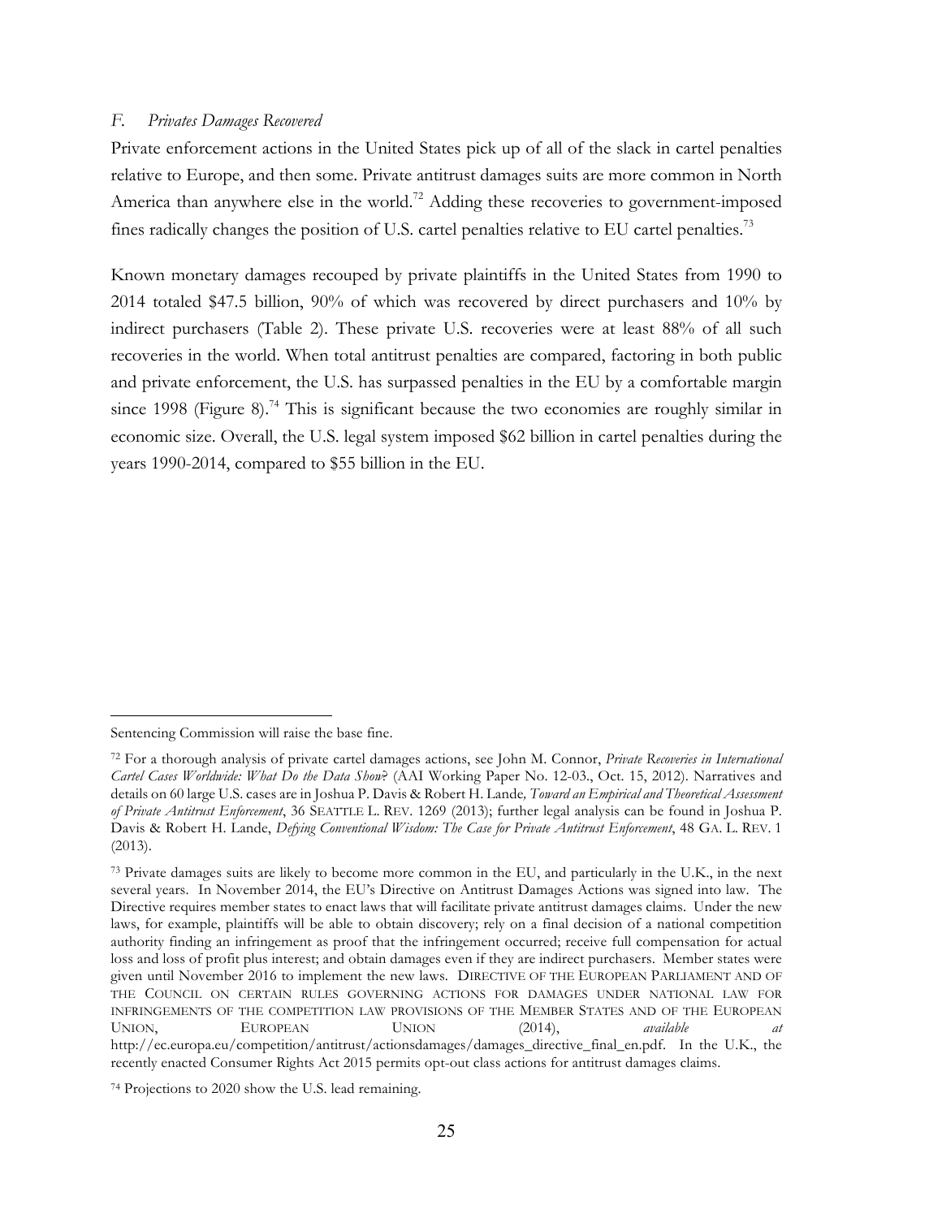### *F. Privates Damages Recovered*

Private enforcement actions in the United States pick up of all of the slack in cartel penalties relative to Europe, and then some. Private antitrust damages suits are more common in North America than anywhere else in the world.[72] Adding these recoveries to government-imposed fines radically changes the position of U.S. cartel penalties relative to EU cartel penalties.[73]

Known monetary damages recouped by private plaintiffs in the United States from 1990 to 2014 totaled $47.5 billion, 90% of which was recovered by direct purchasers and 10% by indirect purchasers (Table 2). These private U.S. recoveries were at least 88% of all such recoveries in the world. When total antitrust penalties are compared, factoring in both public and private enforcement, the U.S. has surpassed penalties in the EU by a comfortable margin since 1998 (Figure 8).[74] This is significant because the two economies are roughly similar in economic size. Overall, the U.S. legal system imposed $62 billion in cartel penalties during the years 1990-2014, compared to $55 billion in the EU.

---

Sentencing Commission will raise the base fine.

[72] For a thorough analysis of private cartel damages actions, see John M. Connor, *Private Recoveries in International Cartel Cases Worldwide: What Do the Data Show*? (AAI Working Paper No. 12-03., Oct. 15, 2012). Narratives and details on 60 large U.S. cases are in Joshua P. Davis & Robert H. Lande*, Toward an Empirical and Theoretical Assessment of Private Antitrust Enforcement*, 36 SEATTLE L. REV. 1269 (2013); further legal analysis can be found in Joshua P. Davis & Robert H. Lande, *Defying Conventional Wisdom: The Case for Private Antitrust Enforcement*, 48 GA. L. REV. 1 (2013).

[73] Private damages suits are likely to become more common in the EU, and particularly in the U.K., in the next several years. In November 2014, the EU's Directive on Antitrust Damages Actions was signed into law. The Directive requires member states to enact laws that will facilitate private antitrust damages claims. Under the new laws, for example, plaintiffs will be able to obtain discovery; rely on a final decision of a national competition authority finding an infringement as proof that the infringement occurred; receive full compensation for actual loss and loss of profit plus interest; and obtain damages even if they are indirect purchasers. Member states were given until November 2016 to implement the new laws. DIRECTIVE OF THE EUROPEAN PARLIAMENT AND OF THE COUNCIL ON CERTAIN RULES GOVERNING ACTIONS FOR DAMAGES UNDER NATIONAL LAW FOR INFRINGEMENTS OF THE COMPETITION LAW PROVISIONS OF THE MEMBER STATES AND OF THE EUROPEAN UNION, EUROPEAN UNION (2014), *available at* http://ec.europa.eu/competition/antitrust/actionsdamages/damages_directive_final_en.pdf. In the U.K., the recently enacted Consumer Rights Act 2015 permits opt-out class actions for antitrust damages claims.

[74] Projections to 2020 show the U.S. lead remaining.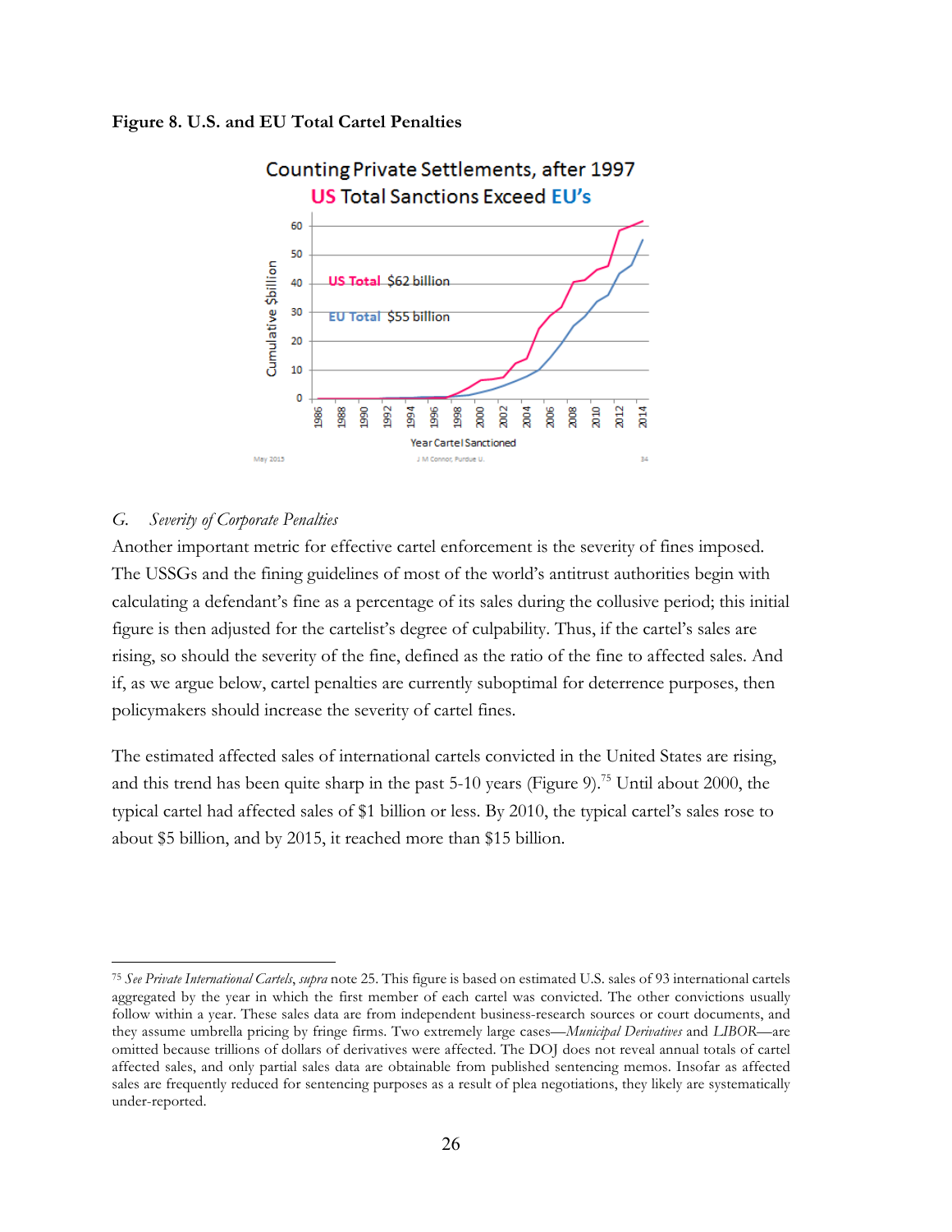**Figure 8. U.S. and EU Total Cartel Penalties**

*G. Severity of Corporate Penalties*

Another important metric for effective cartel enforcement is the severity of fines imposed. The USSGs and the fining guidelines of most of the world's antitrust authorities begin with calculating a defendant's fine as a percentage of its sales during the collusive period; this initial figure is then adjusted for the cartelist's degree of culpability. Thus, if the cartel's sales are rising, so should the severity of the fine, defined as the ratio of the fine to affected sales. And if, as we argue below, cartel penalties are currently suboptimal for deterrence purposes, then policymakers should increase the severity of cartel fines.

The estimated affected sales of international cartels convicted in the United States are rising, and this trend has been quite sharp in the past 5-10 years (Figure 9).[75] Until about 2000, the typical cartel had affected sales of $1 billion or less. By 2010, the typical cartel's sales rose to about $5 billion, and by 2015, it reached more than $15 billion.

---

[75] *See Private International Cartels*, *supra* note 25. This figure is based on estimated U.S. sales of 93 international cartels aggregated by the year in which the first member of each cartel was convicted. The other convictions usually follow within a year. These sales data are from independent business-research sources or court documents, and they assume umbrella pricing by fringe firms. Two extremely large cases—*Municipal Derivatives* and *LIBOR*—are omitted because trillions of dollars of derivatives were affected. The DOJ does not reveal annual totals of cartel affected sales, and only partial sales data are obtainable from published sentencing memos. Insofar as affected sales are frequently reduced for sentencing purposes as a result of plea negotiations, they likely are systematically under-reported.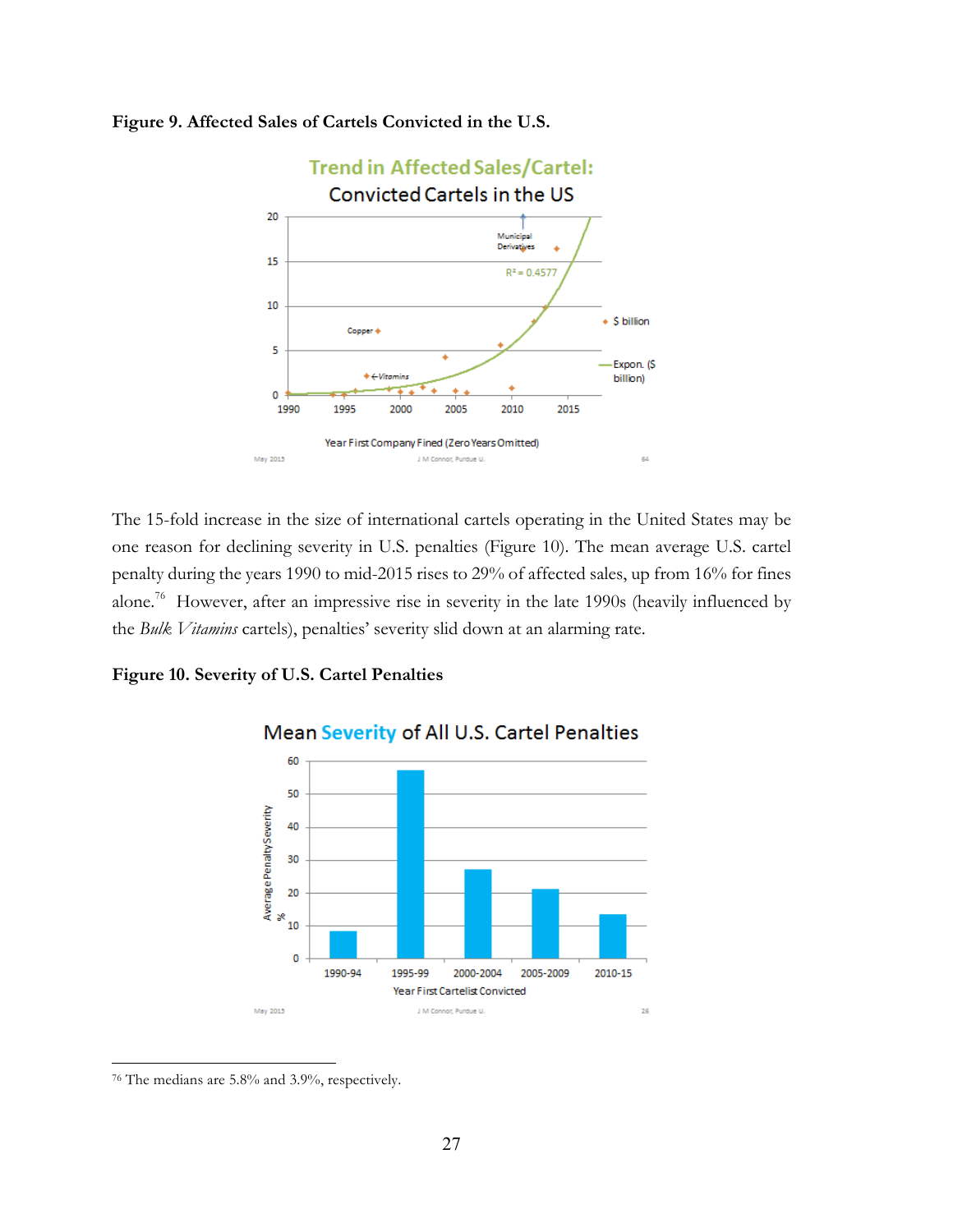**Figure 9. Affected Sales of Cartels Convicted in the U.S.**

The 15-fold increase in the size of international cartels operating in the United States may be one reason for declining severity in U.S. penalties (Figure 10). The mean average U.S. cartel penalty during the years 1990 to mid-2015 rises to 29% of affected sales, up from 16% for fines alone.[76] However, after an impressive rise in severity in the late 1990s (heavily influenced by the *Bulk Vitamins* cartels), penalties' severity slid down at an alarming rate.

**Figure 10. Severity of U.S. Cartel Penalties**

[76] The medians are 5.8% and 3.9%, respectively.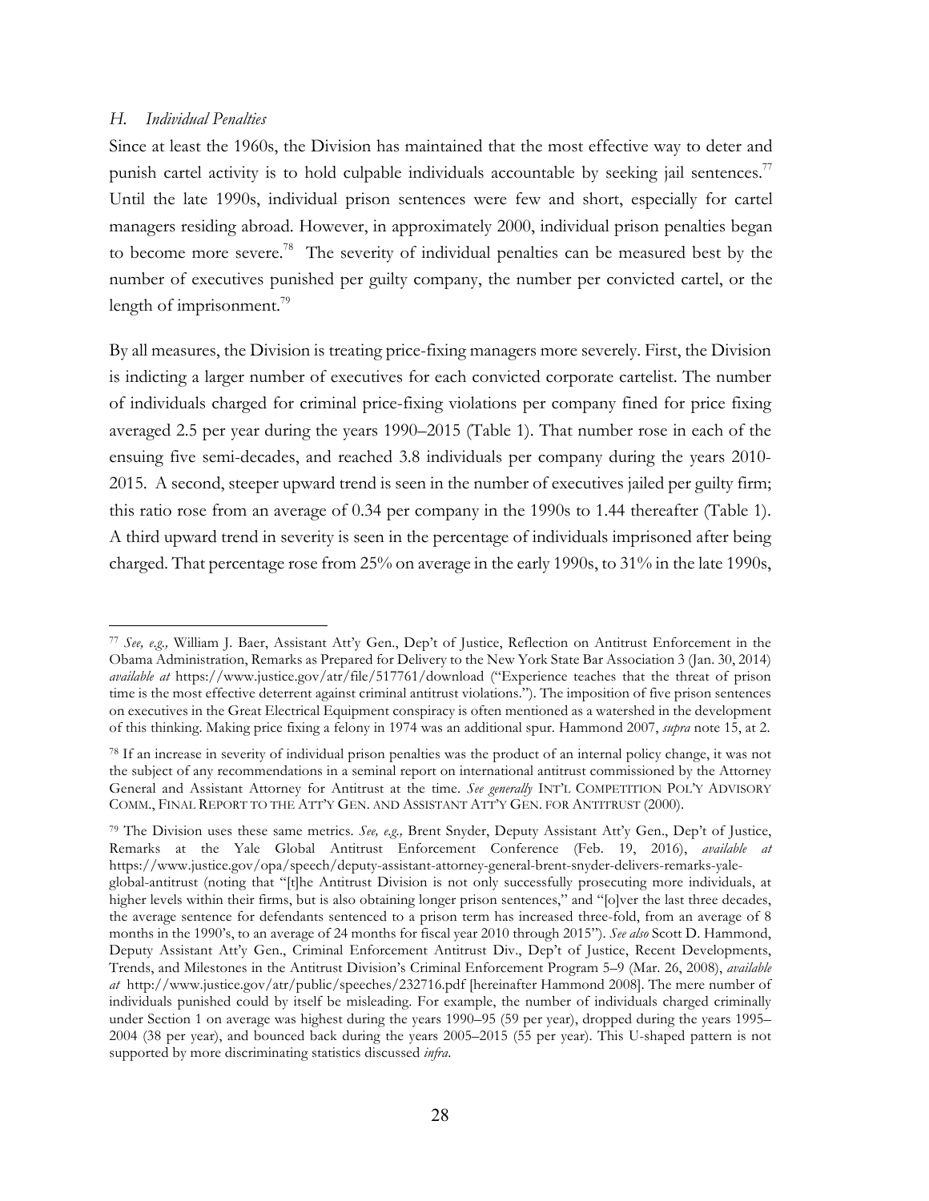### *H. Individual Penalties*

Since at least the 1960s, the Division has maintained that the most effective way to deter and punish cartel activity is to hold culpable individuals accountable by seeking jail sentences.[77] Until the late 1990s, individual prison sentences were few and short, especially for cartel managers residing abroad. However, in approximately 2000, individual prison penalties began to become more severe.[78] The severity of individual penalties can be measured best by the number of executives punished per guilty company, the number per convicted cartel, or the length of imprisonment.[79]

By all measures, the Division is treating price-fixing managers more severely. First, the Division is indicting a larger number of executives for each convicted corporate cartelist. The number of individuals charged for criminal price-fixing violations per company fined for price fixing averaged 2.5 per year during the years 1990–2015 (Table 1). That number rose in each of the ensuing five semi-decades, and reached 3.8 individuals per company during the years 2010-2015. A second, steeper upward trend is seen in the number of executives jailed per guilty firm; this ratio rose from an average of 0.34 per company in the 1990s to 1.44 thereafter (Table 1). A third upward trend in severity is seen in the percentage of individuals imprisoned after being charged. That percentage rose from 25% on average in the early 1990s, to 31% in the late 1990s,

---

[77] *See, e.g.,* William J. Baer, Assistant Att'y Gen., Dep't of Justice, Reflection on Antitrust Enforcement in the Obama Administration, Remarks as Prepared for Delivery to the New York State Bar Association 3 (Jan. 30, 2014) *available at* https://www.justice.gov/atr/file/517761/download ("Experience teaches that the threat of prison time is the most effective deterrent against criminal antitrust violations."). The imposition of five prison sentences on executives in the Great Electrical Equipment conspiracy is often mentioned as a watershed in the development of this thinking. Making price fixing a felony in 1974 was an additional spur. Hammond 2007, *supra* note 15, at 2.

[78] If an increase in severity of individual prison penalties was the product of an internal policy change, it was not the subject of any recommendations in a seminal report on international antitrust commissioned by the Attorney General and Assistant Attorney for Antitrust at the time. *See generally* INT'L COMPETITION POL'Y ADVISORY COMM., FINAL REPORT TO THE ATT'Y GEN. AND ASSISTANT ATT'Y GEN. FOR ANTITRUST (2000).

[79] The Division uses these same metrics. *See, e.g.,* Brent Snyder, Deputy Assistant Att'y Gen., Dep't of Justice, Remarks at the Yale Global Antitrust Enforcement Conference (Feb. 19, 2016), *available at* https://www.justice.gov/opa/speech/deputy-assistant-attorney-general-brent-snyder-delivers-remarks-yale-global-antitrust (noting that "[t]he Antitrust Division is not only successfully prosecuting more individuals, at higher levels within their firms, but is also obtaining longer prison sentences," and "[o]ver the last three decades, the average sentence for defendants sentenced to a prison term has increased three-fold, from an average of 8 months in the 1990's, to an average of 24 months for fiscal year 2010 through 2015"). *See also* Scott D. Hammond, Deputy Assistant Att'y Gen., Criminal Enforcement Antitrust Div., Dep't of Justice, Recent Developments, Trends, and Milestones in the Antitrust Division's Criminal Enforcement Program 5–9 (Mar. 26, 2008), *available at* http://www.justice.gov/atr/public/speeches/232716.pdf [hereinafter Hammond 2008]. The mere number of individuals punished could by itself be misleading. For example, the number of individuals charged criminally under Section 1 on average was highest during the years 1990–95 (59 per year), dropped during the years 1995–2004 (38 per year), and bounced back during the years 2005–2015 (55 per year). This U-shaped pattern is not supported by more discriminating statistics discussed *infra*.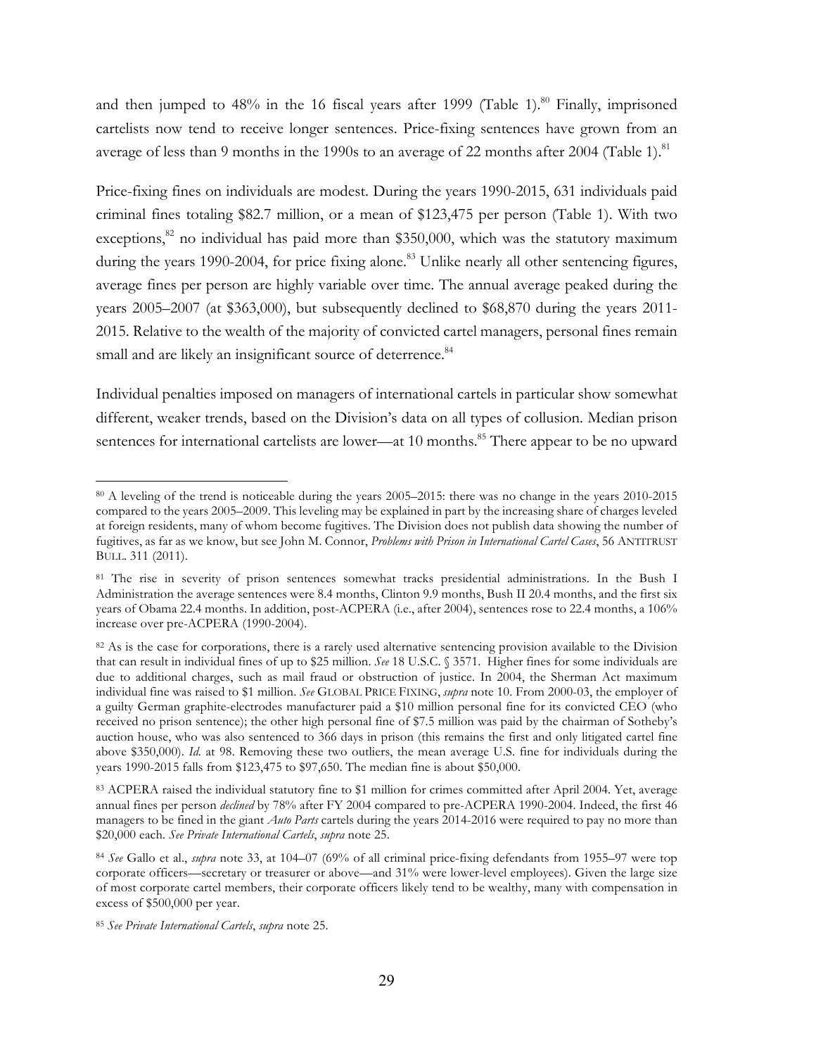and then jumped to 48% in the 16 fiscal years after 1999 (Table 1).[80] Finally, imprisoned cartelists now tend to receive longer sentences. Price-fixing sentences have grown from an average of less than 9 months in the 1990s to an average of 22 months after 2004 (Table 1).[81]

Price-fixing fines on individuals are modest. During the years 1990-2015, 631 individuals paid criminal fines totaling $82.7 million, or a mean of $123,475 per person (Table 1). With two exceptions,[82] no individual has paid more than $350,000, which was the statutory maximum during the years 1990-2004, for price fixing alone.[83] Unlike nearly all other sentencing figures, average fines per person are highly variable over time. The annual average peaked during the years 2005–2007 (at $363,000), but subsequently declined to $68,870 during the years 2011-2015. Relative to the wealth of the majority of convicted cartel managers, personal fines remain small and are likely an insignificant source of deterrence.[84]

Individual penalties imposed on managers of international cartels in particular show somewhat different, weaker trends, based on the Division's data on all types of collusion. Median prison sentences for international cartelists are lower—at 10 months.[85] There appear to be no upward

---

[80] A leveling of the trend is noticeable during the years 2005–2015: there was no change in the years 2010-2015 compared to the years 2005–2009. This leveling may be explained in part by the increasing share of charges leveled at foreign residents, many of whom become fugitives. The Division does not publish data showing the number of fugitives, as far as we know, but see John M. Connor, *Problems with Prison in International Cartel Cases*, 56 ANTITRUST BULL. 311 (2011).

[81] The rise in severity of prison sentences somewhat tracks presidential administrations. In the Bush I Administration the average sentences were 8.4 months, Clinton 9.9 months, Bush II 20.4 months, and the first six years of Obama 22.4 months. In addition, post-ACPERA (i.e., after 2004), sentences rose to 22.4 months, a 106% increase over pre-ACPERA (1990-2004).

[82] As is the case for corporations, there is a rarely used alternative sentencing provision available to the Division that can result in individual fines of up to $25 million. *See* 18 U.S.C. § 3571. Higher fines for some individuals are due to additional charges, such as mail fraud or obstruction of justice. In 2004, the Sherman Act maximum individual fine was raised to $1 million. *See* GLOBAL PRICE FIXING, *supra* note 10. From 2000-03, the employer of a guilty German graphite-electrodes manufacturer paid a $10 million personal fine for its convicted CEO (who received no prison sentence); the other high personal fine of $7.5 million was paid by the chairman of Sotheby's auction house, who was also sentenced to 366 days in prison (this remains the first and only litigated cartel fine above $350,000). *Id.* at 98. Removing these two outliers, the mean average U.S. fine for individuals during the years 1990-2015 falls from $123,475 to $97,650. The median fine is about $50,000.

[83] ACPERA raised the individual statutory fine to $1 million for crimes committed after April 2004. Yet, average annual fines per person *declined* by 78% after FY 2004 compared to pre-ACPERA 1990-2004. Indeed, the first 46 managers to be fined in the giant *Auto Parts* cartels during the years 2014-2016 were required to pay no more than $20,000 each. *See Private International Cartels*, *supra* note 25.

[84] *See* Gallo et al., *supra* note 33, at 104–07 (69% of all criminal price-fixing defendants from 1955–97 were top corporate officers—secretary or treasurer or above—and 31% were lower-level employees). Given the large size of most corporate cartel members, their corporate officers likely tend to be wealthy, many with compensation in excess of $500,000 per year.

[85] *See Private International Cartels*, *supra* note 25.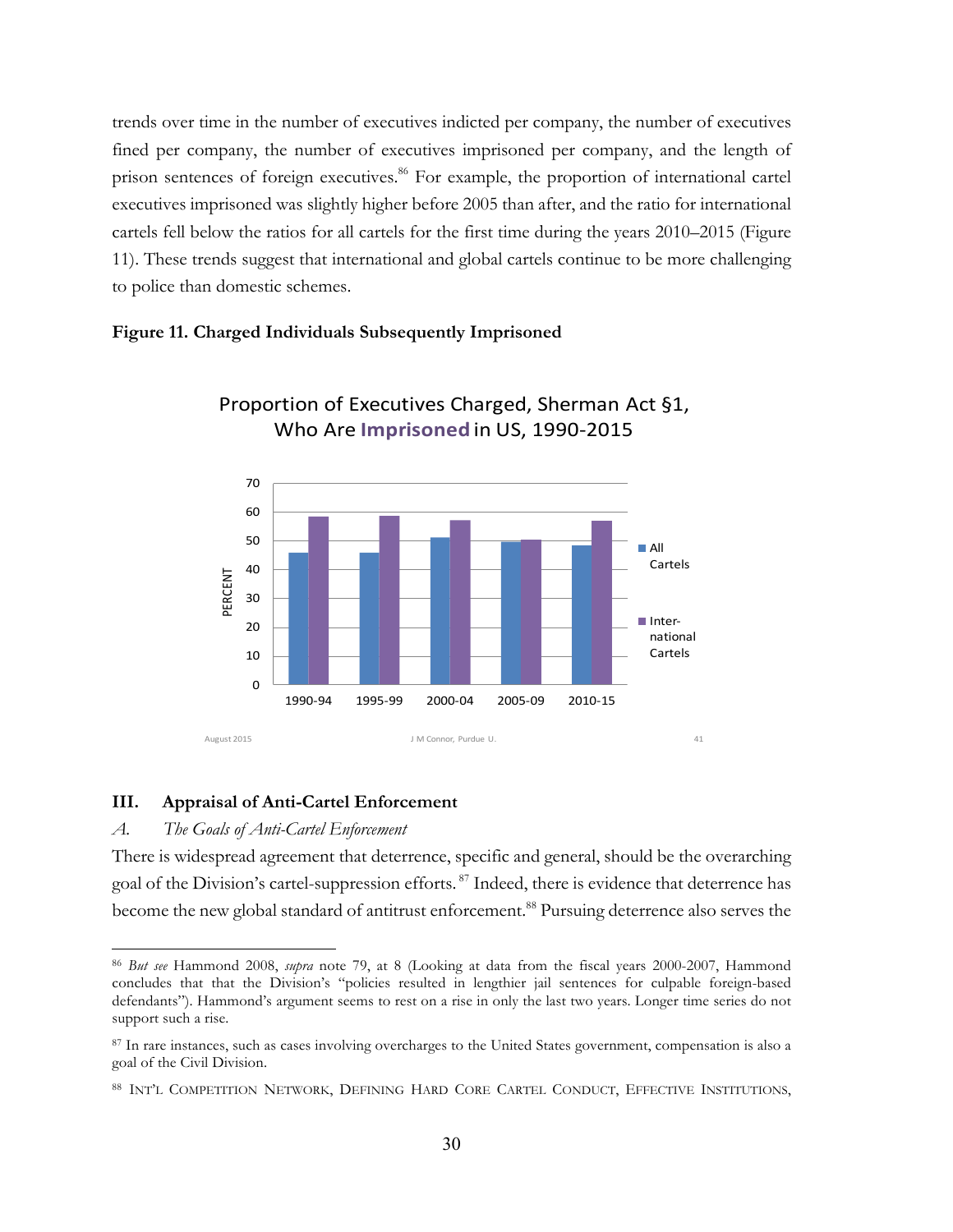trends over time in the number of executives indicted per company, the number of executives fined per company, the number of executives imprisoned per company, and the length of prison sentences of foreign executives.[86] For example, the proportion of international cartel executives imprisoned was slightly higher before 2005 than after, and the ratio for international cartels fell below the ratios for all cartels for the first time during the years 2010–2015 (Figure 11). These trends suggest that international and global cartels continue to be more challenging to police than domestic schemes.

**Figure 11. Charged Individuals Subsequently Imprisoned**

Proportion of Executives Charged, Sherman Act §1, Who Are **Imprisoned** in US, 1990-2015

August 2015 J M Connor, Purdue U. 41

## III. Appraisal of Anti-Cartel Enforcement

### *A. The Goals of Anti-Cartel Enforcement*

There is widespread agreement that deterrence, specific and general, should be the overarching goal of the Division's cartel-suppression efforts.[87] Indeed, there is evidence that deterrence has become the new global standard of antitrust enforcement.[88] Pursuing deterrence also serves the

---

[86] *But see* Hammond 2008, *supra* note 79, at 8 (Looking at data from the fiscal years 2000-2007, Hammond concludes that that the Division's "policies resulted in lengthier jail sentences for culpable foreign-based defendants"). Hammond's argument seems to rest on a rise in only the last two years. Longer time series do not support such a rise.

[87] In rare instances, such as cases involving overcharges to the United States government, compensation is also a goal of the Civil Division.

[88] INT'L COMPETITION NETWORK, DEFINING HARD CORE CARTEL CONDUCT, EFFECTIVE INSTITUTIONS,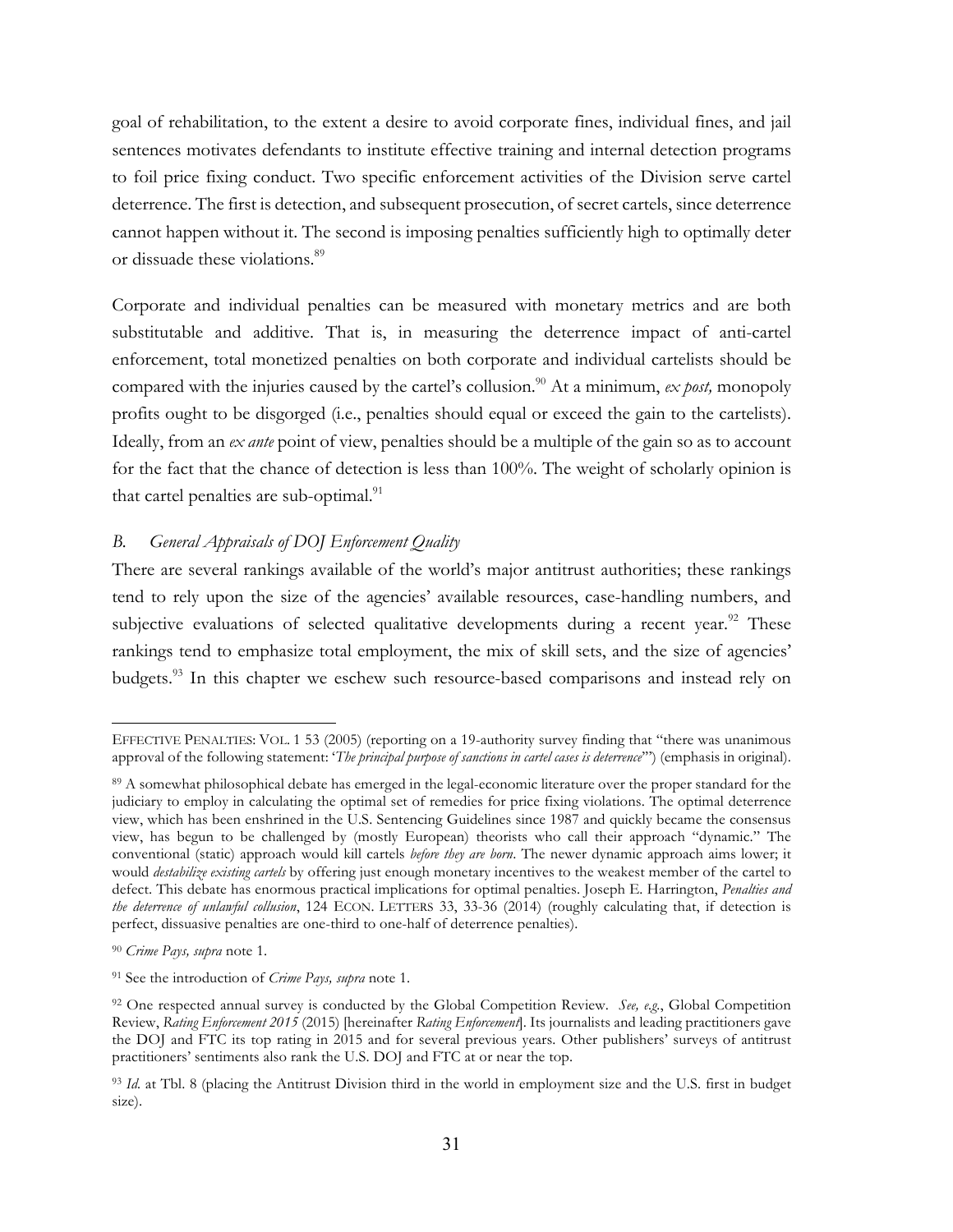goal of rehabilitation, to the extent a desire to avoid corporate fines, individual fines, and jail sentences motivates defendants to institute effective training and internal detection programs to foil price fixing conduct. Two specific enforcement activities of the Division serve cartel deterrence. The first is detection, and subsequent prosecution, of secret cartels, since deterrence cannot happen without it. The second is imposing penalties sufficiently high to optimally deter or dissuade these violations.[89]

Corporate and individual penalties can be measured with monetary metrics and are both substitutable and additive. That is, in measuring the deterrence impact of anti-cartel enforcement, total monetized penalties on both corporate and individual cartelists should be compared with the injuries caused by the cartel's collusion.[90] At a minimum, *ex post,* monopoly profits ought to be disgorged (i.e., penalties should equal or exceed the gain to the cartelists). Ideally, from an *ex ante* point of view, penalties should be a multiple of the gain so as to account for the fact that the chance of detection is less than 100%. The weight of scholarly opinion is that cartel penalties are sub-optimal.[91]

### *B. General Appraisals of DOJ Enforcement Quality*

There are several rankings available of the world's major antitrust authorities; these rankings tend to rely upon the size of the agencies' available resources, case-handling numbers, and subjective evaluations of selected qualitative developments during a recent year.[92] These rankings tend to emphasize total employment, the mix of skill sets, and the size of agencies' budgets.[93] In this chapter we eschew such resource-based comparisons and instead rely on

---

EFFECTIVE PENALTIES: VOL. 1 53 (2005) (reporting on a 19-authority survey finding that "there was unanimous approval of the following statement: '*The principal purpose of sanctions in cartel cases is deterrence*'") (emphasis in original).

[89] A somewhat philosophical debate has emerged in the legal-economic literature over the proper standard for the judiciary to employ in calculating the optimal set of remedies for price fixing violations. The optimal deterrence view, which has been enshrined in the U.S. Sentencing Guidelines since 1987 and quickly became the consensus view, has begun to be challenged by (mostly European) theorists who call their approach "dynamic." The conventional (static) approach would kill cartels *before they are born*. The newer dynamic approach aims lower; it would *destabilize existing cartels* by offering just enough monetary incentives to the weakest member of the cartel to defect. This debate has enormous practical implications for optimal penalties. Joseph E. Harrington, *Penalties and the deterrence of unlawful collusion*, 124 ECON. LETTERS 33, 33-36 (2014) (roughly calculating that, if detection is perfect, dissuasive penalties are one-third to one-half of deterrence penalties).

[90] *Crime Pays, supra* note 1.

[91] See the introduction of *Crime Pays, supra* note 1.

[92] One respected annual survey is conducted by the Global Competition Review. *See, e.g.*, Global Competition Review, *Rating Enforcement 2015* (2015) [hereinafter *Rating Enforcement*]. Its journalists and leading practitioners gave the DOJ and FTC its top rating in 2015 and for several previous years. Other publishers' surveys of antitrust practitioners' sentiments also rank the U.S. DOJ and FTC at or near the top.

[93] *Id.* at Tbl. 8 (placing the Antitrust Division third in the world in employment size and the U.S. first in budget size).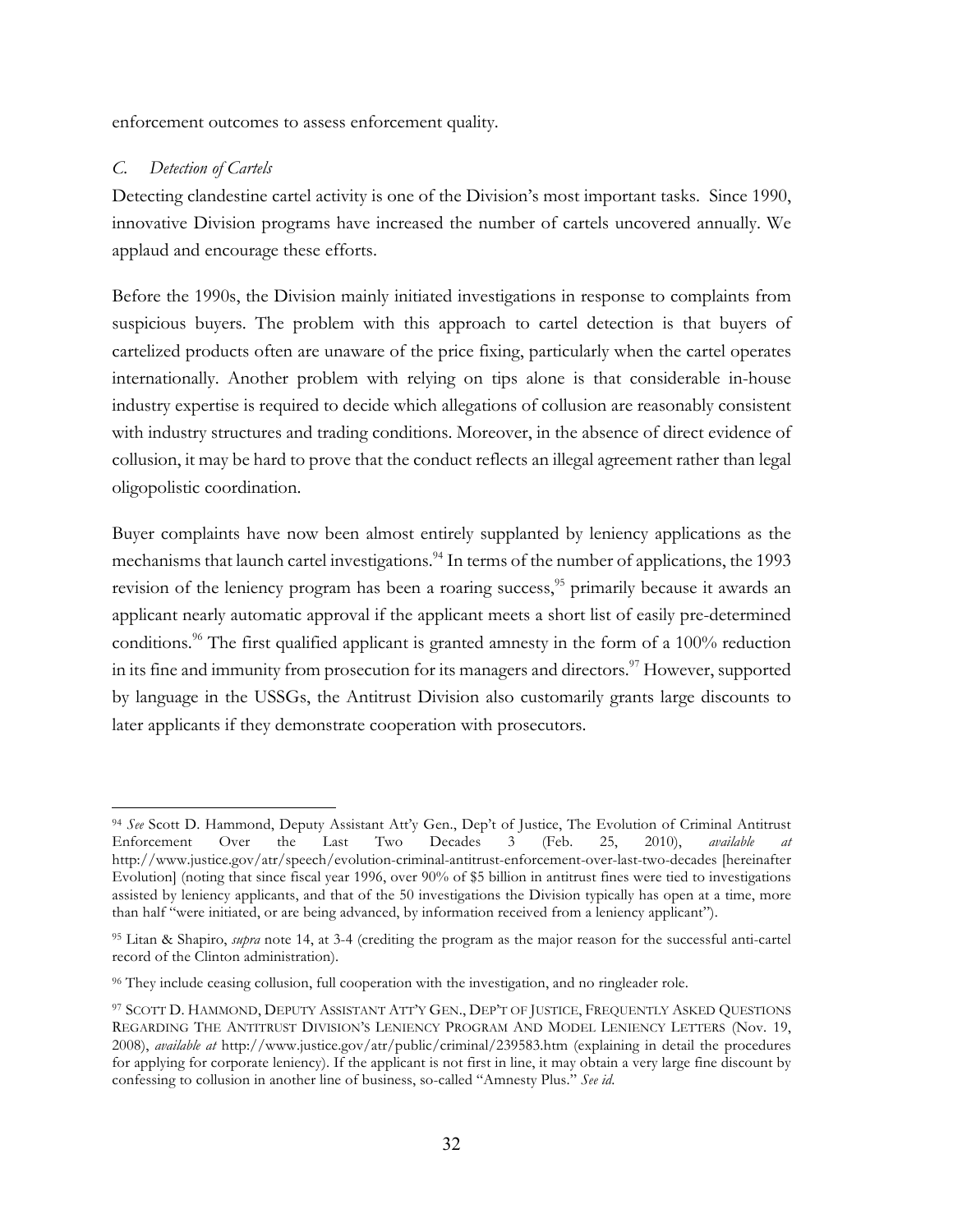enforcement outcomes to assess enforcement quality.

### *C. Detection of Cartels*

Detecting clandestine cartel activity is one of the Division's most important tasks. Since 1990, innovative Division programs have increased the number of cartels uncovered annually. We applaud and encourage these efforts.

Before the 1990s, the Division mainly initiated investigations in response to complaints from suspicious buyers. The problem with this approach to cartel detection is that buyers of cartelized products often are unaware of the price fixing, particularly when the cartel operates internationally. Another problem with relying on tips alone is that considerable in-house industry expertise is required to decide which allegations of collusion are reasonably consistent with industry structures and trading conditions. Moreover, in the absence of direct evidence of collusion, it may be hard to prove that the conduct reflects an illegal agreement rather than legal oligopolistic coordination.

Buyer complaints have now been almost entirely supplanted by leniency applications as the mechanisms that launch cartel investigations.[94] In terms of the number of applications, the 1993 revision of the leniency program has been a roaring success,[95] primarily because it awards an applicant nearly automatic approval if the applicant meets a short list of easily pre-determined conditions.[96] The first qualified applicant is granted amnesty in the form of a 100% reduction in its fine and immunity from prosecution for its managers and directors.[97] However, supported by language in the USSGs, the Antitrust Division also customarily grants large discounts to later applicants if they demonstrate cooperation with prosecutors.

---

[94] *See* Scott D. Hammond, Deputy Assistant Att'y Gen., Dep't of Justice, The Evolution of Criminal Antitrust Enforcement Over the Last Two Decades 3 (Feb. 25, 2010), *available at* http://www.justice.gov/atr/speech/evolution-criminal-antitrust-enforcement-over-last-two-decades [hereinafter Evolution] (noting that since fiscal year 1996, over 90% of $5 billion in antitrust fines were tied to investigations assisted by leniency applicants, and that of the 50 investigations the Division typically has open at a time, more than half "were initiated, or are being advanced, by information received from a leniency applicant").

[95] Litan & Shapiro, *supra* note 14, at 3-4 (crediting the program as the major reason for the successful anti-cartel record of the Clinton administration).

[96] They include ceasing collusion, full cooperation with the investigation, and no ringleader role.

[97] SCOTT D. HAMMOND, DEPUTY ASSISTANT ATT'Y GEN., DEP'T OF JUSTICE, FREQUENTLY ASKED QUESTIONS REGARDING THE ANTITRUST DIVISION'S LENIENCY PROGRAM AND MODEL LENIENCY LETTERS (Nov. 19, 2008), *available at* http://www.justice.gov/atr/public/criminal/239583.htm (explaining in detail the procedures for applying for corporate leniency). If the applicant is not first in line, it may obtain a very large fine discount by confessing to collusion in another line of business, so-called "Amnesty Plus." *See id.*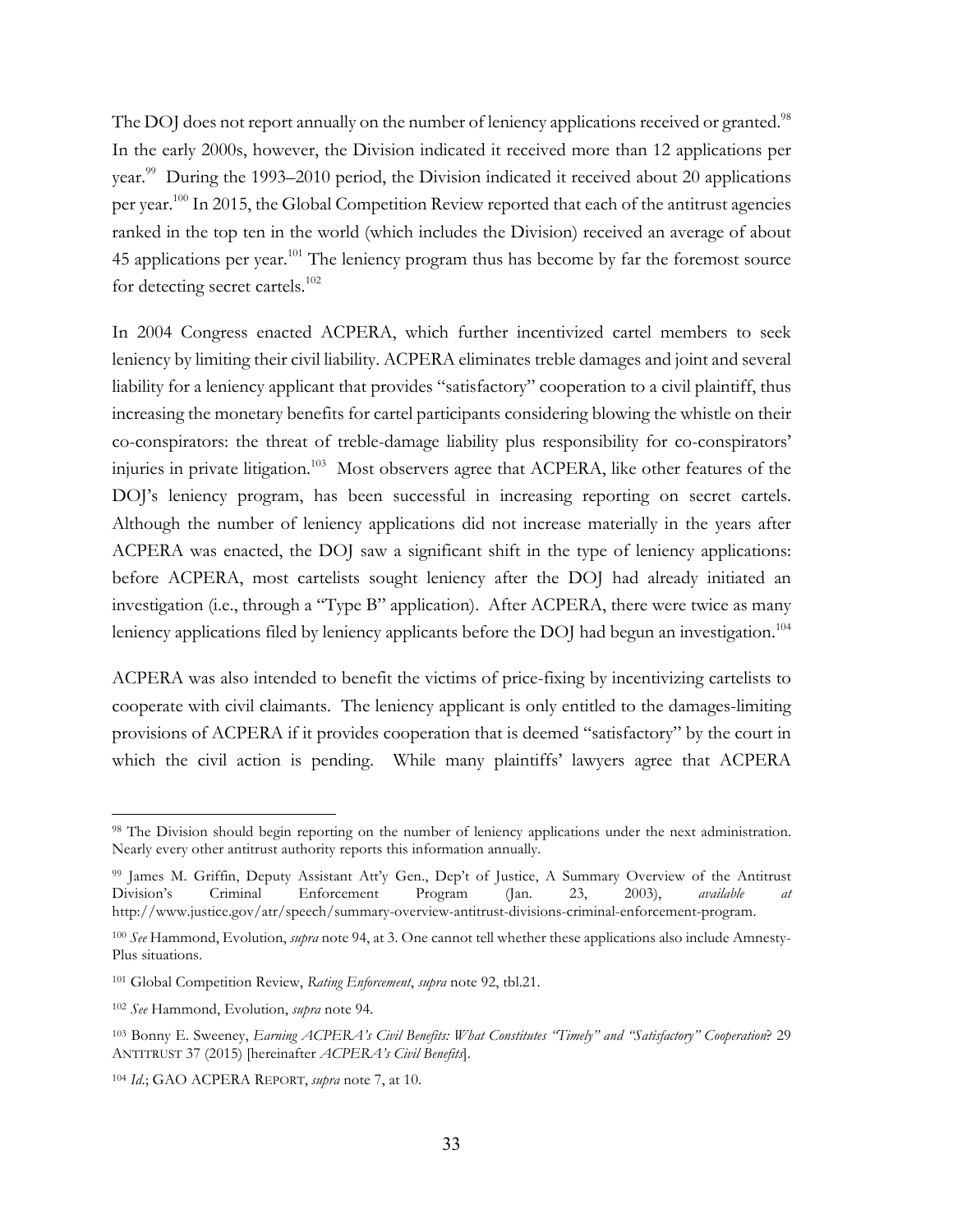The DOJ does not report annually on the number of leniency applications received or granted.[98] In the early 2000s, however, the Division indicated it received more than 12 applications per year.[99] During the 1993–2010 period, the Division indicated it received about 20 applications per year.[100] In 2015, the Global Competition Review reported that each of the antitrust agencies ranked in the top ten in the world (which includes the Division) received an average of about 45 applications per year.[101] The leniency program thus has become by far the foremost source for detecting secret cartels.[102]

In 2004 Congress enacted ACPERA, which further incentivized cartel members to seek leniency by limiting their civil liability. ACPERA eliminates treble damages and joint and several liability for a leniency applicant that provides "satisfactory" cooperation to a civil plaintiff, thus increasing the monetary benefits for cartel participants considering blowing the whistle on their co-conspirators: the threat of treble-damage liability plus responsibility for co-conspirators' injuries in private litigation.[103] Most observers agree that ACPERA, like other features of the DOJ's leniency program, has been successful in increasing reporting on secret cartels. Although the number of leniency applications did not increase materially in the years after ACPERA was enacted, the DOJ saw a significant shift in the type of leniency applications: before ACPERA, most cartelists sought leniency after the DOJ had already initiated an investigation (i.e., through a "Type B" application). After ACPERA, there were twice as many leniency applications filed by leniency applicants before the DOJ had begun an investigation.[104]

ACPERA was also intended to benefit the victims of price-fixing by incentivizing cartelists to cooperate with civil claimants. The leniency applicant is only entitled to the damages-limiting provisions of ACPERA if it provides cooperation that is deemed "satisfactory" by the court in which the civil action is pending. While many plaintiffs' lawyers agree that ACPERA

---

[98] The Division should begin reporting on the number of leniency applications under the next administration. Nearly every other antitrust authority reports this information annually.

[99] James M. Griffin, Deputy Assistant Att'y Gen., Dep't of Justice, A Summary Overview of the Antitrust Division's Criminal Enforcement Program (Jan. 23, 2003), *available at* http://www.justice.gov/atr/speech/summary-overview-antitrust-divisions-criminal-enforcement-program.

[100] *See* Hammond, Evolution, *supra* note 94, at 3. One cannot tell whether these applications also include Amnesty-Plus situations.

[101] Global Competition Review, *Rating Enforcement*, *supra* note 92, tbl.21.

[102] *See* Hammond, Evolution, *supra* note 94.

[103] Bonny E. Sweeney, *Earning ACPERA's Civil Benefits: What Constitutes "Timely" and "Satisfactory" Cooperation*? 29 ANTITRUST 37 (2015) [hereinafter *ACPERA's Civil Benefits*].

[104] *Id.*; GAO ACPERA REPORT, *supra* note 7, at 10.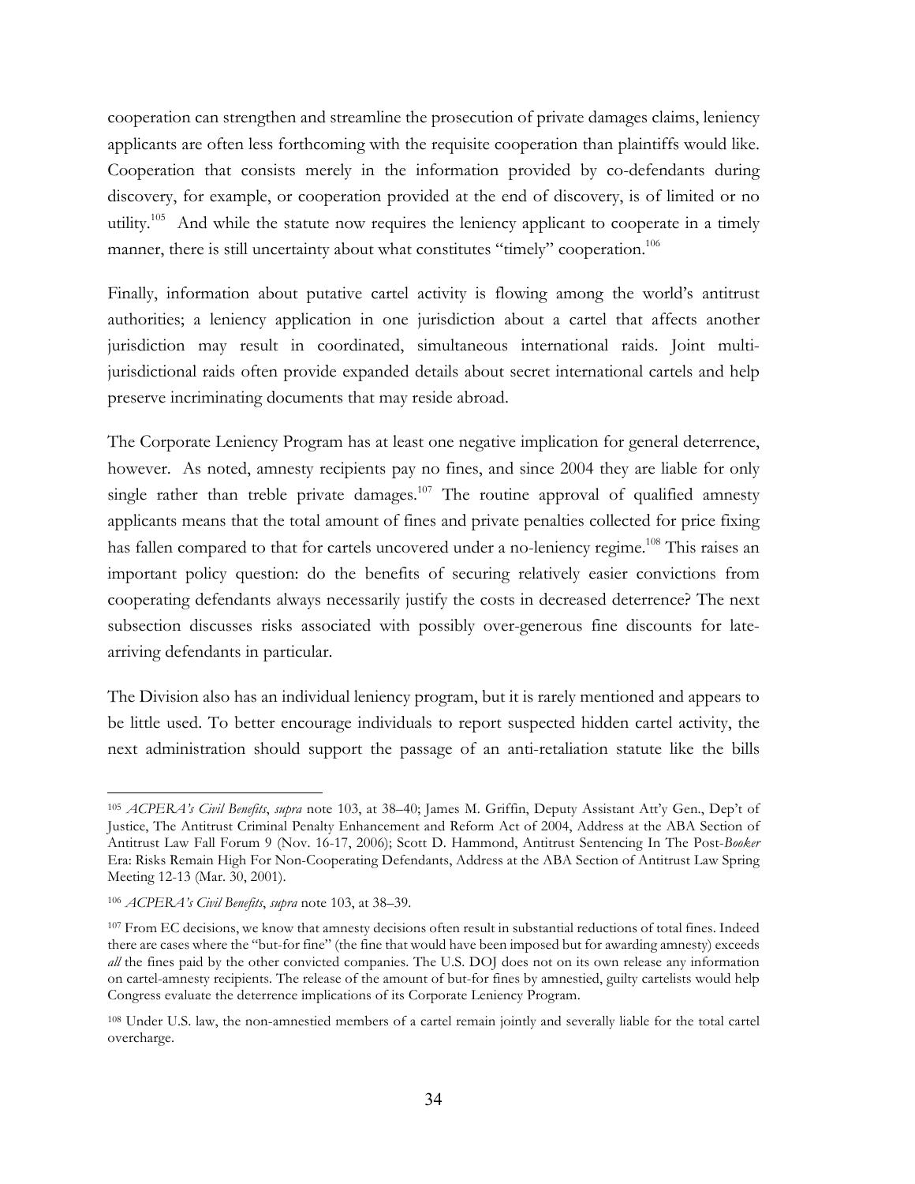cooperation can strengthen and streamline the prosecution of private damages claims, leniency applicants are often less forthcoming with the requisite cooperation than plaintiffs would like. Cooperation that consists merely in the information provided by co-defendants during discovery, for example, or cooperation provided at the end of discovery, is of limited or no utility.[105] And while the statute now requires the leniency applicant to cooperate in a timely manner, there is still uncertainty about what constitutes "timely" cooperation.[106]

Finally, information about putative cartel activity is flowing among the world's antitrust authorities; a leniency application in one jurisdiction about a cartel that affects another jurisdiction may result in coordinated, simultaneous international raids. Joint multi-jurisdictional raids often provide expanded details about secret international cartels and help preserve incriminating documents that may reside abroad.

The Corporate Leniency Program has at least one negative implication for general deterrence, however. As noted, amnesty recipients pay no fines, and since 2004 they are liable for only single rather than treble private damages.[107] The routine approval of qualified amnesty applicants means that the total amount of fines and private penalties collected for price fixing has fallen compared to that for cartels uncovered under a no-leniency regime.[108] This raises an important policy question: do the benefits of securing relatively easier convictions from cooperating defendants always necessarily justify the costs in decreased deterrence? The next subsection discusses risks associated with possibly over-generous fine discounts for late-arriving defendants in particular.

The Division also has an individual leniency program, but it is rarely mentioned and appears to be little used. To better encourage individuals to report suspected hidden cartel activity, the next administration should support the passage of an anti-retaliation statute like the bills

---

[105] *ACPERA's Civil Benefits*, *supra* note 103, at 38–40; James M. Griffin, Deputy Assistant Att'y Gen., Dep't of Justice, The Antitrust Criminal Penalty Enhancement and Reform Act of 2004, Address at the ABA Section of Antitrust Law Fall Forum 9 (Nov. 16-17, 2006); Scott D. Hammond, Antitrust Sentencing In The Post-*Booker* Era: Risks Remain High For Non-Cooperating Defendants, Address at the ABA Section of Antitrust Law Spring Meeting 12-13 (Mar. 30, 2001).

[106] *ACPERA's Civil Benefits*, *supra* note 103, at 38–39.

[107] From EC decisions, we know that amnesty decisions often result in substantial reductions of total fines. Indeed there are cases where the "but-for fine" (the fine that would have been imposed but for awarding amnesty) exceeds *all* the fines paid by the other convicted companies. The U.S. DOJ does not on its own release any information on cartel-amnesty recipients. The release of the amount of but-for fines by amnestied, guilty cartelists would help Congress evaluate the deterrence implications of its Corporate Leniency Program.

[108] Under U.S. law, the non-amnestied members of a cartel remain jointly and severally liable for the total cartel overcharge.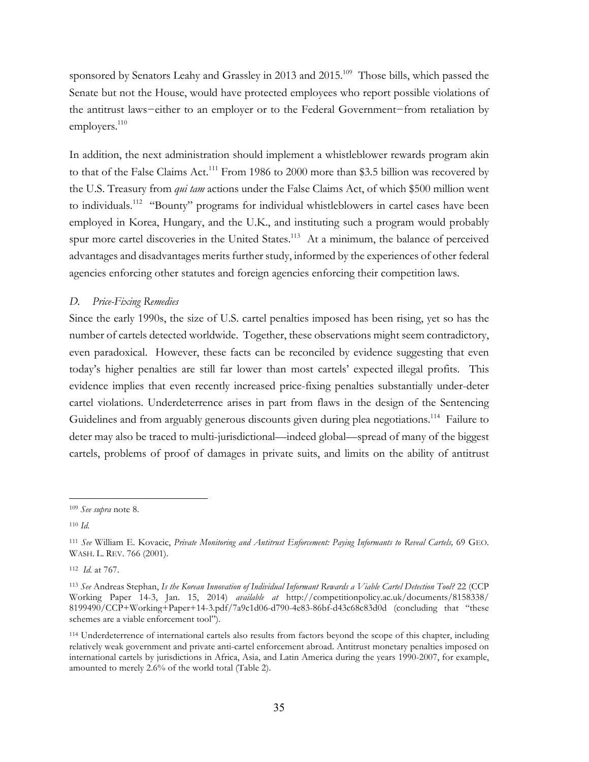sponsored by Senators Leahy and Grassley in 2013 and 2015.[109] Those bills, which passed the Senate but not the House, would have protected employees who report possible violations of the antitrust laws−either to an employer or to the Federal Government−from retaliation by employers.[110]

In addition, the next administration should implement a whistleblower rewards program akin to that of the False Claims Act.[111] From 1986 to 2000 more than $3.5 billion was recovered by the U.S. Treasury from *qui tam* actions under the False Claims Act, of which $500 million went to individuals.[112] "Bounty" programs for individual whistleblowers in cartel cases have been employed in Korea, Hungary, and the U.K., and instituting such a program would probably spur more cartel discoveries in the United States.[113] At a minimum, the balance of perceived advantages and disadvantages merits further study, informed by the experiences of other federal agencies enforcing other statutes and foreign agencies enforcing their competition laws.

### *D. Price-Fixing Remedies*

Since the early 1990s, the size of U.S. cartel penalties imposed has been rising, yet so has the number of cartels detected worldwide. Together, these observations might seem contradictory, even paradoxical. However, these facts can be reconciled by evidence suggesting that even today's higher penalties are still far lower than most cartels' expected illegal profits. This evidence implies that even recently increased price-fixing penalties substantially under-deter cartel violations. Underdeterrence arises in part from flaws in the design of the Sentencing Guidelines and from arguably generous discounts given during plea negotiations.[114] Failure to deter may also be traced to multi-jurisdictional—indeed global—spread of many of the biggest cartels, problems of proof of damages in private suits, and limits on the ability of antitrust

---

[109] *See supra* note 8.

[110] *Id.*

[111] *See* William E. Kovacic, *Private Monitoring and Antitrust Enforcement: Paying Informants to Reveal Cartels,* 69 GEO. WASH. L. REV. 766 (2001).

[112] *Id.* at 767.

[113] *See* Andreas Stephan, *Is the Korean Innovation of Individual Informant Rewards a Viable Cartel Detection Tool?* 22 (CCP Working Paper 14-3, Jan. 15, 2014) *available at* http://competitionpolicy.ac.uk/documents/8158338/8199490/CCP+Working+Paper+14-3.pdf/7a9c1d06-d790-4e83-86bf-d43c68c83d0d (concluding that "these schemes are a viable enforcement tool").

[114] Underdeterrence of international cartels also results from factors beyond the scope of this chapter, including relatively weak government and private anti-cartel enforcement abroad. Antitrust monetary penalties imposed on international cartels by jurisdictions in Africa, Asia, and Latin America during the years 1990-2007, for example, amounted to merely 2.6% of the world total (Table 2).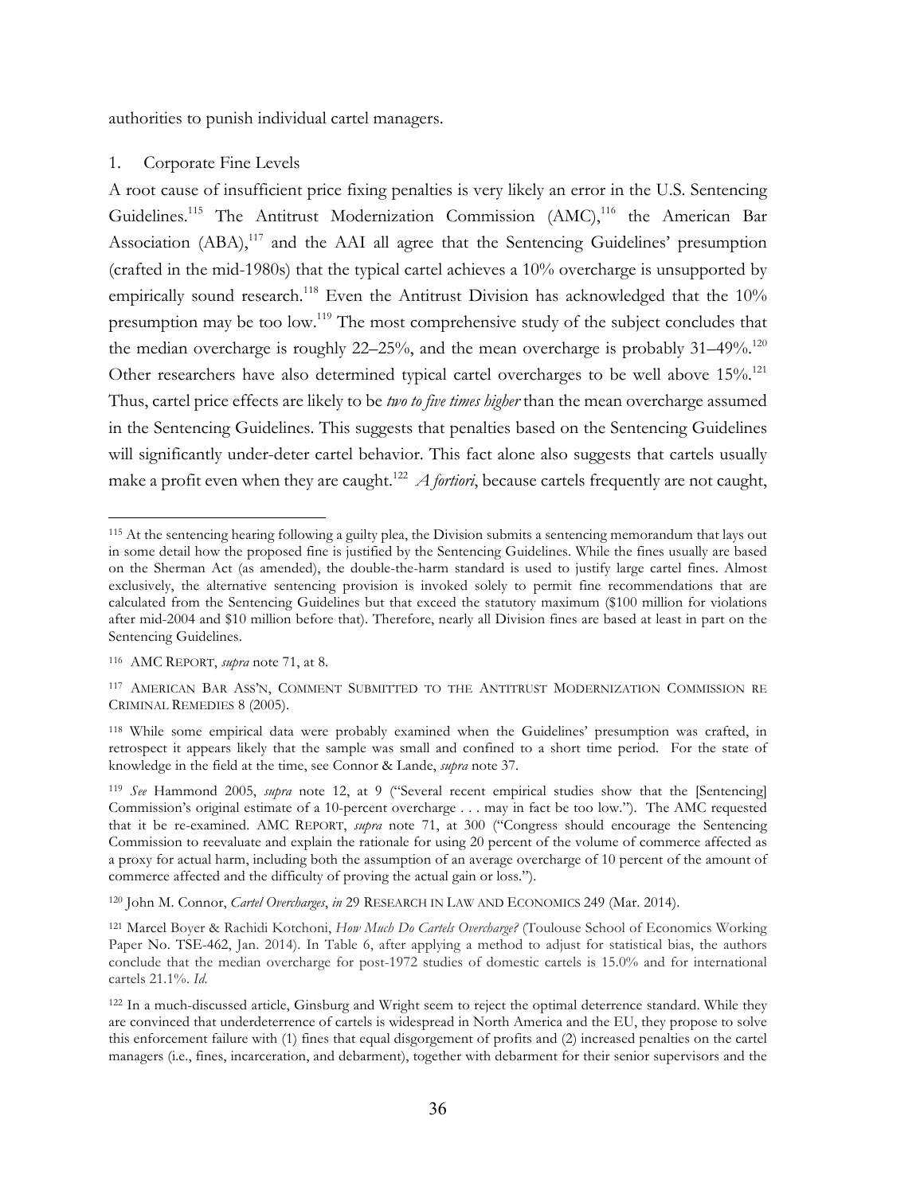authorities to punish individual cartel managers.

### 1. Corporate Fine Levels

A root cause of insufficient price fixing penalties is very likely an error in the U.S. Sentencing Guidelines.[115] The Antitrust Modernization Commission (AMC),[116] the American Bar Association (ABA),[117] and the AAI all agree that the Sentencing Guidelines' presumption (crafted in the mid-1980s) that the typical cartel achieves a 10% overcharge is unsupported by empirically sound research.[118] Even the Antitrust Division has acknowledged that the 10% presumption may be too low.[119] The most comprehensive study of the subject concludes that the median overcharge is roughly 22–25%, and the mean overcharge is probably 31–49%.[120] Other researchers have also determined typical cartel overcharges to be well above 15%.[121] Thus, cartel price effects are likely to be *two to five times higher* than the mean overcharge assumed in the Sentencing Guidelines. This suggests that penalties based on the Sentencing Guidelines will significantly under-deter cartel behavior. This fact alone also suggests that cartels usually make a profit even when they are caught.[122] *A fortiori*, because cartels frequently are not caught,

---

[115] At the sentencing hearing following a guilty plea, the Division submits a sentencing memorandum that lays out in some detail how the proposed fine is justified by the Sentencing Guidelines. While the fines usually are based on the Sherman Act (as amended), the double-the-harm standard is used to justify large cartel fines. Almost exclusively, the alternative sentencing provision is invoked solely to permit fine recommendations that are calculated from the Sentencing Guidelines but that exceed the statutory maximum ($100 million for violations after mid-2004 and $10 million before that). Therefore, nearly all Division fines are based at least in part on the Sentencing Guidelines.

[116] AMC REPORT, *supra* note 71, at 8.

[117] AMERICAN BAR ASS'N, COMMENT SUBMITTED TO THE ANTITRUST MODERNIZATION COMMISSION RE CRIMINAL REMEDIES 8 (2005).

[118] While some empirical data were probably examined when the Guidelines' presumption was crafted, in retrospect it appears likely that the sample was small and confined to a short time period. For the state of knowledge in the field at the time, see Connor & Lande, *supra* note 37.

[119] *See* Hammond 2005, *supra* note 12, at 9 ("Several recent empirical studies show that the [Sentencing] Commission's original estimate of a 10-percent overcharge . . . may in fact be too low."). The AMC requested that it be re-examined. AMC REPORT, *supra* note 71, at 300 ("Congress should encourage the Sentencing Commission to reevaluate and explain the rationale for using 20 percent of the volume of commerce affected as a proxy for actual harm, including both the assumption of an average overcharge of 10 percent of the amount of commerce affected and the difficulty of proving the actual gain or loss.").

[120] John M. Connor, *Cartel Overcharges*, *in* 29 RESEARCH IN LAW AND ECONOMICS 249 (Mar. 2014).

[121] Marcel Boyer & Rachidi Kotchoni, *How Much Do Cartels Overcharge?* (Toulouse School of Economics Working Paper No. TSE-462, Jan. 2014). In Table 6, after applying a method to adjust for statistical bias, the authors conclude that the median overcharge for post-1972 studies of domestic cartels is 15.0% and for international cartels 21.1%. *Id.*

[122] In a much-discussed article, Ginsburg and Wright seem to reject the optimal deterrence standard. While they are convinced that underdeterrence of cartels is widespread in North America and the EU, they propose to solve this enforcement failure with (1) fines that equal disgorgement of profits and (2) increased penalties on the cartel managers (i.e., fines, incarceration, and debarment), together with debarment for their senior supervisors and the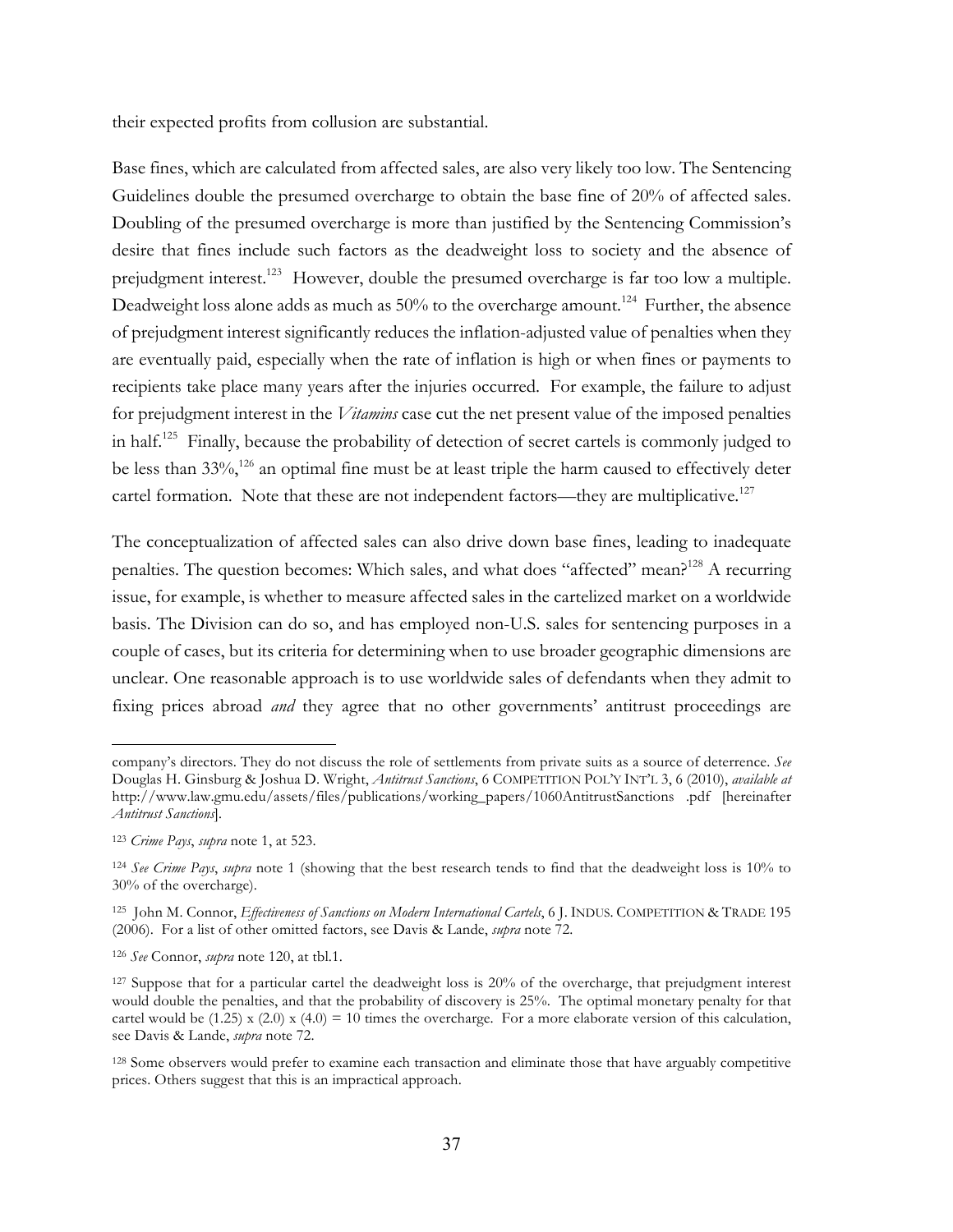their expected profits from collusion are substantial.

Base fines, which are calculated from affected sales, are also very likely too low. The Sentencing Guidelines double the presumed overcharge to obtain the base fine of 20% of affected sales. Doubling of the presumed overcharge is more than justified by the Sentencing Commission's desire that fines include such factors as the deadweight loss to society and the absence of prejudgment interest.[123] However, double the presumed overcharge is far too low a multiple. Deadweight loss alone adds as much as 50% to the overcharge amount.[124] Further, the absence of prejudgment interest significantly reduces the inflation-adjusted value of penalties when they are eventually paid, especially when the rate of inflation is high or when fines or payments to recipients take place many years after the injuries occurred. For example, the failure to adjust for prejudgment interest in the *Vitamins* case cut the net present value of the imposed penalties in half.[125] Finally, because the probability of detection of secret cartels is commonly judged to be less than 33%,[126] an optimal fine must be at least triple the harm caused to effectively deter cartel formation. Note that these are not independent factors—they are multiplicative.[127]

The conceptualization of affected sales can also drive down base fines, leading to inadequate penalties. The question becomes: Which sales, and what does "affected" mean?[128] A recurring issue, for example, is whether to measure affected sales in the cartelized market on a worldwide basis. The Division can do so, and has employed non-U.S. sales for sentencing purposes in a couple of cases, but its criteria for determining when to use broader geographic dimensions are unclear. One reasonable approach is to use worldwide sales of defendants when they admit to fixing prices abroad *and* they agree that no other governments' antitrust proceedings are

---

company's directors. They do not discuss the role of settlements from private suits as a source of deterrence. *See* Douglas H. Ginsburg & Joshua D. Wright, *Antitrust Sanctions*, 6 COMPETITION POL'Y INT'L 3, 6 (2010), *available at* http://www.law.gmu.edu/assets/files/publications/working_papers/1060AntitrustSanctions .pdf [hereinafter *Antitrust Sanctions*].

[123] *Crime Pays*, *supra* note 1, at 523.

[124] *See Crime Pays*, *supra* note 1 (showing that the best research tends to find that the deadweight loss is 10% to 30% of the overcharge).

[125] John M. Connor, *Effectiveness of Sanctions on Modern International Cartels*, 6 J. INDUS. COMPETITION & TRADE 195 (2006). For a list of other omitted factors, see Davis & Lande, *supra* note 72.

[126] *See* Connor, *supra* note 120, at tbl.1.

[127] Suppose that for a particular cartel the deadweight loss is 20% of the overcharge, that prejudgment interest would double the penalties, and that the probability of discovery is 25%. The optimal monetary penalty for that cartel would be (1.25) x (2.0) x (4.0) = 10 times the overcharge. For a more elaborate version of this calculation, see Davis & Lande, *supra* note 72.

[128] Some observers would prefer to examine each transaction and eliminate those that have arguably competitive prices. Others suggest that this is an impractical approach.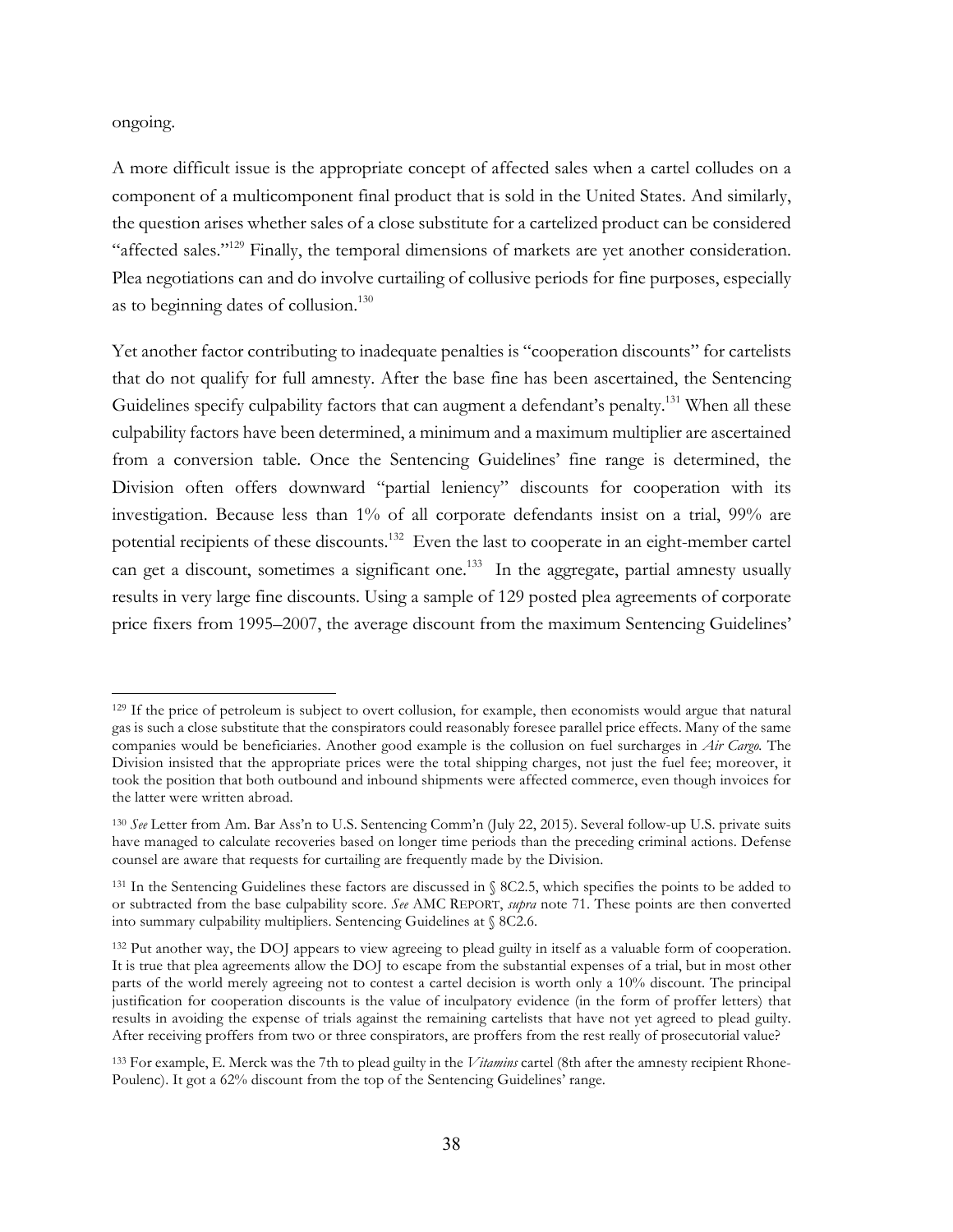ongoing.

A more difficult issue is the appropriate concept of affected sales when a cartel colludes on a component of a multicomponent final product that is sold in the United States. And similarly, the question arises whether sales of a close substitute for a cartelized product can be considered "affected sales."[129] Finally, the temporal dimensions of markets are yet another consideration. Plea negotiations can and do involve curtailing of collusive periods for fine purposes, especially as to beginning dates of collusion.[130]

Yet another factor contributing to inadequate penalties is "cooperation discounts" for cartelists that do not qualify for full amnesty. After the base fine has been ascertained, the Sentencing Guidelines specify culpability factors that can augment a defendant's penalty.[131] When all these culpability factors have been determined, a minimum and a maximum multiplier are ascertained from a conversion table. Once the Sentencing Guidelines' fine range is determined, the Division often offers downward "partial leniency" discounts for cooperation with its investigation. Because less than 1% of all corporate defendants insist on a trial, 99% are potential recipients of these discounts.[132] Even the last to cooperate in an eight-member cartel can get a discount, sometimes a significant one.[133] In the aggregate, partial amnesty usually results in very large fine discounts. Using a sample of 129 posted plea agreements of corporate price fixers from 1995–2007, the average discount from the maximum Sentencing Guidelines'

---

[129] If the price of petroleum is subject to overt collusion, for example, then economists would argue that natural gas is such a close substitute that the conspirators could reasonably foresee parallel price effects. Many of the same companies would be beneficiaries. Another good example is the collusion on fuel surcharges in *Air Cargo*. The Division insisted that the appropriate prices were the total shipping charges, not just the fuel fee; moreover, it took the position that both outbound and inbound shipments were affected commerce, even though invoices for the latter were written abroad.

[130] *See* Letter from Am. Bar Ass'n to U.S. Sentencing Comm'n (July 22, 2015). Several follow-up U.S. private suits have managed to calculate recoveries based on longer time periods than the preceding criminal actions. Defense counsel are aware that requests for curtailing are frequently made by the Division.

[131] In the Sentencing Guidelines these factors are discussed in § 8C2.5, which specifies the points to be added to or subtracted from the base culpability score. *See* AMC REPORT, *supra* note 71. These points are then converted into summary culpability multipliers. Sentencing Guidelines at § 8C2.6.

[132] Put another way, the DOJ appears to view agreeing to plead guilty in itself as a valuable form of cooperation. It is true that plea agreements allow the DOJ to escape from the substantial expenses of a trial, but in most other parts of the world merely agreeing not to contest a cartel decision is worth only a 10% discount. The principal justification for cooperation discounts is the value of inculpatory evidence (in the form of proffer letters) that results in avoiding the expense of trials against the remaining cartelists that have not yet agreed to plead guilty. After receiving proffers from two or three conspirators, are proffers from the rest really of prosecutorial value?

[133] For example, E. Merck was the 7th to plead guilty in the *Vitamins* cartel (8th after the amnesty recipient Rhone-Poulenc). It got a 62% discount from the top of the Sentencing Guidelines' range.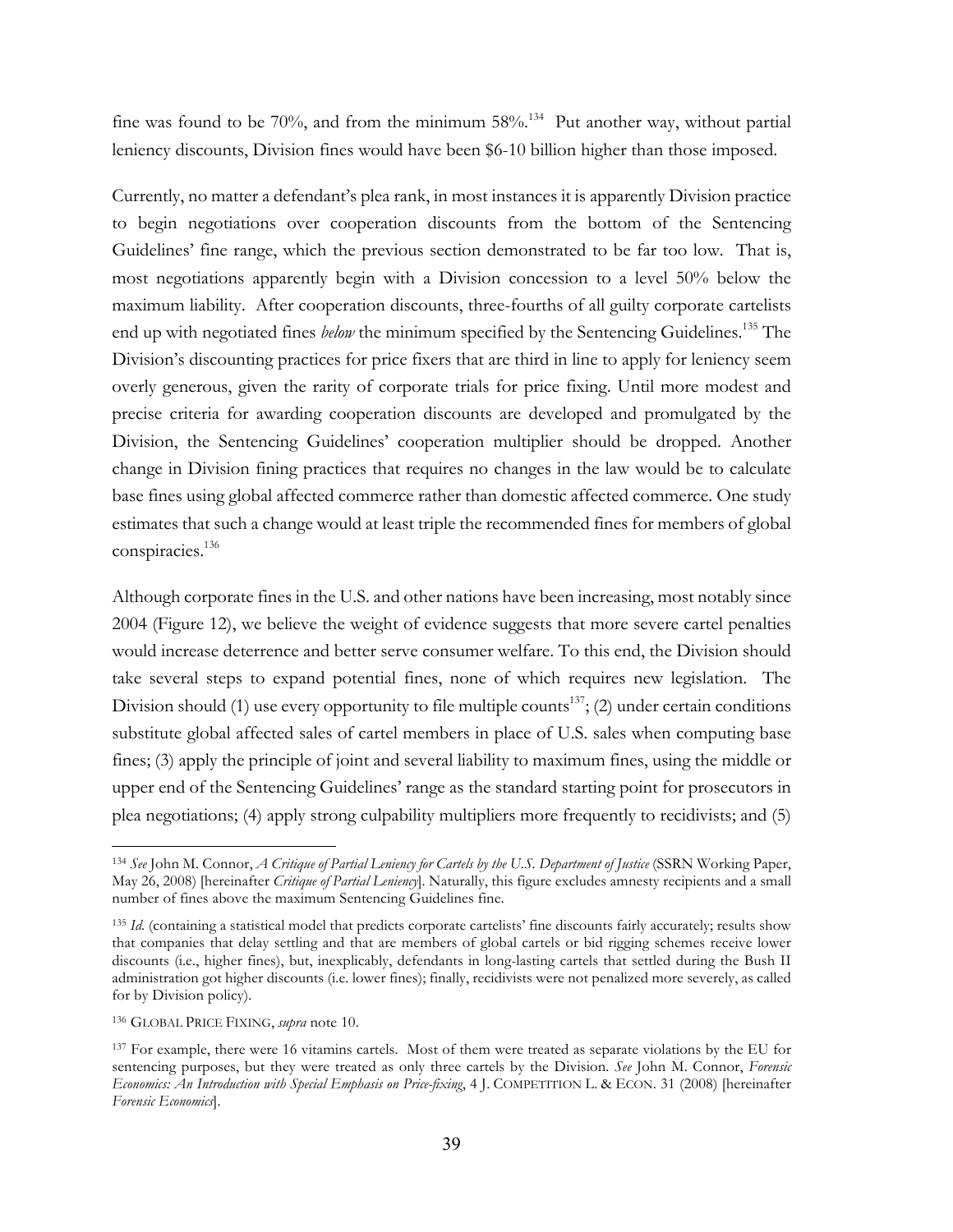fine was found to be 70%, and from the minimum 58%.[134] Put another way, without partial leniency discounts, Division fines would have been $6-10 billion higher than those imposed.

Currently, no matter a defendant's plea rank, in most instances it is apparently Division practice to begin negotiations over cooperation discounts from the bottom of the Sentencing Guidelines' fine range, which the previous section demonstrated to be far too low. That is, most negotiations apparently begin with a Division concession to a level 50% below the maximum liability. After cooperation discounts, three-fourths of all guilty corporate cartelists end up with negotiated fines *below* the minimum specified by the Sentencing Guidelines.[135] The Division's discounting practices for price fixers that are third in line to apply for leniency seem overly generous, given the rarity of corporate trials for price fixing. Until more modest and precise criteria for awarding cooperation discounts are developed and promulgated by the Division, the Sentencing Guidelines' cooperation multiplier should be dropped. Another change in Division fining practices that requires no changes in the law would be to calculate base fines using global affected commerce rather than domestic affected commerce. One study estimates that such a change would at least triple the recommended fines for members of global conspiracies.[136]

Although corporate fines in the U.S. and other nations have been increasing, most notably since 2004 (Figure 12), we believe the weight of evidence suggests that more severe cartel penalties would increase deterrence and better serve consumer welfare. To this end, the Division should take several steps to expand potential fines, none of which requires new legislation. The Division should (1) use every opportunity to file multiple counts[137]; (2) under certain conditions substitute global affected sales of cartel members in place of U.S. sales when computing base fines; (3) apply the principle of joint and several liability to maximum fines, using the middle or upper end of the Sentencing Guidelines' range as the standard starting point for prosecutors in plea negotiations; (4) apply strong culpability multipliers more frequently to recidivists; and (5)

---

[134] *See* John M. Connor, *A Critique of Partial Leniency for Cartels by the U.S. Department of Justice* (SSRN Working Paper, May 26, 2008) [hereinafter *Critique of Partial Leniency*]. Naturally, this figure excludes amnesty recipients and a small number of fines above the maximum Sentencing Guidelines fine.

[135] *Id.* (containing a statistical model that predicts corporate cartelists' fine discounts fairly accurately; results show that companies that delay settling and that are members of global cartels or bid rigging schemes receive lower discounts (i.e., higher fines), but, inexplicably, defendants in long-lasting cartels that settled during the Bush II administration got higher discounts (i.e. lower fines); finally, recidivists were not penalized more severely, as called for by Division policy).

[136] GLOBAL PRICE FIXING, *supra* note 10.

[137] For example, there were 16 vitamins cartels. Most of them were treated as separate violations by the EU for sentencing purposes, but they were treated as only three cartels by the Division. *See* John M. Connor, *Forensic Economics: An Introduction with Special Emphasis on Price-fixing*, 4 J. COMPETITION L. & ECON. 31 (2008) [hereinafter *Forensic Economics*].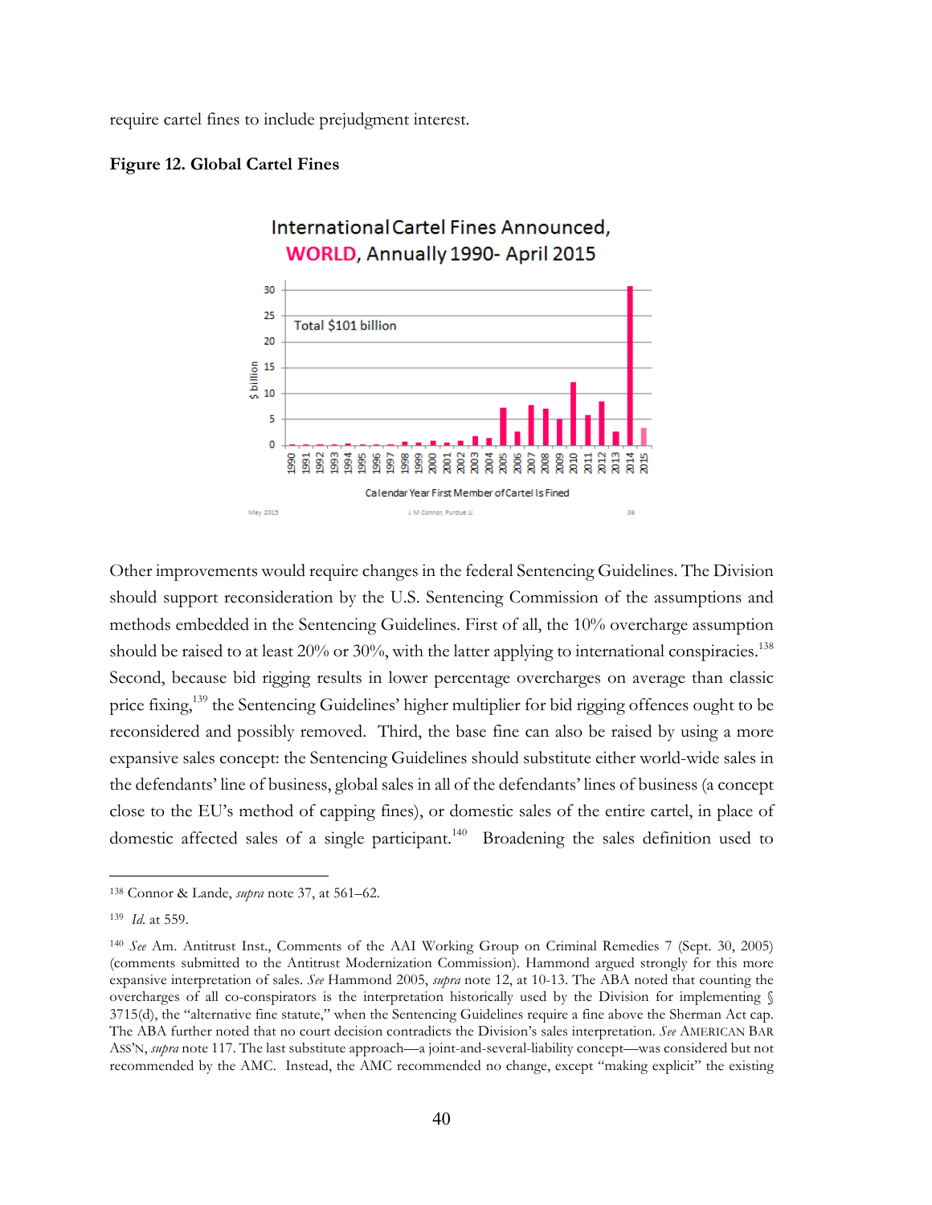require cartel fines to include prejudgment interest.

**Figure 12. Global Cartel Fines**

Other improvements would require changes in the federal Sentencing Guidelines. The Division should support reconsideration by the U.S. Sentencing Commission of the assumptions and methods embedded in the Sentencing Guidelines. First of all, the 10% overcharge assumption should be raised to at least 20% or 30%, with the latter applying to international conspiracies.[138] Second, because bid rigging results in lower percentage overcharges on average than classic price fixing,[139] the Sentencing Guidelines' higher multiplier for bid rigging offences ought to be reconsidered and possibly removed. Third, the base fine can also be raised by using a more expansive sales concept: the Sentencing Guidelines should substitute either world-wide sales in the defendants' line of business, global sales in all of the defendants' lines of business (a concept close to the EU's method of capping fines), or domestic sales of the entire cartel, in place of domestic affected sales of a single participant.[140] Broadening the sales definition used to

---

138 Connor & Lande, *supra* note 37, at 561–62.

139 *Id.* at 559.

140 *See* Am. Antitrust Inst., Comments of the AAI Working Group on Criminal Remedies 7 (Sept. 30, 2005) (comments submitted to the Antitrust Modernization Commission). Hammond argued strongly for this more expansive interpretation of sales. *See* Hammond 2005, *supra* note 12, at 10-13. The ABA noted that counting the overcharges of all co-conspirators is the interpretation historically used by the Division for implementing § 3715(d), the "alternative fine statute," when the Sentencing Guidelines require a fine above the Sherman Act cap. The ABA further noted that no court decision contradicts the Division's sales interpretation. *See* AMERICAN BAR ASS'N, *supra* note 117. The last substitute approach—a joint-and-several-liability concept—was considered but not recommended by the AMC. Instead, the AMC recommended no change, except "making explicit" the existing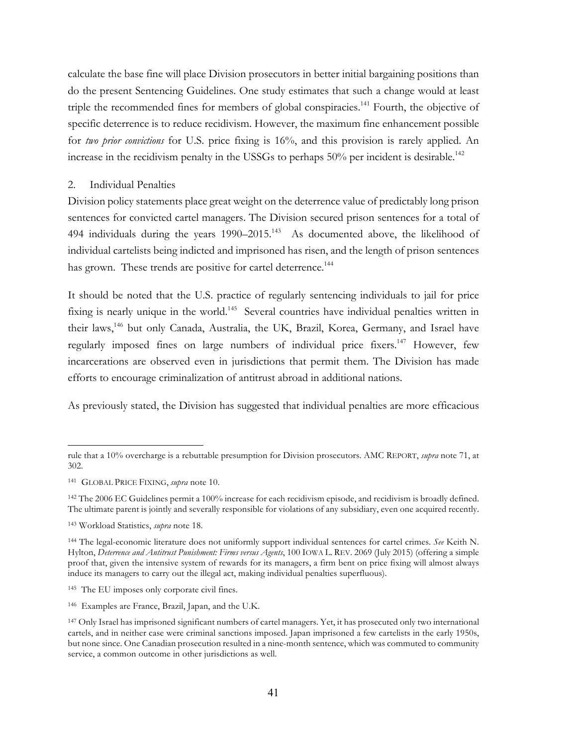calculate the base fine will place Division prosecutors in better initial bargaining positions than do the present Sentencing Guidelines. One study estimates that such a change would at least triple the recommended fines for members of global conspiracies.[141] Fourth, the objective of specific deterrence is to reduce recidivism. However, the maximum fine enhancement possible for *two prior convictions* for U.S. price fixing is 16%, and this provision is rarely applied. An increase in the recidivism penalty in the USSGs to perhaps 50% per incident is desirable.[142]

### 2. Individual Penalties

Division policy statements place great weight on the deterrence value of predictably long prison sentences for convicted cartel managers. The Division secured prison sentences for a total of 494 individuals during the years 1990–2015.[143] As documented above, the likelihood of individual cartelists being indicted and imprisoned has risen, and the length of prison sentences has grown. These trends are positive for cartel deterrence.[144]

It should be noted that the U.S. practice of regularly sentencing individuals to jail for price fixing is nearly unique in the world.[145] Several countries have individual penalties written in their laws,[146] but only Canada, Australia, the UK, Brazil, Korea, Germany, and Israel have regularly imposed fines on large numbers of individual price fixers.[147] However, few incarcerations are observed even in jurisdictions that permit them. The Division has made efforts to encourage criminalization of antitrust abroad in additional nations.

As previously stated, the Division has suggested that individual penalties are more efficacious

---

rule that a 10% overcharge is a rebuttable presumption for Division prosecutors. AMC REPORT, *supra* note 71, at 302.

[141] GLOBAL PRICE FIXING, *supra* note 10.

[142] The 2006 EC Guidelines permit a 100% increase for each recidivism episode, and recidivism is broadly defined. The ultimate parent is jointly and severally responsible for violations of any subsidiary, even one acquired recently.

[143] Workload Statistics, *supra* note 18.

[144] The legal-economic literature does not uniformly support individual sentences for cartel crimes. *See* Keith N. Hylton, *Deterrence and Antitrust Punishment: Firms versus Agents*, 100 IOWA L. REV. 2069 (July 2015) (offering a simple proof that, given the intensive system of rewards for its managers, a firm bent on price fixing will almost always induce its managers to carry out the illegal act, making individual penalties superfluous).

[145] The EU imposes only corporate civil fines.

[146] Examples are France, Brazil, Japan, and the U.K.

[147] Only Israel has imprisoned significant numbers of cartel managers. Yet, it has prosecuted only two international cartels, and in neither case were criminal sanctions imposed. Japan imprisoned a few cartelists in the early 1950s, but none since. One Canadian prosecution resulted in a nine-month sentence, which was commuted to community service, a common outcome in other jurisdictions as well.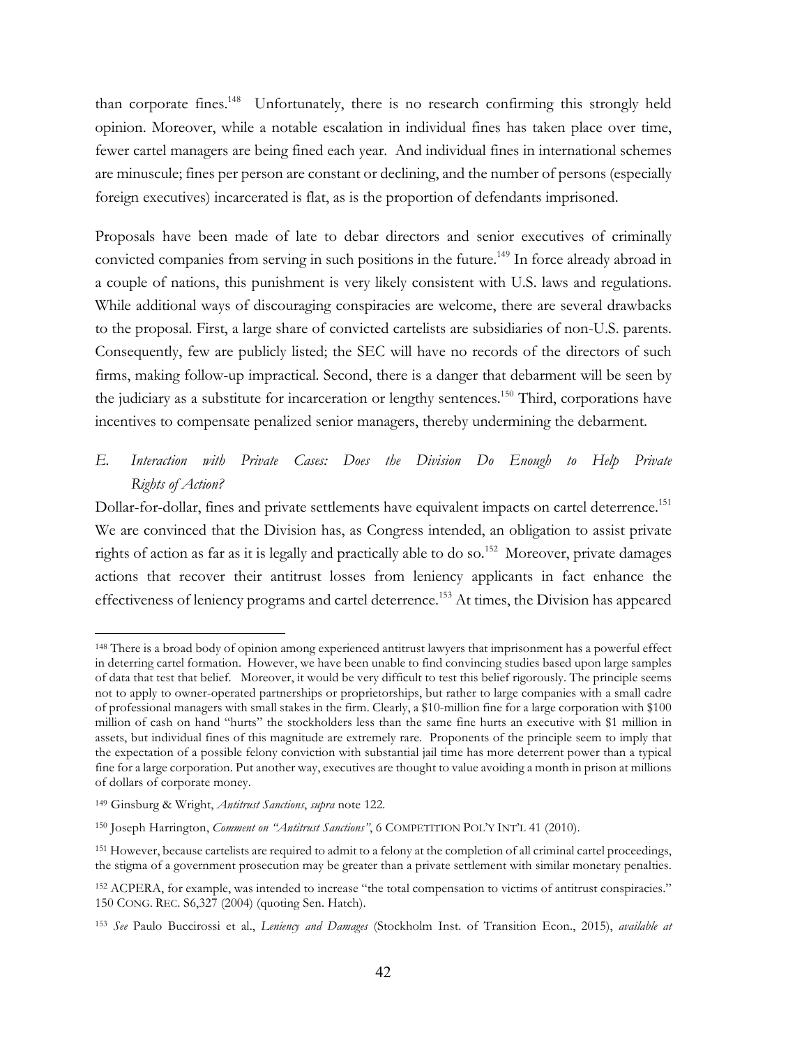than corporate fines.[148] Unfortunately, there is no research confirming this strongly held opinion. Moreover, while a notable escalation in individual fines has taken place over time, fewer cartel managers are being fined each year. And individual fines in international schemes are minuscule; fines per person are constant or declining, and the number of persons (especially foreign executives) incarcerated is flat, as is the proportion of defendants imprisoned.

Proposals have been made of late to debar directors and senior executives of criminally convicted companies from serving in such positions in the future.[149] In force already abroad in a couple of nations, this punishment is very likely consistent with U.S. laws and regulations. While additional ways of discouraging conspiracies are welcome, there are several drawbacks to the proposal. First, a large share of convicted cartelists are subsidiaries of non-U.S. parents. Consequently, few are publicly listed; the SEC will have no records of the directors of such firms, making follow-up impractical. Second, there is a danger that debarment will be seen by the judiciary as a substitute for incarceration or lengthy sentences.[150] Third, corporations have incentives to compensate penalized senior managers, thereby undermining the debarment.

### *E. Interaction with Private Cases: Does the Division Do Enough to Help Private Rights of Action?*

Dollar-for-dollar, fines and private settlements have equivalent impacts on cartel deterrence.[151] We are convinced that the Division has, as Congress intended, an obligation to assist private rights of action as far as it is legally and practically able to do so.[152] Moreover, private damages actions that recover their antitrust losses from leniency applicants in fact enhance the effectiveness of leniency programs and cartel deterrence.[153] At times, the Division has appeared

---

[148] There is a broad body of opinion among experienced antitrust lawyers that imprisonment has a powerful effect in deterring cartel formation. However, we have been unable to find convincing studies based upon large samples of data that test that belief. Moreover, it would be very difficult to test this belief rigorously. The principle seems not to apply to owner-operated partnerships or proprietorships, but rather to large companies with a small cadre of professional managers with small stakes in the firm. Clearly, a $10-million fine for a large corporation with $100 million of cash on hand "hurts" the stockholders less than the same fine hurts an executive with $1 million in assets, but individual fines of this magnitude are extremely rare. Proponents of the principle seem to imply that the expectation of a possible felony conviction with substantial jail time has more deterrent power than a typical fine for a large corporation. Put another way, executives are thought to value avoiding a month in prison at millions of dollars of corporate money.

[149] Ginsburg & Wright, *Antitrust Sanctions*, *supra* note 122.

[150] Joseph Harrington, *Comment on "Antitrust Sanctions"*, 6 COMPETITION POL'Y INT'L 41 (2010).

[151] However, because cartelists are required to admit to a felony at the completion of all criminal cartel proceedings, the stigma of a government prosecution may be greater than a private settlement with similar monetary penalties.

[152] ACPERA, for example, was intended to increase "the total compensation to victims of antitrust conspiracies." 150 CONG. REC. S6,327 (2004) (quoting Sen. Hatch).

[153] *See* Paulo Buccirossi et al., *Leniency and Damages* (Stockholm Inst. of Transition Econ., 2015), *available at*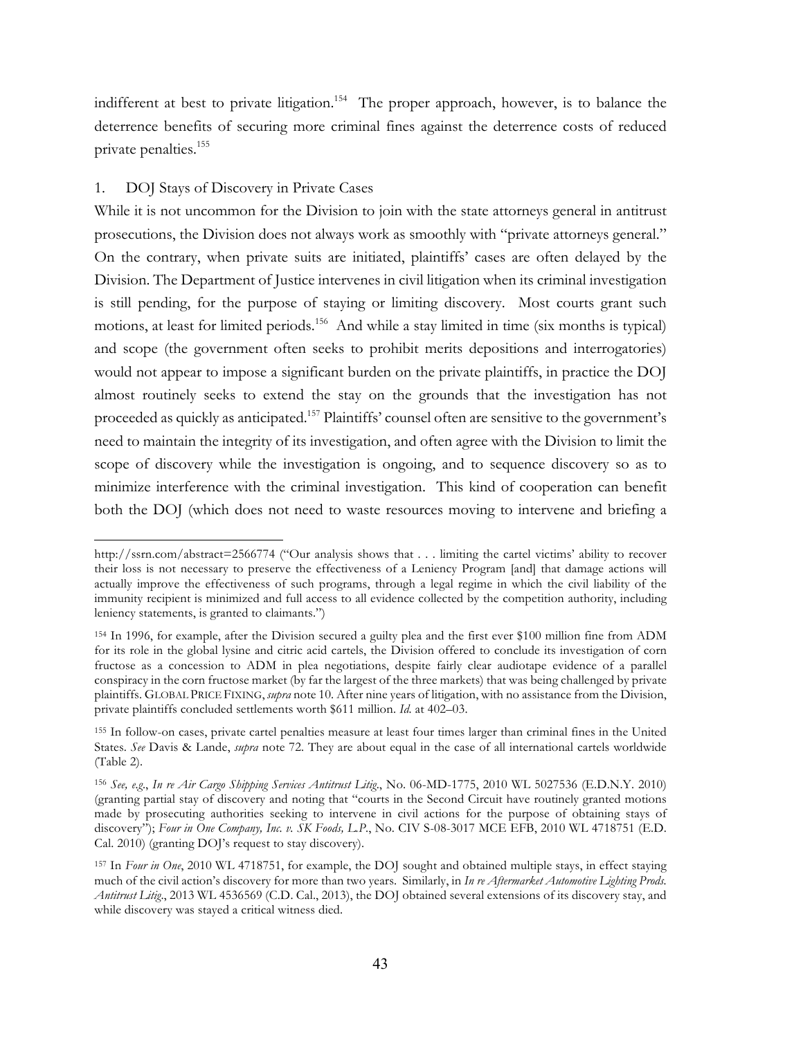indifferent at best to private litigation.[154] The proper approach, however, is to balance the deterrence benefits of securing more criminal fines against the deterrence costs of reduced private penalties.[155]

### 1. DOJ Stays of Discovery in Private Cases

While it is not uncommon for the Division to join with the state attorneys general in antitrust prosecutions, the Division does not always work as smoothly with "private attorneys general." On the contrary, when private suits are initiated, plaintiffs' cases are often delayed by the Division. The Department of Justice intervenes in civil litigation when its criminal investigation is still pending, for the purpose of staying or limiting discovery. Most courts grant such motions, at least for limited periods.[156] And while a stay limited in time (six months is typical) and scope (the government often seeks to prohibit merits depositions and interrogatories) would not appear to impose a significant burden on the private plaintiffs, in practice the DOJ almost routinely seeks to extend the stay on the grounds that the investigation has not proceeded as quickly as anticipated.[157] Plaintiffs' counsel often are sensitive to the government's need to maintain the integrity of its investigation, and often agree with the Division to limit the scope of discovery while the investigation is ongoing, and to sequence discovery so as to minimize interference with the criminal investigation. This kind of cooperation can benefit both the DOJ (which does not need to waste resources moving to intervene and briefing a

---

http://ssrn.com/abstract=2566774 ("Our analysis shows that . . . limiting the cartel victims' ability to recover their loss is not necessary to preserve the effectiveness of a Leniency Program [and] that damage actions will actually improve the effectiveness of such programs, through a legal regime in which the civil liability of the immunity recipient is minimized and full access to all evidence collected by the competition authority, including leniency statements, is granted to claimants.")

[154] In 1996, for example, after the Division secured a guilty plea and the first ever $100 million fine from ADM for its role in the global lysine and citric acid cartels, the Division offered to conclude its investigation of corn fructose as a concession to ADM in plea negotiations, despite fairly clear audiotape evidence of a parallel conspiracy in the corn fructose market (by far the largest of the three markets) that was being challenged by private plaintiffs. GLOBAL PRICE FIXING, *supra* note 10. After nine years of litigation, with no assistance from the Division, private plaintiffs concluded settlements worth $611 million. *Id.* at 402–03.

[155] In follow-on cases, private cartel penalties measure at least four times larger than criminal fines in the United States. *See* Davis & Lande, *supra* note 72. They are about equal in the case of all international cartels worldwide (Table 2).

[156] *See, e.g.*, *In re Air Cargo Shipping Services Antitrust Litig.*, No. 06-MD-1775, 2010 WL 5027536 (E.D.N.Y. 2010) (granting partial stay of discovery and noting that "courts in the Second Circuit have routinely granted motions made by prosecuting authorities seeking to intervene in civil actions for the purpose of obtaining stays of discovery"); *Four in One Company, Inc. v. SK Foods, L.P.*, No. CIV S-08-3017 MCE EFB, 2010 WL 4718751 (E.D. Cal. 2010) (granting DOJ's request to stay discovery).

[157] In *Four in One*, 2010 WL 4718751, for example, the DOJ sought and obtained multiple stays, in effect staying much of the civil action's discovery for more than two years. Similarly, in *In re Aftermarket Automotive Lighting Prods. Antitrust Litig.*, 2013 WL 4536569 (C.D. Cal., 2013), the DOJ obtained several extensions of its discovery stay, and while discovery was stayed a critical witness died.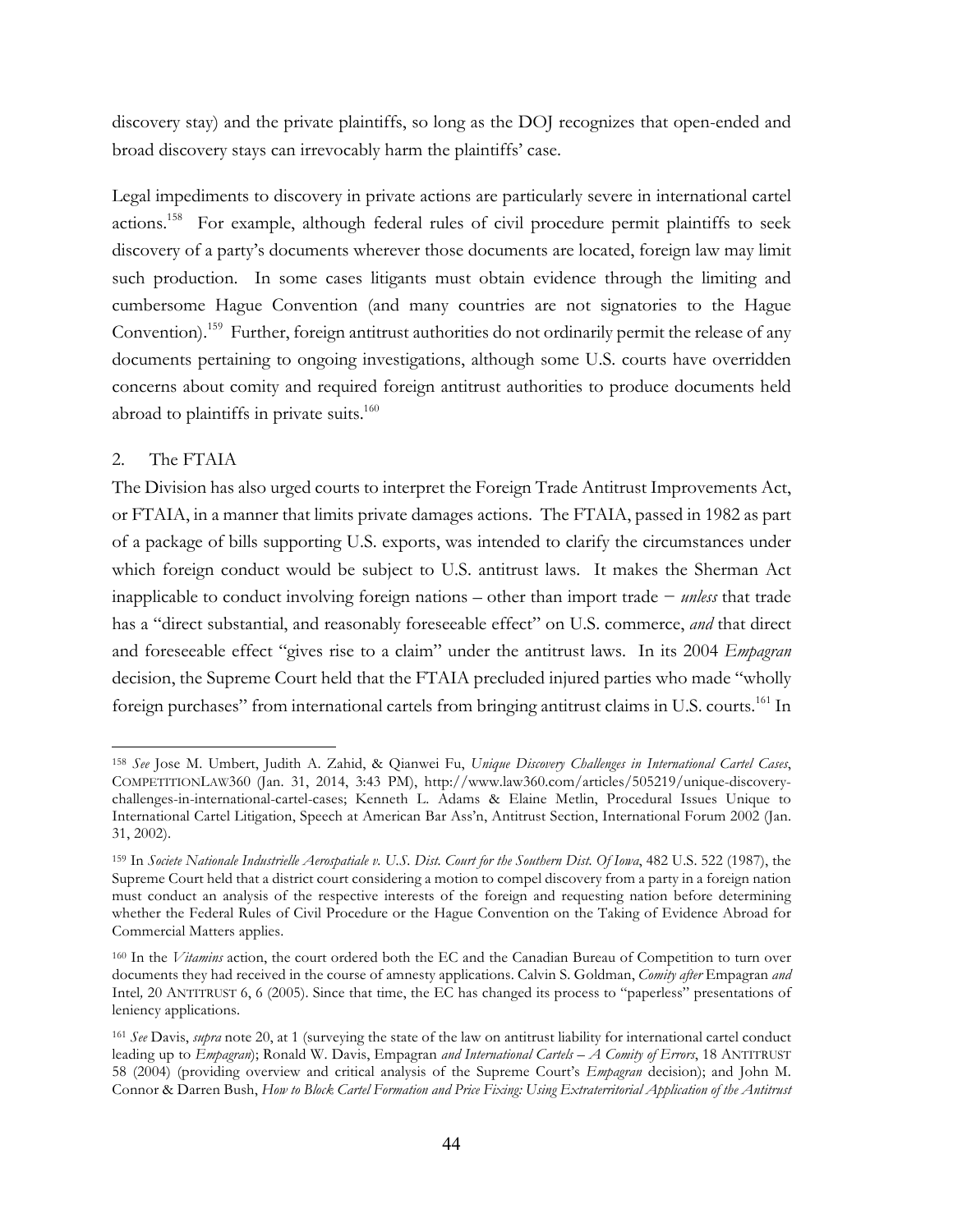discovery stay) and the private plaintiffs, so long as the DOJ recognizes that open-ended and broad discovery stays can irrevocably harm the plaintiffs' case.

Legal impediments to discovery in private actions are particularly severe in international cartel actions.[158] For example, although federal rules of civil procedure permit plaintiffs to seek discovery of a party's documents wherever those documents are located, foreign law may limit such production. In some cases litigants must obtain evidence through the limiting and cumbersome Hague Convention (and many countries are not signatories to the Hague Convention).[159] Further, foreign antitrust authorities do not ordinarily permit the release of any documents pertaining to ongoing investigations, although some U.S. courts have overridden concerns about comity and required foreign antitrust authorities to produce documents held abroad to plaintiffs in private suits.[160]

### 2. The FTAIA

The Division has also urged courts to interpret the Foreign Trade Antitrust Improvements Act, or FTAIA, in a manner that limits private damages actions. The FTAIA, passed in 1982 as part of a package of bills supporting U.S. exports, was intended to clarify the circumstances under which foreign conduct would be subject to U.S. antitrust laws. It makes the Sherman Act inapplicable to conduct involving foreign nations – other than import trade − *unless* that trade has a "direct substantial, and reasonably foreseeable effect" on U.S. commerce, *and* that direct and foreseeable effect "gives rise to a claim" under the antitrust laws. In its 2004 *Empagran* decision, the Supreme Court held that the FTAIA precluded injured parties who made "wholly foreign purchases" from international cartels from bringing antitrust claims in U.S. courts.[161] In

---

[158] *See* Jose M. Umbert, Judith A. Zahid, & Qianwei Fu, *Unique Discovery Challenges in International Cartel Cases*, COMPETITIONLAW360 (Jan. 31, 2014, 3:43 PM), http://www.law360.com/articles/505219/unique-discovery-challenges-in-international-cartel-cases; Kenneth L. Adams & Elaine Metlin, Procedural Issues Unique to International Cartel Litigation, Speech at American Bar Ass'n, Antitrust Section, International Forum 2002 (Jan. 31, 2002).

[159] In *Societe Nationale Industrielle Aerospatiale v. U.S. Dist. Court for the Southern Dist. Of Iowa*, 482 U.S. 522 (1987), the Supreme Court held that a district court considering a motion to compel discovery from a party in a foreign nation must conduct an analysis of the respective interests of the foreign and requesting nation before determining whether the Federal Rules of Civil Procedure or the Hague Convention on the Taking of Evidence Abroad for Commercial Matters applies.

[160] In the *Vitamins* action, the court ordered both the EC and the Canadian Bureau of Competition to turn over documents they had received in the course of amnesty applications. Calvin S. Goldman, *Comity after* Empagran *and* Intel*,* 20 ANTITRUST 6, 6 (2005). Since that time, the EC has changed its process to "paperless" presentations of leniency applications.

[161] *See* Davis, *supra* note 20, at 1 (surveying the state of the law on antitrust liability for international cartel conduct leading up to *Empagran*); Ronald W. Davis, Empagran *and International Cartels – A Comity of Errors*, 18 ANTITRUST 58 (2004) (providing overview and critical analysis of the Supreme Court's *Empagran* decision); and John M. Connor & Darren Bush, *How to Block Cartel Formation and Price Fixing: Using Extraterritorial Application of the Antitrust*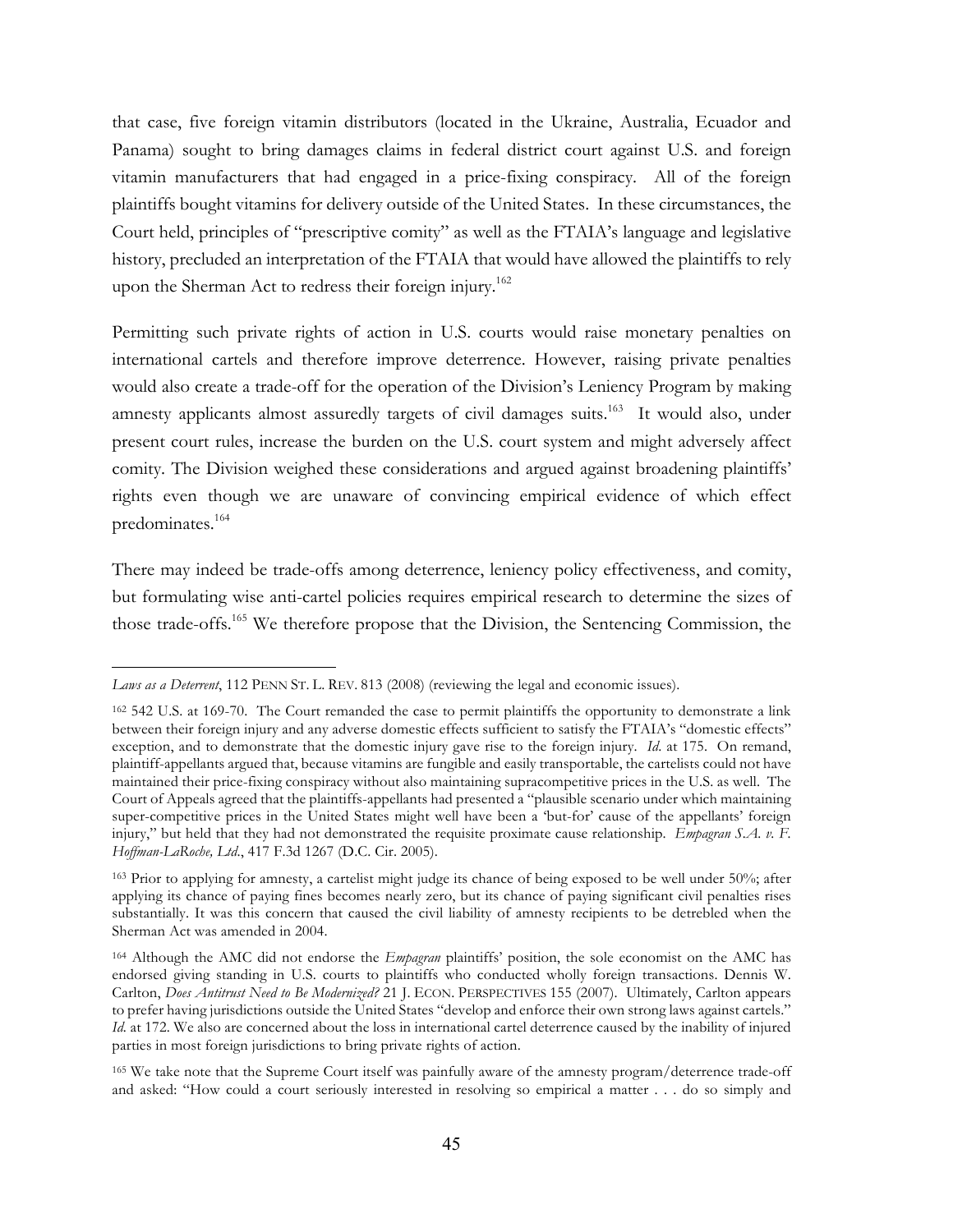that case, five foreign vitamin distributors (located in the Ukraine, Australia, Ecuador and Panama) sought to bring damages claims in federal district court against U.S. and foreign vitamin manufacturers that had engaged in a price-fixing conspiracy. All of the foreign plaintiffs bought vitamins for delivery outside of the United States. In these circumstances, the Court held, principles of "prescriptive comity" as well as the FTAIA's language and legislative history, precluded an interpretation of the FTAIA that would have allowed the plaintiffs to rely upon the Sherman Act to redress their foreign injury.[162]

Permitting such private rights of action in U.S. courts would raise monetary penalties on international cartels and therefore improve deterrence. However, raising private penalties would also create a trade-off for the operation of the Division's Leniency Program by making amnesty applicants almost assuredly targets of civil damages suits.[163] It would also, under present court rules, increase the burden on the U.S. court system and might adversely affect comity. The Division weighed these considerations and argued against broadening plaintiffs' rights even though we are unaware of convincing empirical evidence of which effect predominates.[164]

There may indeed be trade-offs among deterrence, leniency policy effectiveness, and comity, but formulating wise anti-cartel policies requires empirical research to determine the sizes of those trade-offs.[165] We therefore propose that the Division, the Sentencing Commission, the

---

*Laws as a Deterrent*, 112 PENN ST. L. REV. 813 (2008) (reviewing the legal and economic issues).

162 542 U.S. at 169-70. The Court remanded the case to permit plaintiffs the opportunity to demonstrate a link between their foreign injury and any adverse domestic effects sufficient to satisfy the FTAIA's "domestic effects" exception, and to demonstrate that the domestic injury gave rise to the foreign injury. *Id.* at 175. On remand, plaintiff-appellants argued that, because vitamins are fungible and easily transportable, the cartelists could not have maintained their price-fixing conspiracy without also maintaining supracompetitive prices in the U.S. as well. The Court of Appeals agreed that the plaintiffs-appellants had presented a "plausible scenario under which maintaining super-competitive prices in the United States might well have been a 'but-for' cause of the appellants' foreign injury," but held that they had not demonstrated the requisite proximate cause relationship. *Empagran S.A. v. F. Hoffman-LaRoche, Ltd.*, 417 F.3d 1267 (D.C. Cir. 2005).

163 Prior to applying for amnesty, a cartelist might judge its chance of being exposed to be well under 50%; after applying its chance of paying fines becomes nearly zero, but its chance of paying significant civil penalties rises substantially. It was this concern that caused the civil liability of amnesty recipients to be detrebled when the Sherman Act was amended in 2004.

164 Although the AMC did not endorse the *Empagran* plaintiffs' position, the sole economist on the AMC has endorsed giving standing in U.S. courts to plaintiffs who conducted wholly foreign transactions. Dennis W. Carlton, *Does Antitrust Need to Be Modernized?* 21 J. ECON. PERSPECTIVES 155 (2007). Ultimately, Carlton appears to prefer having jurisdictions outside the United States "develop and enforce their own strong laws against cartels." *Id.* at 172. We also are concerned about the loss in international cartel deterrence caused by the inability of injured parties in most foreign jurisdictions to bring private rights of action.

165 We take note that the Supreme Court itself was painfully aware of the amnesty program/deterrence trade-off and asked: "How could a court seriously interested in resolving so empirical a matter . . . do so simply and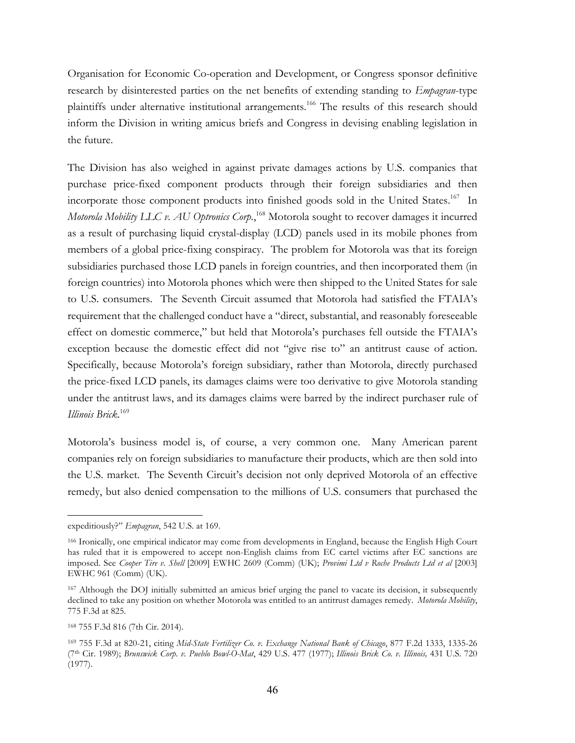Organisation for Economic Co-operation and Development, or Congress sponsor definitive research by disinterested parties on the net benefits of extending standing to *Empagran*-type plaintiffs under alternative institutional arrangements.[166] The results of this research should inform the Division in writing amicus briefs and Congress in devising enabling legislation in the future.

The Division has also weighed in against private damages actions by U.S. companies that purchase price-fixed component products through their foreign subsidiaries and then incorporate those component products into finished goods sold in the United States.[167] In *Motorola Mobility LLC v. AU Optronics Corp.*,[168] Motorola sought to recover damages it incurred as a result of purchasing liquid crystal-display (LCD) panels used in its mobile phones from members of a global price-fixing conspiracy. The problem for Motorola was that its foreign subsidiaries purchased those LCD panels in foreign countries, and then incorporated them (in foreign countries) into Motorola phones which were then shipped to the United States for sale to U.S. consumers. The Seventh Circuit assumed that Motorola had satisfied the FTAIA's requirement that the challenged conduct have a "direct, substantial, and reasonably foreseeable effect on domestic commerce," but held that Motorola's purchases fell outside the FTAIA's exception because the domestic effect did not "give rise to" an antitrust cause of action. Specifically, because Motorola's foreign subsidiary, rather than Motorola, directly purchased the price-fixed LCD panels, its damages claims were too derivative to give Motorola standing under the antitrust laws, and its damages claims were barred by the indirect purchaser rule of *Illinois Brick*.[169]

Motorola's business model is, of course, a very common one. Many American parent companies rely on foreign subsidiaries to manufacture their products, which are then sold into the U.S. market. The Seventh Circuit's decision not only deprived Motorola of an effective remedy, but also denied compensation to the millions of U.S. consumers that purchased the

---

expeditiously?" *Empagran*, 542 U.S. at 169.

[166] Ironically, one empirical indicator may come from developments in England, because the English High Court has ruled that it is empowered to accept non-English claims from EC cartel victims after EC sanctions are imposed. See *Cooper Tire v. Shell* [2009] EWHC 2609 (Comm) (UK); *Provimi Ltd v Roche Products Ltd et al* [2003] EWHC 961 (Comm) (UK).

[167] Although the DOJ initially submitted an amicus brief urging the panel to vacate its decision, it subsequently declined to take any position on whether Motorola was entitled to an antitrust damages remedy. *Motorola Mobility*, 775 F.3d at 825.

[168] 755 F.3d 816 (7th Cir. 2014).

[169] 755 F.3d at 820-21, citing *Mid-State Fertilizer Co. v. Exchange National Bank of Chicago*, 877 F.2d 1333, 1335-26 (7th Cir. 1989); *Brunswick Corp. v. Pueblo Bowl-O-Mat*, 429 U.S. 477 (1977); *Illinois Brick Co. v. Illinois,* 431 U.S. 720 (1977).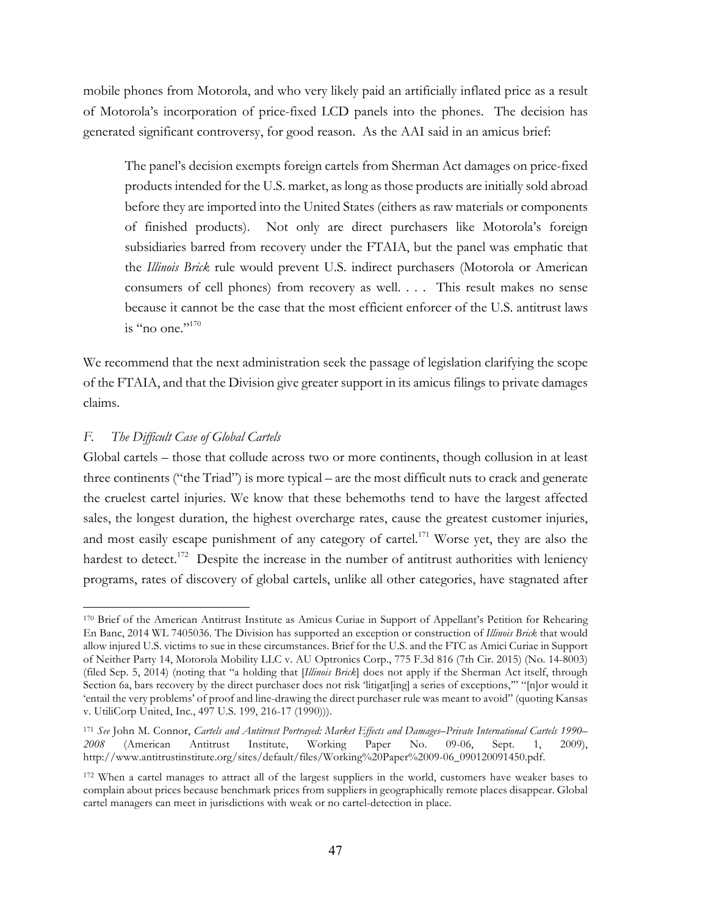mobile phones from Motorola, and who very likely paid an artificially inflated price as a result of Motorola's incorporation of price-fixed LCD panels into the phones. The decision has generated significant controversy, for good reason. As the AAI said in an amicus brief:

> The panel's decision exempts foreign cartels from Sherman Act damages on price-fixed products intended for the U.S. market, as long as those products are initially sold abroad before they are imported into the United States (eithers as raw materials or components of finished products). Not only are direct purchasers like Motorola's foreign subsidiaries barred from recovery under the FTAIA, but the panel was emphatic that the *Illinois Brick* rule would prevent U.S. indirect purchasers (Motorola or American consumers of cell phones) from recovery as well. . . . This result makes no sense because it cannot be the case that the most efficient enforcer of the U.S. antitrust laws is "no one."[170]

We recommend that the next administration seek the passage of legislation clarifying the scope of the FTAIA, and that the Division give greater support in its amicus filings to private damages claims.

### *F. The Difficult Case of Global Cartels*

Global cartels – those that collude across two or more continents, though collusion in at least three continents ("the Triad") is more typical – are the most difficult nuts to crack and generate the cruelest cartel injuries. We know that these behemoths tend to have the largest affected sales, the longest duration, the highest overcharge rates, cause the greatest customer injuries, and most easily escape punishment of any category of cartel.[171] Worse yet, they are also the hardest to detect.[172] Despite the increase in the number of antitrust authorities with leniency programs, rates of discovery of global cartels, unlike all other categories, have stagnated after

---

[170] Brief of the American Antitrust Institute as Amicus Curiae in Support of Appellant's Petition for Rehearing En Banc, 2014 WL 7405036. The Division has supported an exception or construction of *Illinois Brick* that would allow injured U.S. victims to sue in these circumstances. Brief for the U.S. and the FTC as Amici Curiae in Support of Neither Party 14, Motorola Mobility LLC v. AU Optronics Corp., 775 F.3d 816 (7th Cir. 2015) (No. 14-8003) (filed Sep. 5, 2014) (noting that "a holding that [*Illinois Brick*] does not apply if the Sherman Act itself, through Section 6a, bars recovery by the direct purchaser does not risk 'litigat[ing] a series of exceptions,'" "[n]or would it 'entail the very problems' of proof and line-drawing the direct purchaser rule was meant to avoid" (quoting Kansas v. UtiliCorp United, Inc., 497 U.S. 199, 216-17 (1990))).

[171] *See* John M. Connor, *Cartels and Antitrust Portrayed: Market Effects and Damages–Private International Cartels 1990–2008* (American Antitrust Institute, Working Paper No. 09-06, Sept. 1, 2009), http://www.antitrustinstitute.org/sites/default/files/Working%20Paper%2009-06_090120091450.pdf.

[172] When a cartel manages to attract all of the largest suppliers in the world, customers have weaker bases to complain about prices because benchmark prices from suppliers in geographically remote places disappear. Global cartel managers can meet in jurisdictions with weak or no cartel-detection in place.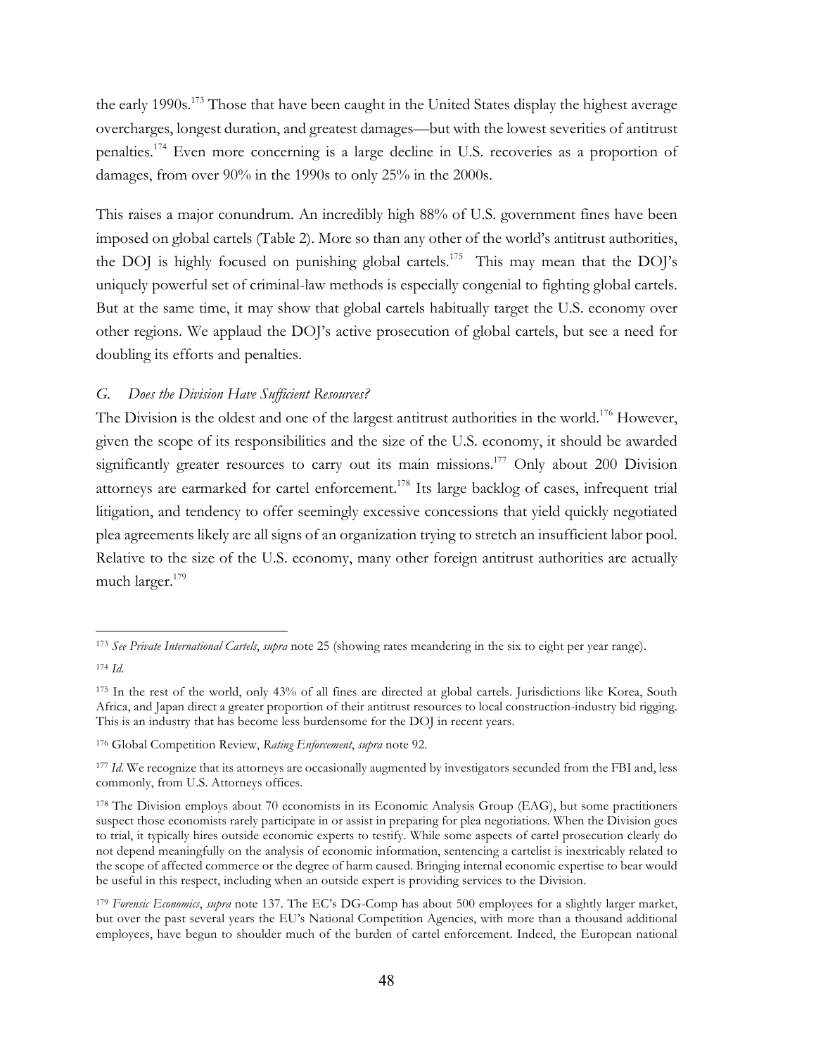the early 1990s.[173] Those that have been caught in the United States display the highest average overcharges, longest duration, and greatest damages—but with the lowest severities of antitrust penalties.[174] Even more concerning is a large decline in U.S. recoveries as a proportion of damages, from over 90% in the 1990s to only 25% in the 2000s.

This raises a major conundrum. An incredibly high 88% of U.S. government fines have been imposed on global cartels (Table 2). More so than any other of the world's antitrust authorities, the DOJ is highly focused on punishing global cartels.[175] This may mean that the DOJ's uniquely powerful set of criminal-law methods is especially congenial to fighting global cartels. But at the same time, it may show that global cartels habitually target the U.S. economy over other regions. We applaud the DOJ's active prosecution of global cartels, but see a need for doubling its efforts and penalties.

### *G. Does the Division Have Sufficient Resources?*

The Division is the oldest and one of the largest antitrust authorities in the world.[176] However, given the scope of its responsibilities and the size of the U.S. economy, it should be awarded significantly greater resources to carry out its main missions.[177] Only about 200 Division attorneys are earmarked for cartel enforcement.[178] Its large backlog of cases, infrequent trial litigation, and tendency to offer seemingly excessive concessions that yield quickly negotiated plea agreements likely are all signs of an organization trying to stretch an insufficient labor pool. Relative to the size of the U.S. economy, many other foreign antitrust authorities are actually much larger.[179]

---

[173] *See Private International Cartels*, *supra* note 25 (showing rates meandering in the six to eight per year range).

[174] *Id.*

[175] In the rest of the world, only 43% of all fines are directed at global cartels. Jurisdictions like Korea, South Africa, and Japan direct a greater proportion of their antitrust resources to local construction-industry bid rigging. This is an industry that has become less burdensome for the DOJ in recent years.

[176] Global Competition Review, *Rating Enforcement*, *supra* note 92.

[177] *Id.* We recognize that its attorneys are occasionally augmented by investigators secunded from the FBI and, less commonly, from U.S. Attorneys offices.

[178] The Division employs about 70 economists in its Economic Analysis Group (EAG), but some practitioners suspect those economists rarely participate in or assist in preparing for plea negotiations. When the Division goes to trial, it typically hires outside economic experts to testify. While some aspects of cartel prosecution clearly do not depend meaningfully on the analysis of economic information, sentencing a cartelist is inextricably related to the scope of affected commerce or the degree of harm caused. Bringing internal economic expertise to bear would be useful in this respect, including when an outside expert is providing services to the Division.

[179] *Forensic Economics*, *supra* note 137. The EC's DG-Comp has about 500 employees for a slightly larger market, but over the past several years the EU's National Competition Agencies, with more than a thousand additional employees, have begun to shoulder much of the burden of cartel enforcement. Indeed, the European national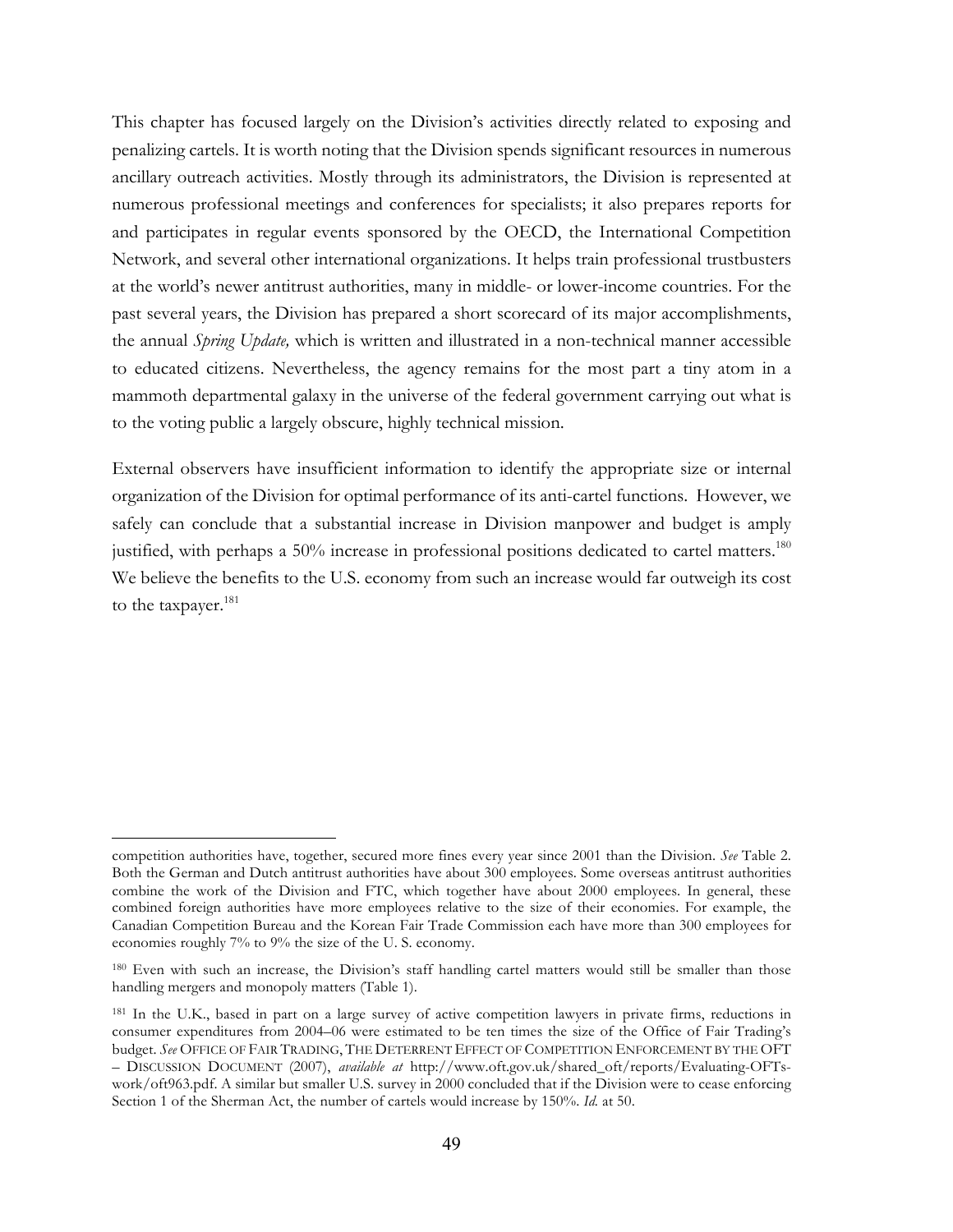This chapter has focused largely on the Division's activities directly related to exposing and penalizing cartels. It is worth noting that the Division spends significant resources in numerous ancillary outreach activities. Mostly through its administrators, the Division is represented at numerous professional meetings and conferences for specialists; it also prepares reports for and participates in regular events sponsored by the OECD, the International Competition Network, and several other international organizations. It helps train professional trustbusters at the world's newer antitrust authorities, many in middle- or lower-income countries. For the past several years, the Division has prepared a short scorecard of its major accomplishments, the annual *Spring Update,* which is written and illustrated in a non-technical manner accessible to educated citizens. Nevertheless, the agency remains for the most part a tiny atom in a mammoth departmental galaxy in the universe of the federal government carrying out what is to the voting public a largely obscure, highly technical mission.

External observers have insufficient information to identify the appropriate size or internal organization of the Division for optimal performance of its anti-cartel functions. However, we safely can conclude that a substantial increase in Division manpower and budget is amply justified, with perhaps a 50% increase in professional positions dedicated to cartel matters.[180] We believe the benefits to the U.S. economy from such an increase would far outweigh its cost to the taxpayer.[181]

---

competition authorities have, together, secured more fines every year since 2001 than the Division. *See* Table 2. Both the German and Dutch antitrust authorities have about 300 employees. Some overseas antitrust authorities combine the work of the Division and FTC, which together have about 2000 employees. In general, these combined foreign authorities have more employees relative to the size of their economies. For example, the Canadian Competition Bureau and the Korean Fair Trade Commission each have more than 300 employees for economies roughly 7% to 9% the size of the U. S. economy.

[180] Even with such an increase, the Division's staff handling cartel matters would still be smaller than those handling mergers and monopoly matters (Table 1).

[181] In the U.K., based in part on a large survey of active competition lawyers in private firms, reductions in consumer expenditures from 2004–06 were estimated to be ten times the size of the Office of Fair Trading's budget. *See* OFFICE OF FAIR TRADING, THE DETERRENT EFFECT OF COMPETITION ENFORCEMENT BY THE OFT – DISCUSSION DOCUMENT (2007), *available at* http://www.oft.gov.uk/shared_oft/reports/Evaluating-OFTs-work/oft963.pdf. A similar but smaller U.S. survey in 2000 concluded that if the Division were to cease enforcing Section 1 of the Sherman Act, the number of cartels would increase by 150%. *Id.* at 50.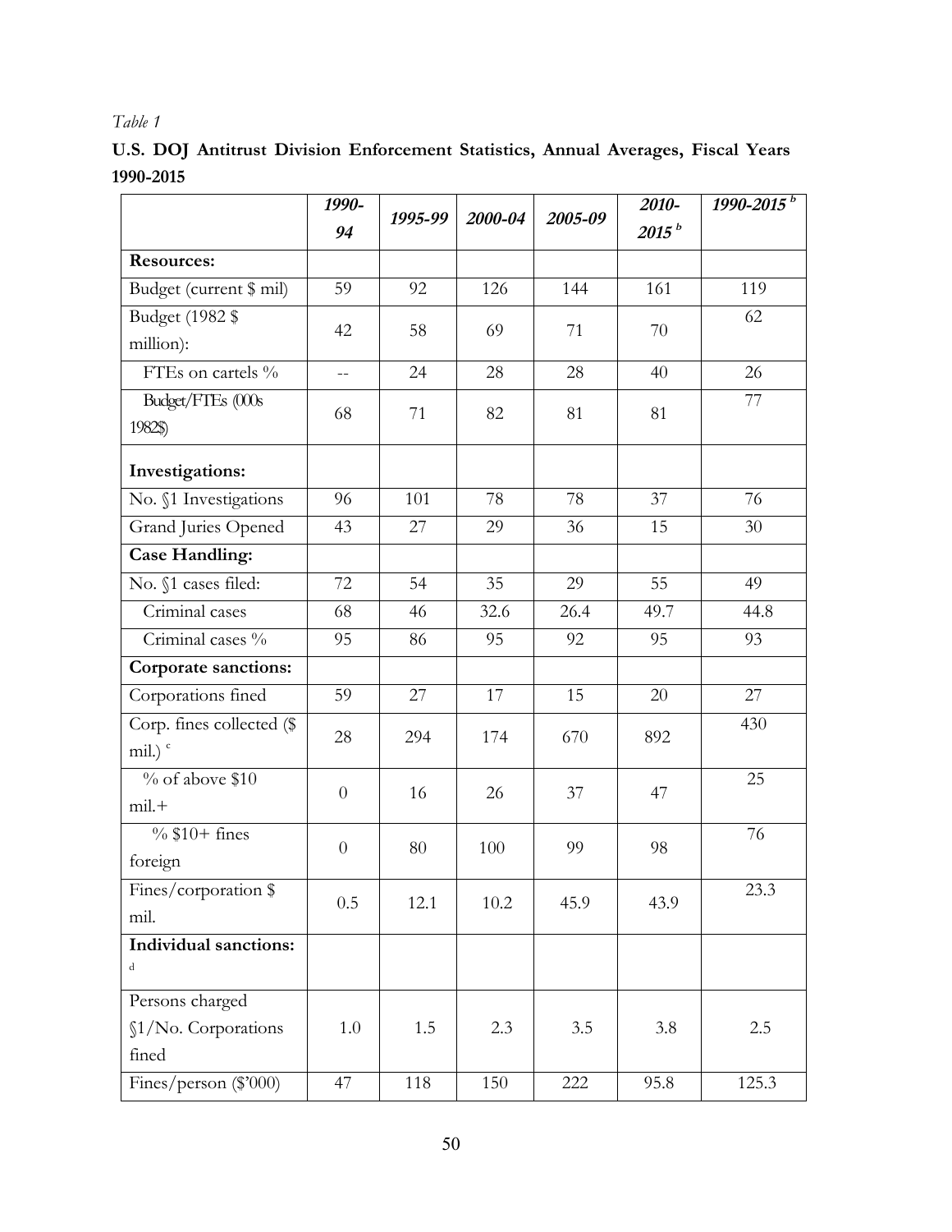*Table 1*

**U.S. DOJ Antitrust Division Enforcement Statistics, Annual Averages, Fiscal Years 1990-2015**

| | *1990-94* | *1995-99* | *2000-04* | *2005-09* | *2010-2015* [b] | *1990-2015* [b] |
|---|---|---|---|---|---|---|
| **Resources:** | | | | | | |
| Budget (current $ mil) | 59 | 92 | 126 | 144 | 161 | 119 |
| Budget (1982 $ million): | 42 | 58 | 69 | 71 | 70 | 62 |
| FTEs on cartels % | -- | 24 | 28 | 28 | 40 | 26 |
| Budget/FTEs (000s 1982$) | 68 | 71 | 82 | 81 | 81 | 77 |
| **Investigations:** | | | | | | |
| No. §1 Investigations | 96 | 101 | 78 | 78 | 37 | 76 |
| Grand Juries Opened | 43 | 27 | 29 | 36 | 15 | 30 |
| **Case Handling:** | | | | | | |
| No. §1 cases filed: | 72 | 54 | 35 | 29 | 55 | 49 |
| Criminal cases | 68 | 46 | 32.6 | 26.4 | 49.7 | 44.8 |
| Criminal cases % | 95 | 86 | 95 | 92 | 95 | 93 |
| **Corporate sanctions:** | | | | | | |
| Corporations fined | 59 | 27 | 17 | 15 | 20 | 27 |
| Corp. fines collected ($ mil.) [c] | 28 | 294 | 174 | 670 | 892 | 430 |
| % of above $10 mil.+ | 0 | 16 | 26 | 37 | 47 | 25 |
| % $10+ fines foreign | 0 | 80 | 100 | 99 | 98 | 76 |
| Fines/corporation $ mil. | 0.5 | 12.1 | 10.2 | 45.9 | 43.9 | 23.3 |
| **Individual sanctions:** [d] | | | | | | |
| Persons charged §1/No. Corporations fined | 1.0 | 1.5 | 2.3 | 3.5 | 3.8 | 2.5 |
| Fines/person ($'000) | 47 | 118 | 150 | 222 | 95.8 | 125.3 |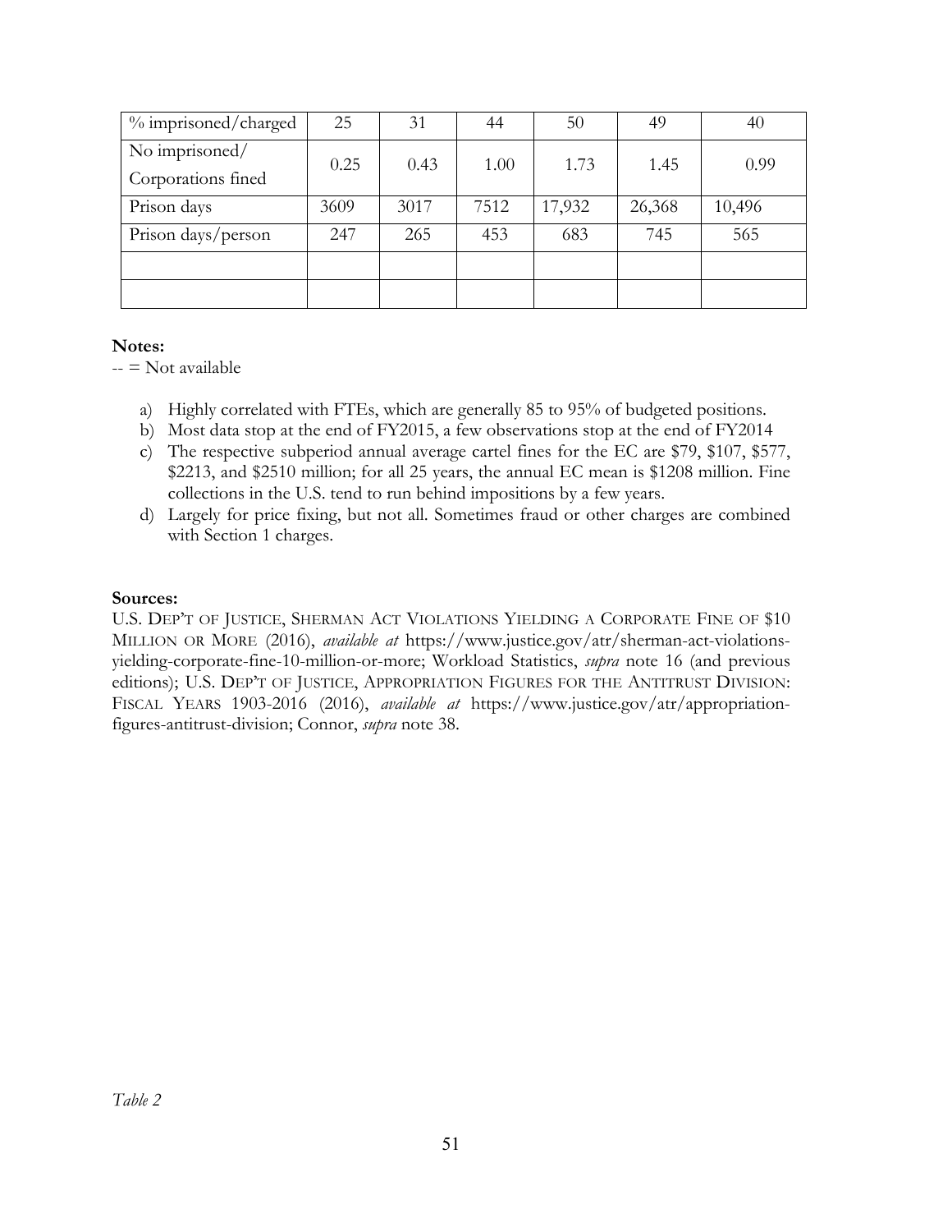| % imprisoned/charged | 25 | 31 | 44 | 50 | 49 | 40 |
|---|---|---|---|---|---|---|
| No imprisoned/ Corporations fined | 0.25 | 0.43 | 1.00 | 1.73 | 1.45 | 0.99 |
| Prison days | 3609 | 3017 | 7512 | 17,932 | 26,368 | 10,496 |
| Prison days/person | 247 | 265 | 453 | 683 | 745 | 565 |
| | | | | | | |
| | | | | | | |

**Notes:**

-- = Not available

a) Highly correlated with FTEs, which are generally 85 to 95% of budgeted positions.
b) Most data stop at the end of FY2015, a few observations stop at the end of FY2014
c) The respective subperiod annual average cartel fines for the EC are $79, $107, $577, $2213, and $2510 million; for all 25 years, the annual EC mean is $1208 million. Fine collections in the U.S. tend to run behind impositions by a few years.
d) Largely for price fixing, but not all. Sometimes fraud or other charges are combined with Section 1 charges.

**Sources:**

U.S. DEP'T OF JUSTICE, SHERMAN ACT VIOLATIONS YIELDING A CORPORATE FINE OF $10 MILLION OR MORE (2016), *available at* https://www.justice.gov/atr/sherman-act-violations-yielding-corporate-fine-10-million-or-more; Workload Statistics, *supra* note 16 (and previous editions); U.S. DEP'T OF JUSTICE, APPROPRIATION FIGURES FOR THE ANTITRUST DIVISION: FISCAL YEARS 1903-2016 (2016), *available at* https://www.justice.gov/atr/appropriation-figures-antitrust-division; Connor, *supra* note 38.

*Table 2*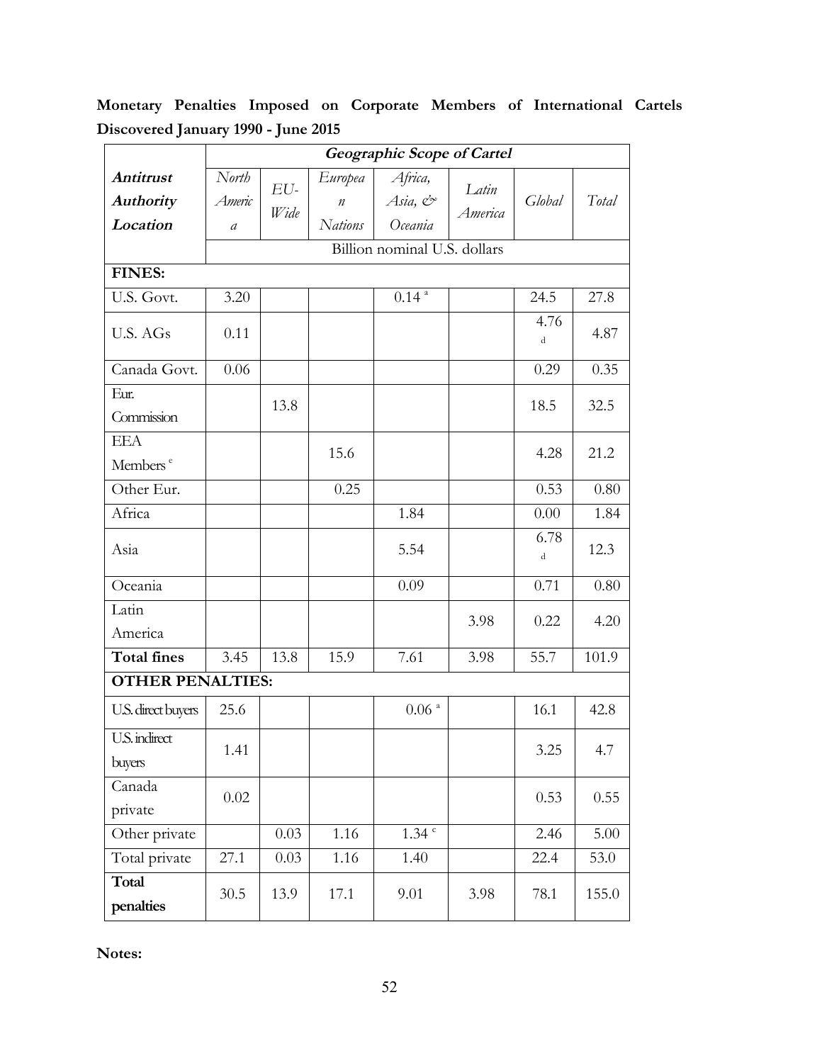**Monetary Penalties Imposed on Corporate Members of International Cartels Discovered January 1990 - June 2015**

| ***Antitrust Authority Location*** | ***Geographic Scope of Cartel*** | | | | | | |
|---|---|---|---|---|---|---|---|
| | *North America* | *EU-Wide* | *European Nations* | *Africa, Asia, & Oceania* | *Latin America* | *Global* | *Total* |
| | Billion nominal U.S. dollars | | | | | | |
| **FINES:** | | | | | | | |
| U.S. Govt. | 3.20 | | | 0.14 [a] | | 24.5 | 27.8 |
| U.S. AGs | 0.11 | | | | | 4.76 [d] | 4.87 |
| Canada Govt. | 0.06 | | | | | 0.29 | 0.35 |
| Eur. Commission | | 13.8 | | | | 18.5 | 32.5 |
| EEA Members [e] | | | 15.6 | | | 4.28 | 21.2 |
| Other Eur. | | | 0.25 | | | 0.53 | 0.80 |
| Africa | | | | 1.84 | | 0.00 | 1.84 |
| Asia | | | | 5.54 | | 6.78 [d] | 12.3 |
| Oceania | | | | 0.09 | | 0.71 | 0.80 |
| Latin America | | | | | 3.98 | 0.22 | 4.20 |
| **Total fines** | 3.45 | 13.8 | 15.9 | 7.61 | 3.98 | 55.7 | 101.9 |
| **OTHER PENALTIES:** | | | | | | | |
| U.S. direct buyers | 25.6 | | | 0.06 [a] | | 16.1 | 42.8 |
| U.S. indirect buyers | 1.41 | | | | | 3.25 | 4.7 |
| Canada private | 0.02 | | | | | 0.53 | 0.55 |
| Other private | | 0.03 | 1.16 | 1.34 [c] | | 2.46 | 5.00 |
| Total private | 27.1 | 0.03 | 1.16 | 1.40 | | 22.4 | 53.0 |
| **Total penalties** | 30.5 | 13.9 | 17.1 | 9.01 | 3.98 | 78.1 | 155.0 |

**Notes:**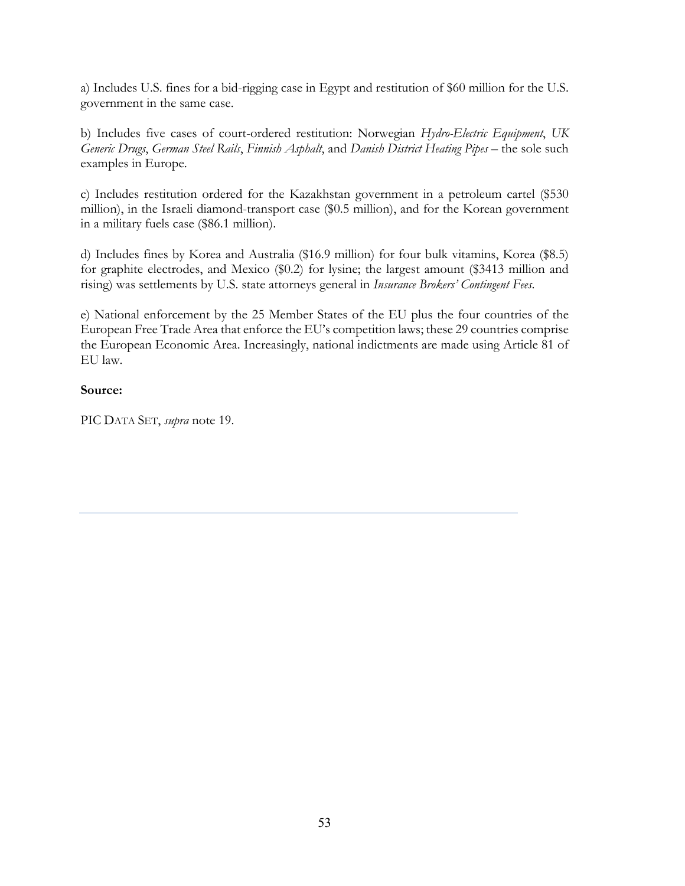a) Includes U.S. fines for a bid-rigging case in Egypt and restitution of $60 million for the U.S. government in the same case.

b) Includes five cases of court-ordered restitution: Norwegian *Hydro-Electric Equipment*, *UK Generic Drugs*, *German Steel Rails*, *Finnish Asphalt*, and *Danish District Heating Pipes* – the sole such examples in Europe.

c) Includes restitution ordered for the Kazakhstan government in a petroleum cartel ($530 million), in the Israeli diamond-transport case ($0.5 million), and for the Korean government in a military fuels case ($86.1 million).

d) Includes fines by Korea and Australia ($16.9 million) for four bulk vitamins, Korea ($8.5) for graphite electrodes, and Mexico ($0.2) for lysine; the largest amount ($3413 million and rising) was settlements by U.S. state attorneys general in *Insurance Brokers' Contingent Fees*.

e) National enforcement by the 25 Member States of the EU plus the four countries of the European Free Trade Area that enforce the EU's competition laws; these 29 countries comprise the European Economic Area. Increasingly, national indictments are made using Article 81 of EU law.

**Source:**

PIC DATA SET, *supra* note 19.